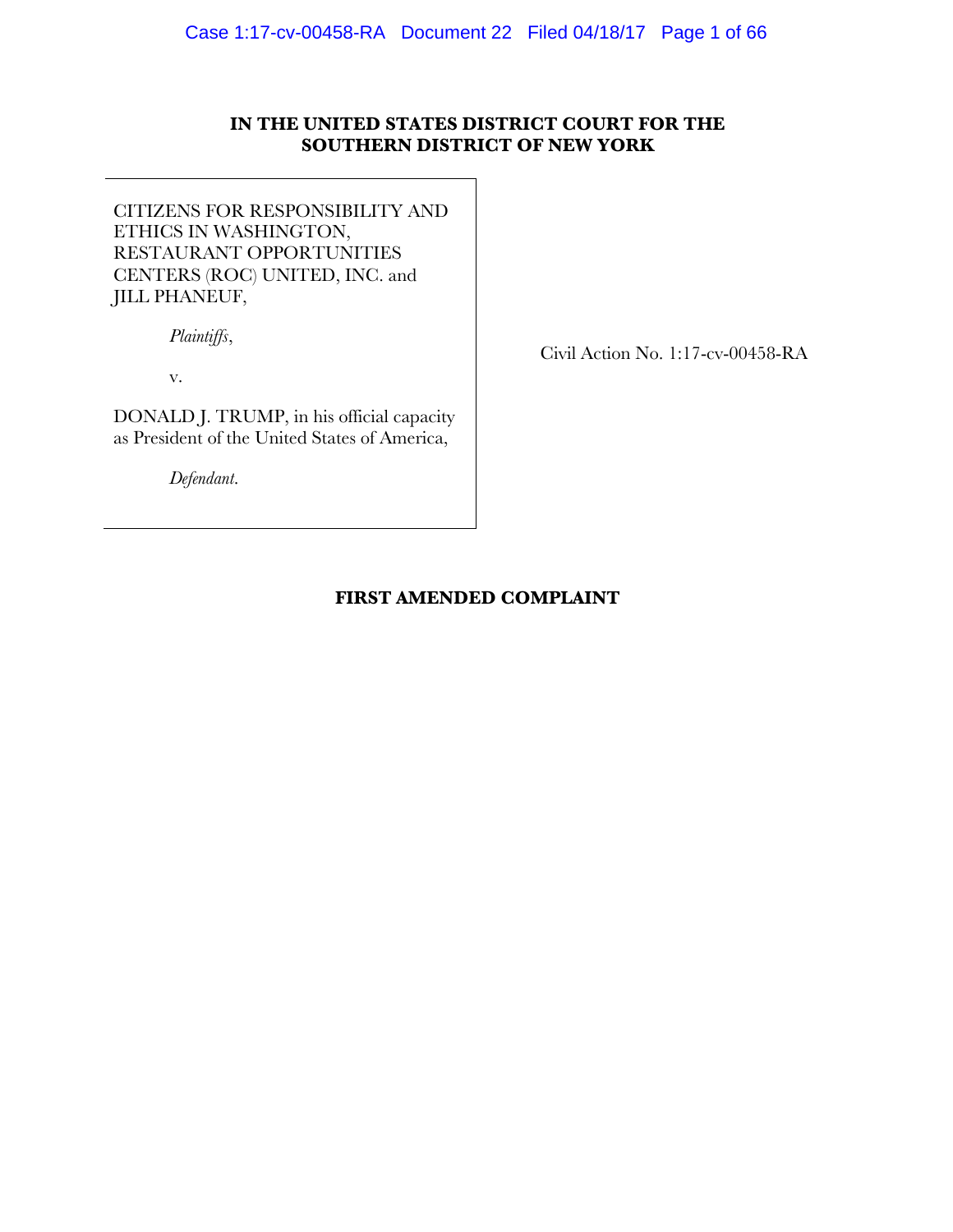**IN THE UNITED STATES DISTRICT COURT FOR THE SOUTHERN DISTRICT OF NEW YORK**

| | |
|---|---|
| CITIZENS FOR RESPONSIBILITY AND ETHICS IN WASHINGTON, RESTAURANT OPPORTUNITIES CENTERS (ROC) UNITED, INC. and JILL PHANEUF,<br><br>*Plaintiffs*,<br><br>v.<br><br>DONALD J. TRUMP, in his official capacity as President of the United States of America,<br><br>*Defendant.* | Civil Action No. 1:17-cv-00458-RA |

**FIRST AMENDED COMPLAINT**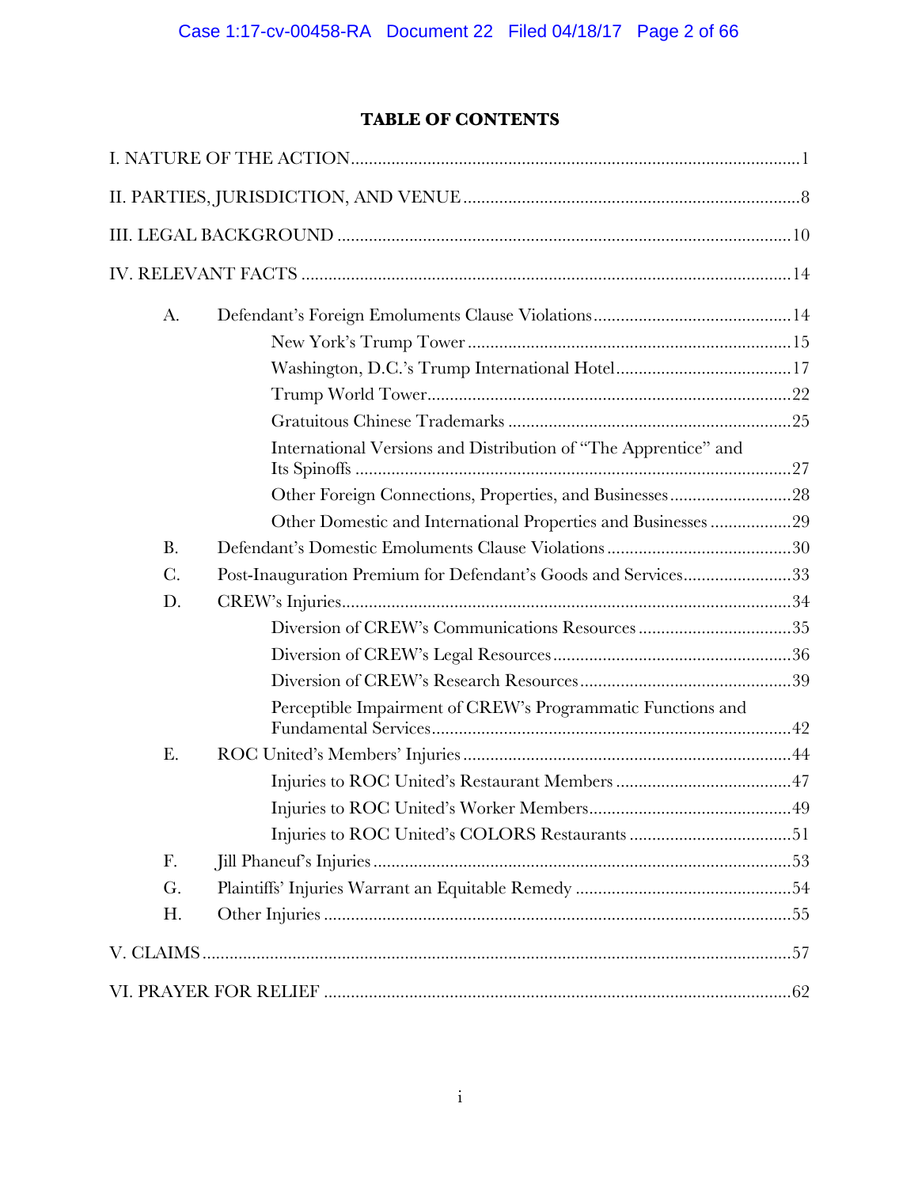# TABLE OF CONTENTS

I. NATURE OF THE ACTION ........................................................................................... 1

II. PARTIES, JURISDICTION, AND VENUE .......................................................................... 8

III. LEGAL BACKGROUND ............................................................................................ 10

IV. RELEVANT FACTS ................................................................................................. 14

- A. Defendant's Foreign Emoluments Clause Violations ............................................ 14
  - New York's Trump Tower ........................................................................ 15
  - Washington, D.C.'s Trump International Hotel ........................................... 17
  - Trump World Tower .................................................................................. 22
  - Gratuitous Chinese Trademarks ............................................................... 25
  - International Versions and Distribution of "The Apprentice" and Its Spinoffs ................................................................................................ 27
  - Other Foreign Connections, Properties, and Businesses ........................... 28
  - Other Domestic and International Properties and Businesses .................. 29
- B. Defendant's Domestic Emoluments Clause Violations ......................................... 30
- C. Post-Inauguration Premium for Defendant's Goods and Services ......................... 33
- D. CREW's Injuries ................................................................................................ 34
  - Diversion of CREW's Communications Resources .................................. 35
  - Diversion of CREW's Legal Resources .................................................... 36
  - Diversion of CREW's Research Resources .............................................. 39
  - Perceptible Impairment of CREW's Programmatic Functions and Fundamental Services ................................................................................ 42
- E. ROC United's Members' Injuries ........................................................................ 44
  - Injuries to ROC United's Restaurant Members ....................................... 47
  - Injuries to ROC United's Worker Members ............................................. 49
  - Injuries to ROC United's COLORS Restaurants .................................... 51
- F. Jill Phaneuf's Injuries ......................................................................................... 53
- G. Plaintiffs' Injuries Warrant an Equitable Remedy ................................................ 54
- H. Other Injuries .................................................................................................... 55

V. CLAIMS ................................................................................................................... 57

VI. PRAYER FOR RELIEF ............................................................................................ 62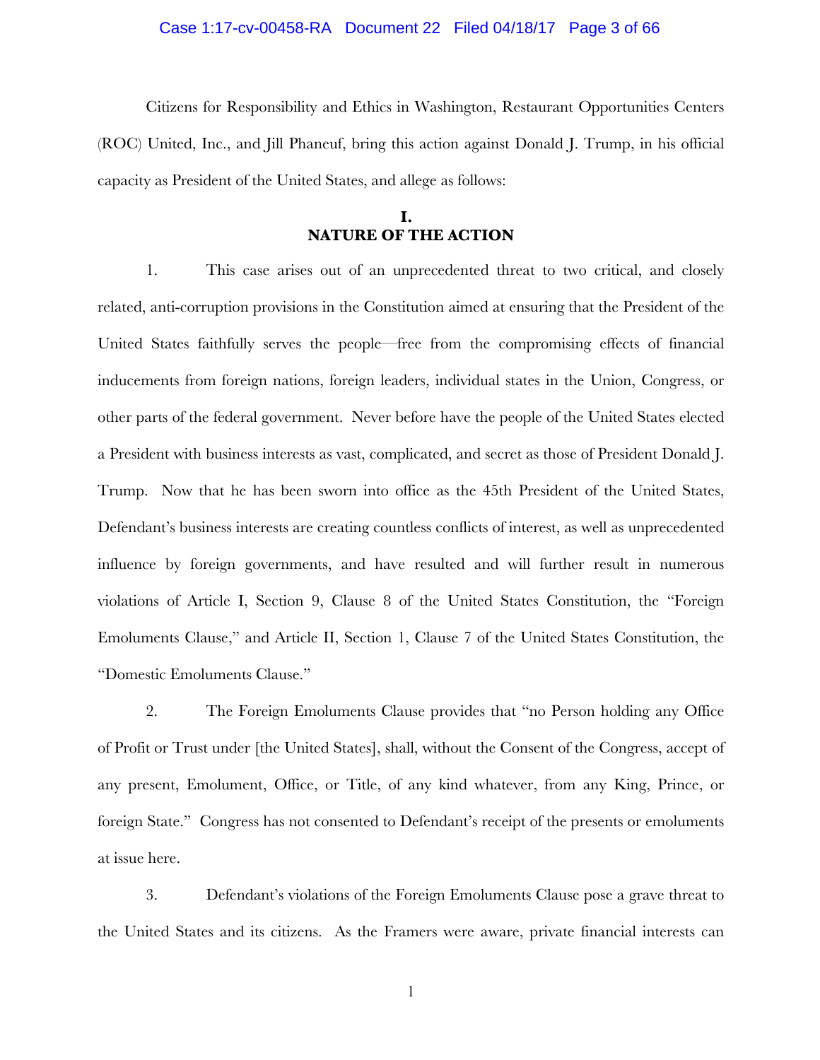Citizens for Responsibility and Ethics in Washington, Restaurant Opportunities Centers (ROC) United, Inc., and Jill Phaneuf, bring this action against Donald J. Trump, in his official capacity as President of the United States, and allege as follows:

## I.
## NATURE OF THE ACTION

1. This case arises out of an unprecedented threat to two critical, and closely related, anti-corruption provisions in the Constitution aimed at ensuring that the President of the United States faithfully serves the people—free from the compromising effects of financial inducements from foreign nations, foreign leaders, individual states in the Union, Congress, or other parts of the federal government. Never before have the people of the United States elected a President with business interests as vast, complicated, and secret as those of President Donald J. Trump. Now that he has been sworn into office as the 45th President of the United States, Defendant's business interests are creating countless conflicts of interest, as well as unprecedented influence by foreign governments, and have resulted and will further result in numerous violations of Article I, Section 9, Clause 8 of the United States Constitution, the "Foreign Emoluments Clause," and Article II, Section 1, Clause 7 of the United States Constitution, the "Domestic Emoluments Clause."

2. The Foreign Emoluments Clause provides that "no Person holding any Office of Profit or Trust under [the United States], shall, without the Consent of the Congress, accept of any present, Emolument, Office, or Title, of any kind whatever, from any King, Prince, or foreign State." Congress has not consented to Defendant's receipt of the presents or emoluments at issue here.

3. Defendant's violations of the Foreign Emoluments Clause pose a grave threat to the United States and its citizens. As the Framers were aware, private financial interests can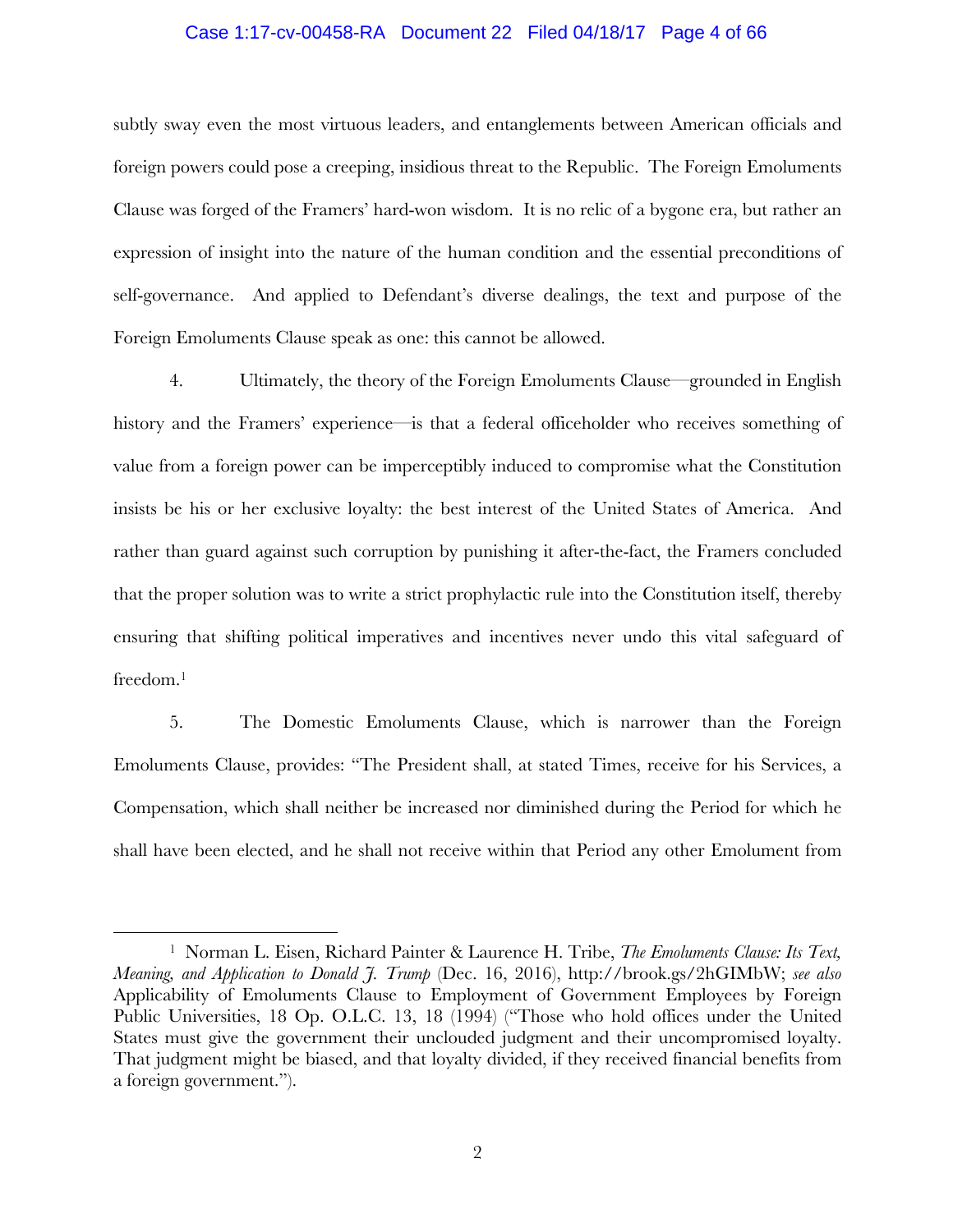subtly sway even the most virtuous leaders, and entanglements between American officials and foreign powers could pose a creeping, insidious threat to the Republic. The Foreign Emoluments Clause was forged of the Framers' hard-won wisdom. It is no relic of a bygone era, but rather an expression of insight into the nature of the human condition and the essential preconditions of self-governance. And applied to Defendant's diverse dealings, the text and purpose of the Foreign Emoluments Clause speak as one: this cannot be allowed.

4. Ultimately, the theory of the Foreign Emoluments Clause—grounded in English history and the Framers' experience—is that a federal officeholder who receives something of value from a foreign power can be imperceptibly induced to compromise what the Constitution insists be his or her exclusive loyalty: the best interest of the United States of America. And rather than guard against such corruption by punishing it after-the-fact, the Framers concluded that the proper solution was to write a strict prophylactic rule into the Constitution itself, thereby ensuring that shifting political imperatives and incentives never undo this vital safeguard of freedom.[1]

5. The Domestic Emoluments Clause, which is narrower than the Foreign Emoluments Clause, provides: "The President shall, at stated Times, receive for his Services, a Compensation, which shall neither be increased nor diminished during the Period for which he shall have been elected, and he shall not receive within that Period any other Emolument from

---

[1] Norman L. Eisen, Richard Painter & Laurence H. Tribe, *The Emoluments Clause: Its Text, Meaning, and Application to Donald J. Trump* (Dec. 16, 2016), http://brook.gs/2hGIMbW; *see also* Applicability of Emoluments Clause to Employment of Government Employees by Foreign Public Universities, 18 Op. O.L.C. 13, 18 (1994) ("Those who hold offices under the United States must give the government their unclouded judgment and their uncompromised loyalty. That judgment might be biased, and that loyalty divided, if they received financial benefits from a foreign government.").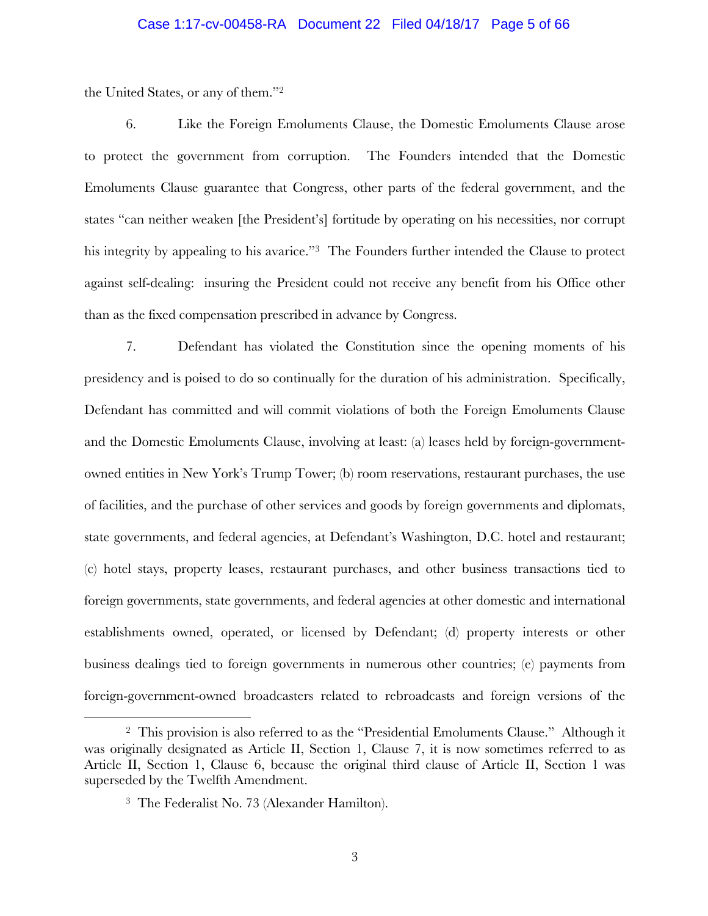the United States, or any of them."[2]

6. Like the Foreign Emoluments Clause, the Domestic Emoluments Clause arose to protect the government from corruption. The Founders intended that the Domestic Emoluments Clause guarantee that Congress, other parts of the federal government, and the states "can neither weaken [the President's] fortitude by operating on his necessities, nor corrupt his integrity by appealing to his avarice."[3] The Founders further intended the Clause to protect against self-dealing: insuring the President could not receive any benefit from his Office other than as the fixed compensation prescribed in advance by Congress.

7. Defendant has violated the Constitution since the opening moments of his presidency and is poised to do so continually for the duration of his administration. Specifically, Defendant has committed and will commit violations of both the Foreign Emoluments Clause and the Domestic Emoluments Clause, involving at least: (a) leases held by foreign-government-owned entities in New York's Trump Tower; (b) room reservations, restaurant purchases, the use of facilities, and the purchase of other services and goods by foreign governments and diplomats, state governments, and federal agencies, at Defendant's Washington, D.C. hotel and restaurant; (c) hotel stays, property leases, restaurant purchases, and other business transactions tied to foreign governments, state governments, and federal agencies at other domestic and international establishments owned, operated, or licensed by Defendant; (d) property interests or other business dealings tied to foreign governments in numerous other countries; (e) payments from foreign-government-owned broadcasters related to rebroadcasts and foreign versions of the

[2] This provision is also referred to as the "Presidential Emoluments Clause." Although it was originally designated as Article II, Section 1, Clause 7, it is now sometimes referred to as Article II, Section 1, Clause 6, because the original third clause of Article II, Section 1 was superseded by the Twelfth Amendment.

[3] The Federalist No. 73 (Alexander Hamilton).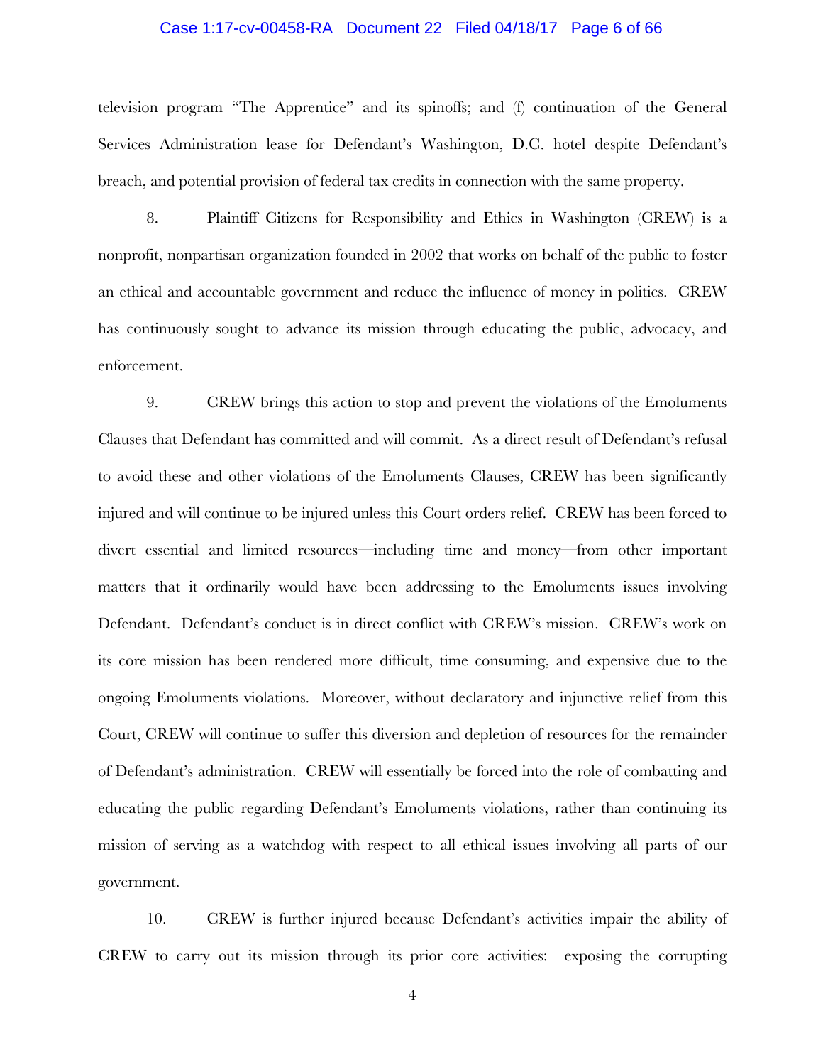television program "The Apprentice" and its spinoffs; and (f) continuation of the General Services Administration lease for Defendant's Washington, D.C. hotel despite Defendant's breach, and potential provision of federal tax credits in connection with the same property.

8. Plaintiff Citizens for Responsibility and Ethics in Washington (CREW) is a nonprofit, nonpartisan organization founded in 2002 that works on behalf of the public to foster an ethical and accountable government and reduce the influence of money in politics. CREW has continuously sought to advance its mission through educating the public, advocacy, and enforcement.

9. CREW brings this action to stop and prevent the violations of the Emoluments Clauses that Defendant has committed and will commit. As a direct result of Defendant's refusal to avoid these and other violations of the Emoluments Clauses, CREW has been significantly injured and will continue to be injured unless this Court orders relief. CREW has been forced to divert essential and limited resources—including time and money—from other important matters that it ordinarily would have been addressing to the Emoluments issues involving Defendant. Defendant's conduct is in direct conflict with CREW's mission. CREW's work on its core mission has been rendered more difficult, time consuming, and expensive due to the ongoing Emoluments violations. Moreover, without declaratory and injunctive relief from this Court, CREW will continue to suffer this diversion and depletion of resources for the remainder of Defendant's administration. CREW will essentially be forced into the role of combatting and educating the public regarding Defendant's Emoluments violations, rather than continuing its mission of serving as a watchdog with respect to all ethical issues involving all parts of our government.

10. CREW is further injured because Defendant's activities impair the ability of CREW to carry out its mission through its prior core activities: exposing the corrupting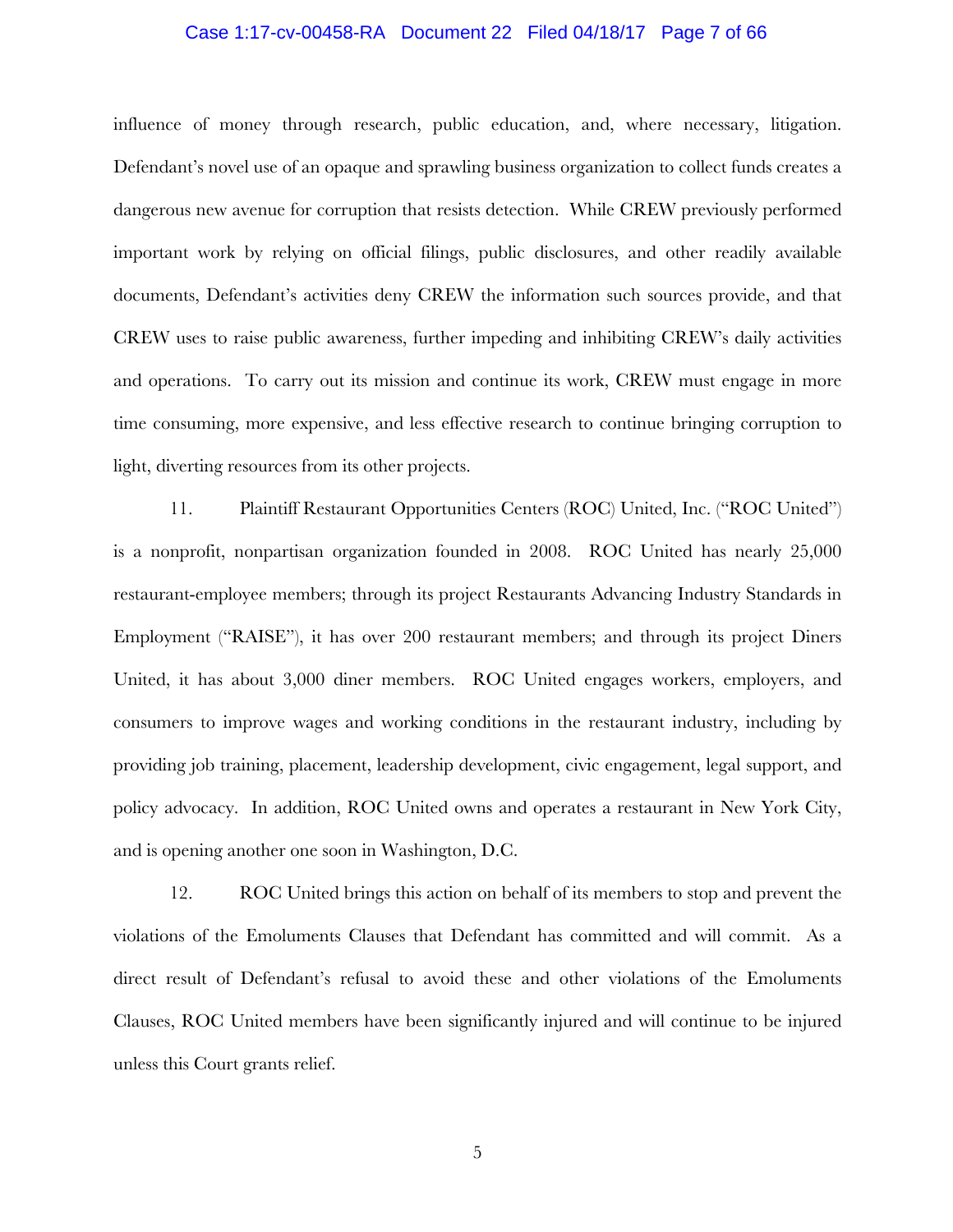influence of money through research, public education, and, where necessary, litigation. Defendant's novel use of an opaque and sprawling business organization to collect funds creates a dangerous new avenue for corruption that resists detection. While CREW previously performed important work by relying on official filings, public disclosures, and other readily available documents, Defendant's activities deny CREW the information such sources provide, and that CREW uses to raise public awareness, further impeding and inhibiting CREW's daily activities and operations. To carry out its mission and continue its work, CREW must engage in more time consuming, more expensive, and less effective research to continue bringing corruption to light, diverting resources from its other projects.

11. Plaintiff Restaurant Opportunities Centers (ROC) United, Inc. ("ROC United") is a nonprofit, nonpartisan organization founded in 2008. ROC United has nearly 25,000 restaurant-employee members; through its project Restaurants Advancing Industry Standards in Employment ("RAISE"), it has over 200 restaurant members; and through its project Diners United, it has about 3,000 diner members. ROC United engages workers, employers, and consumers to improve wages and working conditions in the restaurant industry, including by providing job training, placement, leadership development, civic engagement, legal support, and policy advocacy. In addition, ROC United owns and operates a restaurant in New York City, and is opening another one soon in Washington, D.C.

12. ROC United brings this action on behalf of its members to stop and prevent the violations of the Emoluments Clauses that Defendant has committed and will commit. As a direct result of Defendant's refusal to avoid these and other violations of the Emoluments Clauses, ROC United members have been significantly injured and will continue to be injured unless this Court grants relief.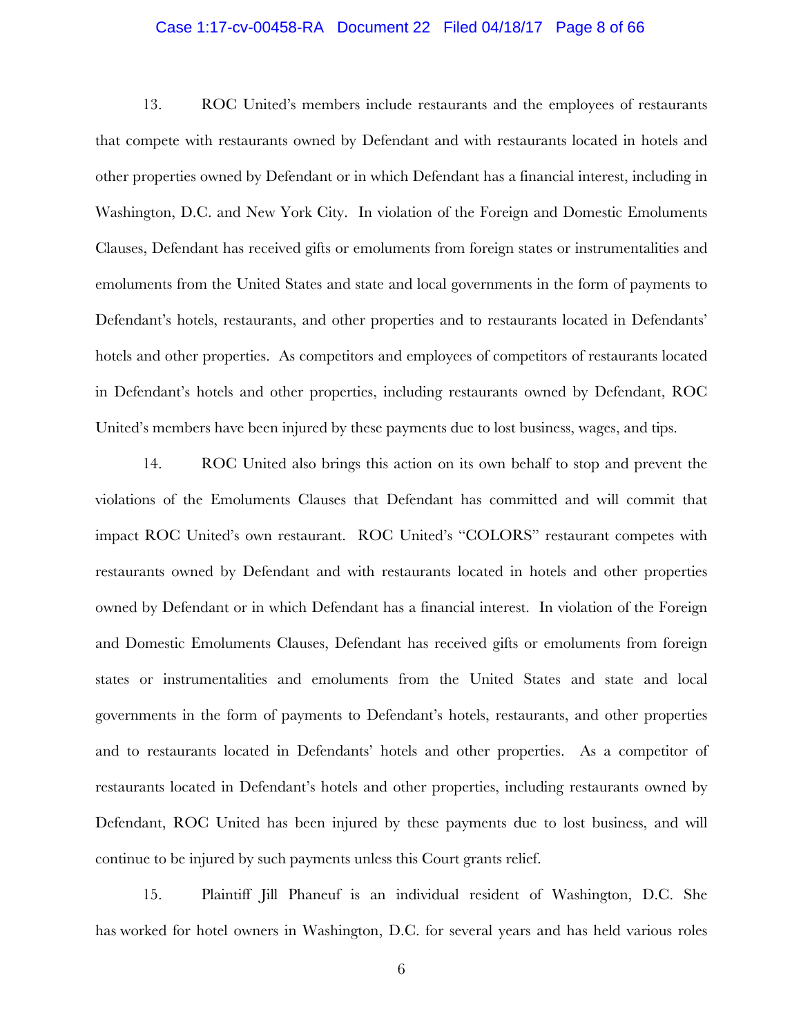13. ROC United's members include restaurants and the employees of restaurants that compete with restaurants owned by Defendant and with restaurants located in hotels and other properties owned by Defendant or in which Defendant has a financial interest, including in Washington, D.C. and New York City. In violation of the Foreign and Domestic Emoluments Clauses, Defendant has received gifts or emoluments from foreign states or instrumentalities and emoluments from the United States and state and local governments in the form of payments to Defendant's hotels, restaurants, and other properties and to restaurants located in Defendants' hotels and other properties. As competitors and employees of competitors of restaurants located in Defendant's hotels and other properties, including restaurants owned by Defendant, ROC United's members have been injured by these payments due to lost business, wages, and tips.

14. ROC United also brings this action on its own behalf to stop and prevent the violations of the Emoluments Clauses that Defendant has committed and will commit that impact ROC United's own restaurant. ROC United's "COLORS" restaurant competes with restaurants owned by Defendant and with restaurants located in hotels and other properties owned by Defendant or in which Defendant has a financial interest. In violation of the Foreign and Domestic Emoluments Clauses, Defendant has received gifts or emoluments from foreign states or instrumentalities and emoluments from the United States and state and local governments in the form of payments to Defendant's hotels, restaurants, and other properties and to restaurants located in Defendants' hotels and other properties. As a competitor of restaurants located in Defendant's hotels and other properties, including restaurants owned by Defendant, ROC United has been injured by these payments due to lost business, and will continue to be injured by such payments unless this Court grants relief.

15. Plaintiff Jill Phaneuf is an individual resident of Washington, D.C. She has worked for hotel owners in Washington, D.C. for several years and has held various roles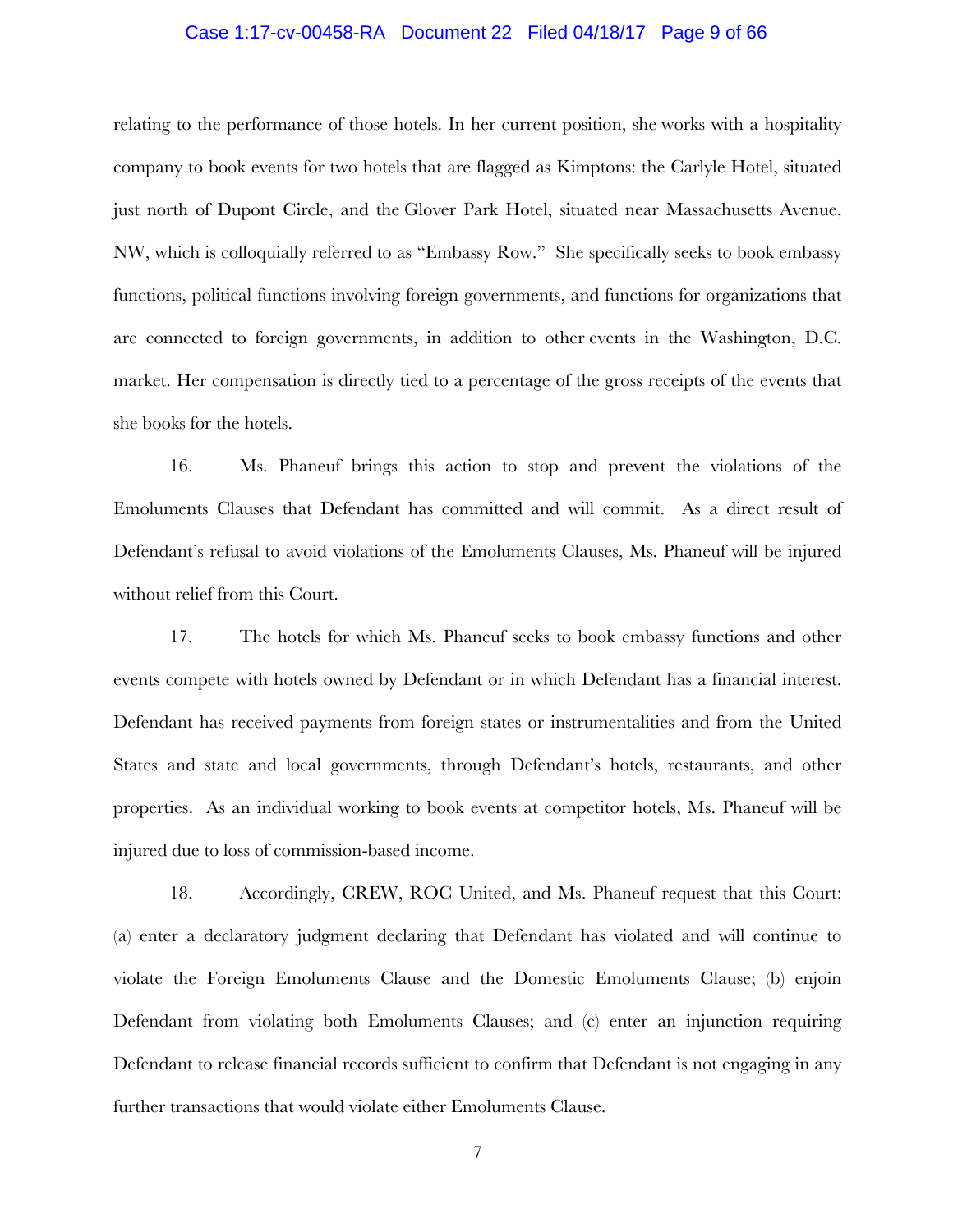relating to the performance of those hotels. In her current position, she works with a hospitality company to book events for two hotels that are flagged as Kimptons: the Carlyle Hotel, situated just north of Dupont Circle, and the Glover Park Hotel, situated near Massachusetts Avenue, NW, which is colloquially referred to as "Embassy Row." She specifically seeks to book embassy functions, political functions involving foreign governments, and functions for organizations that are connected to foreign governments, in addition to other events in the Washington, D.C. market. Her compensation is directly tied to a percentage of the gross receipts of the events that she books for the hotels.

16. Ms. Phaneuf brings this action to stop and prevent the violations of the Emoluments Clauses that Defendant has committed and will commit. As a direct result of Defendant's refusal to avoid violations of the Emoluments Clauses, Ms. Phaneuf will be injured without relief from this Court.

17. The hotels for which Ms. Phaneuf seeks to book embassy functions and other events compete with hotels owned by Defendant or in which Defendant has a financial interest. Defendant has received payments from foreign states or instrumentalities and from the United States and state and local governments, through Defendant's hotels, restaurants, and other properties. As an individual working to book events at competitor hotels, Ms. Phaneuf will be injured due to loss of commission-based income.

18. Accordingly, CREW, ROC United, and Ms. Phaneuf request that this Court: (a) enter a declaratory judgment declaring that Defendant has violated and will continue to violate the Foreign Emoluments Clause and the Domestic Emoluments Clause; (b) enjoin Defendant from violating both Emoluments Clauses; and (c) enter an injunction requiring Defendant to release financial records sufficient to confirm that Defendant is not engaging in any further transactions that would violate either Emoluments Clause.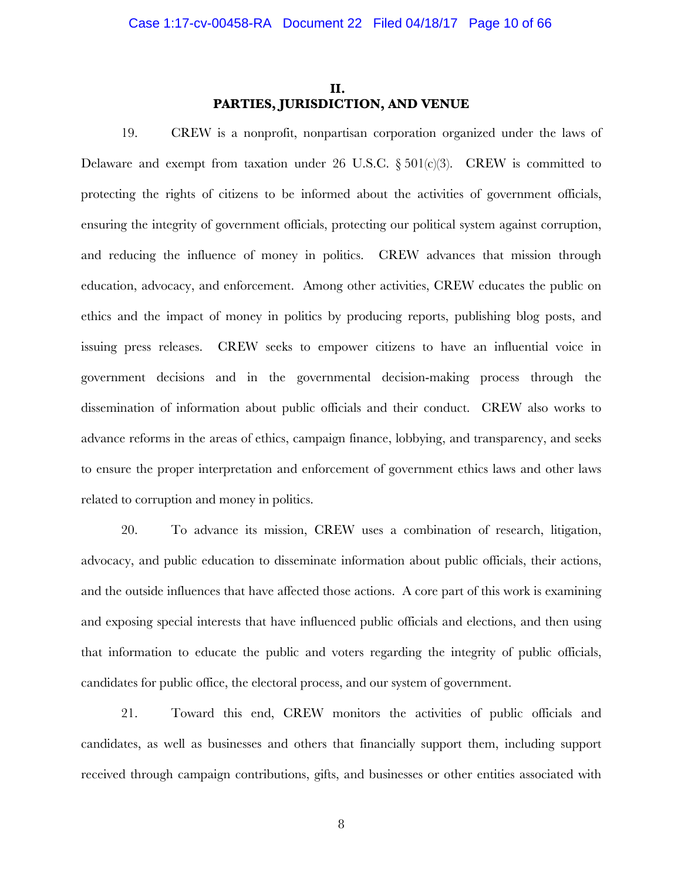## II.
## PARTIES, JURISDICTION, AND VENUE

19. CREW is a nonprofit, nonpartisan corporation organized under the laws of Delaware and exempt from taxation under 26 U.S.C. § 501(c)(3). CREW is committed to protecting the rights of citizens to be informed about the activities of government officials, ensuring the integrity of government officials, protecting our political system against corruption, and reducing the influence of money in politics. CREW advances that mission through education, advocacy, and enforcement. Among other activities, CREW educates the public on ethics and the impact of money in politics by producing reports, publishing blog posts, and issuing press releases. CREW seeks to empower citizens to have an influential voice in government decisions and in the governmental decision-making process through the dissemination of information about public officials and their conduct. CREW also works to advance reforms in the areas of ethics, campaign finance, lobbying, and transparency, and seeks to ensure the proper interpretation and enforcement of government ethics laws and other laws related to corruption and money in politics.

20. To advance its mission, CREW uses a combination of research, litigation, advocacy, and public education to disseminate information about public officials, their actions, and the outside influences that have affected those actions. A core part of this work is examining and exposing special interests that have influenced public officials and elections, and then using that information to educate the public and voters regarding the integrity of public officials, candidates for public office, the electoral process, and our system of government.

21. Toward this end, CREW monitors the activities of public officials and candidates, as well as businesses and others that financially support them, including support received through campaign contributions, gifts, and businesses or other entities associated with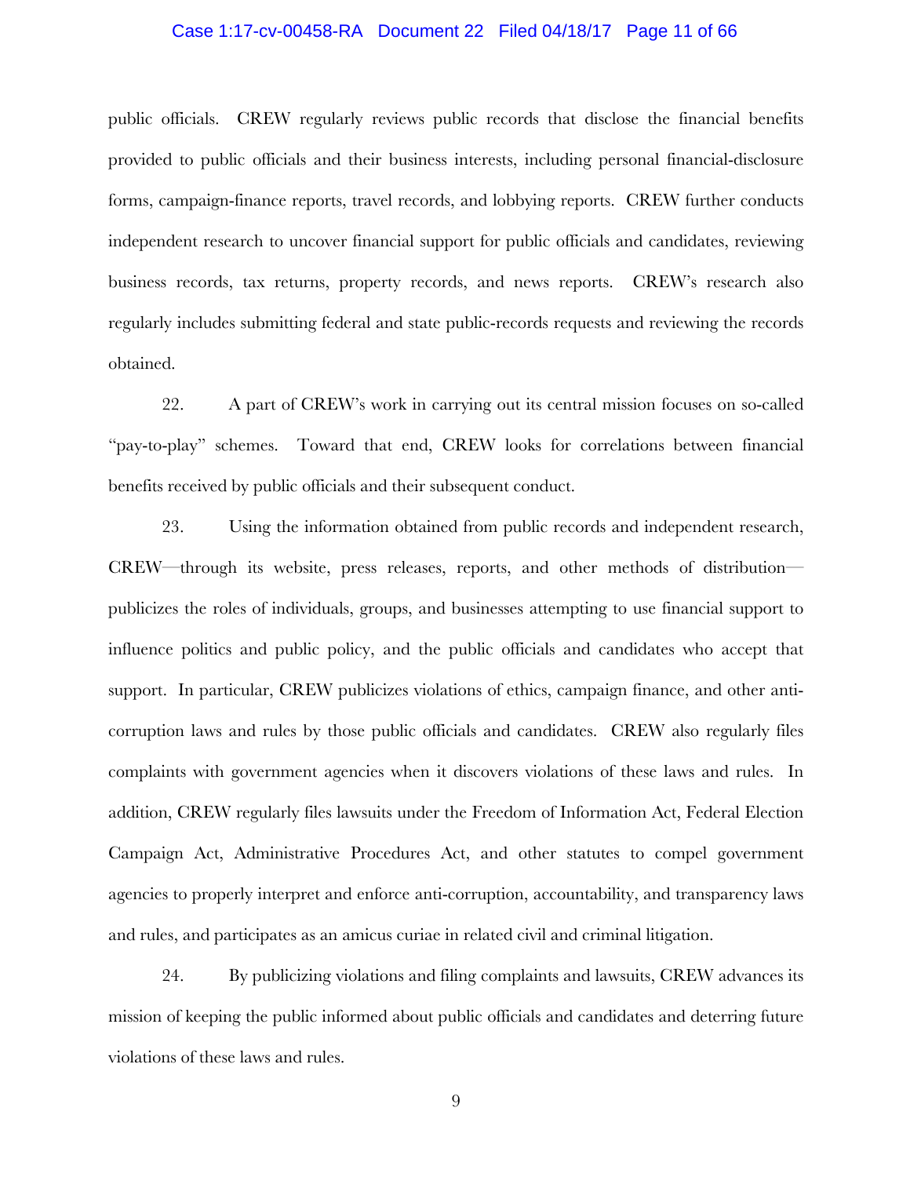public officials. CREW regularly reviews public records that disclose the financial benefits provided to public officials and their business interests, including personal financial-disclosure forms, campaign-finance reports, travel records, and lobbying reports. CREW further conducts independent research to uncover financial support for public officials and candidates, reviewing business records, tax returns, property records, and news reports. CREW's research also regularly includes submitting federal and state public-records requests and reviewing the records obtained.

22. A part of CREW's work in carrying out its central mission focuses on so-called "pay-to-play" schemes. Toward that end, CREW looks for correlations between financial benefits received by public officials and their subsequent conduct.

23. Using the information obtained from public records and independent research, CREW—through its website, press releases, reports, and other methods of distribution—publicizes the roles of individuals, groups, and businesses attempting to use financial support to influence politics and public policy, and the public officials and candidates who accept that support. In particular, CREW publicizes violations of ethics, campaign finance, and other anti-corruption laws and rules by those public officials and candidates. CREW also regularly files complaints with government agencies when it discovers violations of these laws and rules. In addition, CREW regularly files lawsuits under the Freedom of Information Act, Federal Election Campaign Act, Administrative Procedures Act, and other statutes to compel government agencies to properly interpret and enforce anti-corruption, accountability, and transparency laws and rules, and participates as an amicus curiae in related civil and criminal litigation.

24. By publicizing violations and filing complaints and lawsuits, CREW advances its mission of keeping the public informed about public officials and candidates and deterring future violations of these laws and rules.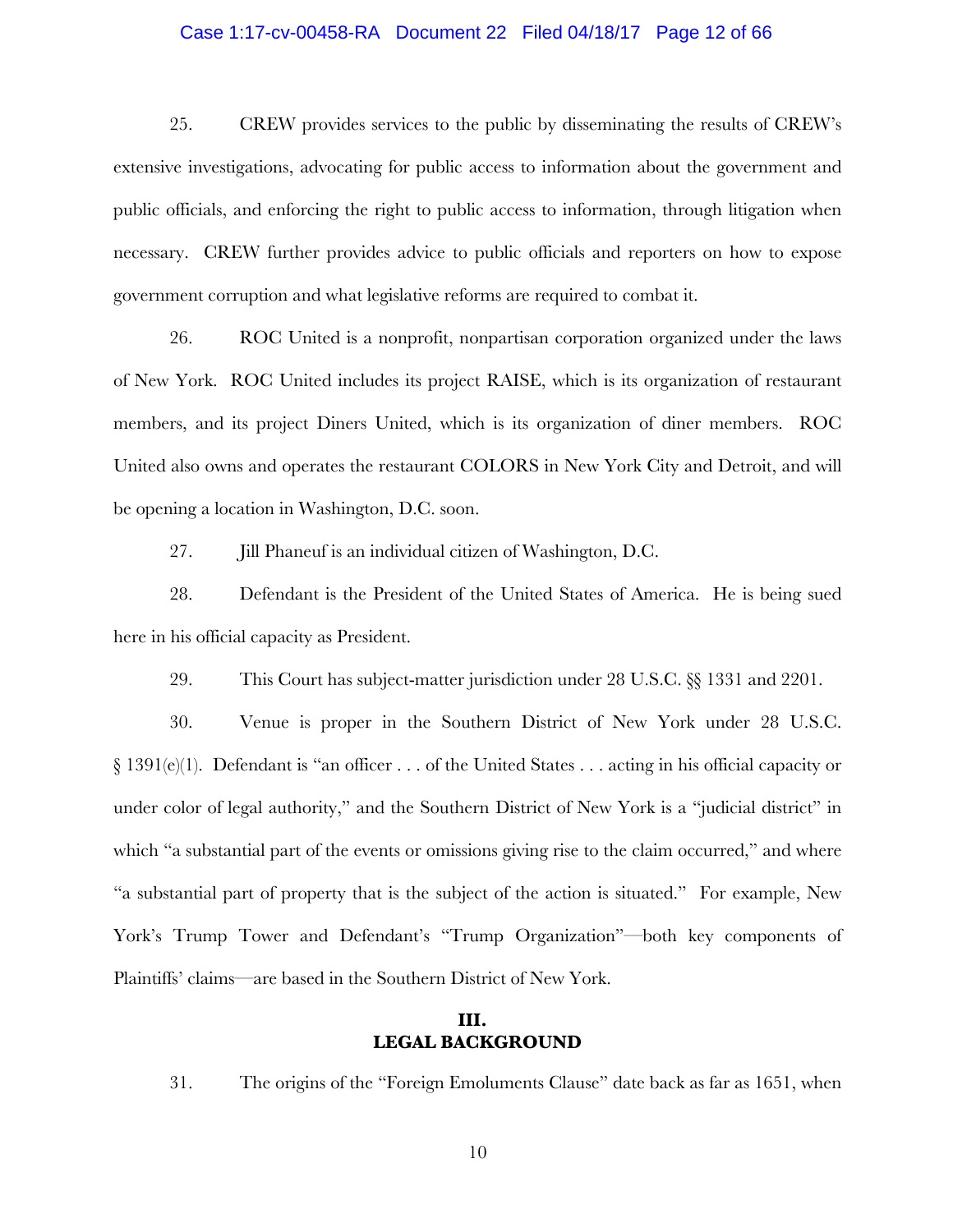25. CREW provides services to the public by disseminating the results of CREW's extensive investigations, advocating for public access to information about the government and public officials, and enforcing the right to public access to information, through litigation when necessary. CREW further provides advice to public officials and reporters on how to expose government corruption and what legislative reforms are required to combat it.

26. ROC United is a nonprofit, nonpartisan corporation organized under the laws of New York. ROC United includes its project RAISE, which is its organization of restaurant members, and its project Diners United, which is its organization of diner members. ROC United also owns and operates the restaurant COLORS in New York City and Detroit, and will be opening a location in Washington, D.C. soon.

27. Jill Phaneuf is an individual citizen of Washington, D.C.

28. Defendant is the President of the United States of America. He is being sued here in his official capacity as President.

29. This Court has subject-matter jurisdiction under 28 U.S.C. §§ 1331 and 2201.

30. Venue is proper in the Southern District of New York under 28 U.S.C. § 1391(e)(1). Defendant is "an officer . . . of the United States . . . acting in his official capacity or under color of legal authority," and the Southern District of New York is a "judicial district" in which "a substantial part of the events or omissions giving rise to the claim occurred," and where "a substantial part of property that is the subject of the action is situated." For example, New York's Trump Tower and Defendant's "Trump Organization"—both key components of Plaintiffs' claims—are based in the Southern District of New York.

## III. LEGAL BACKGROUND

31. The origins of the "Foreign Emoluments Clause" date back as far as 1651, when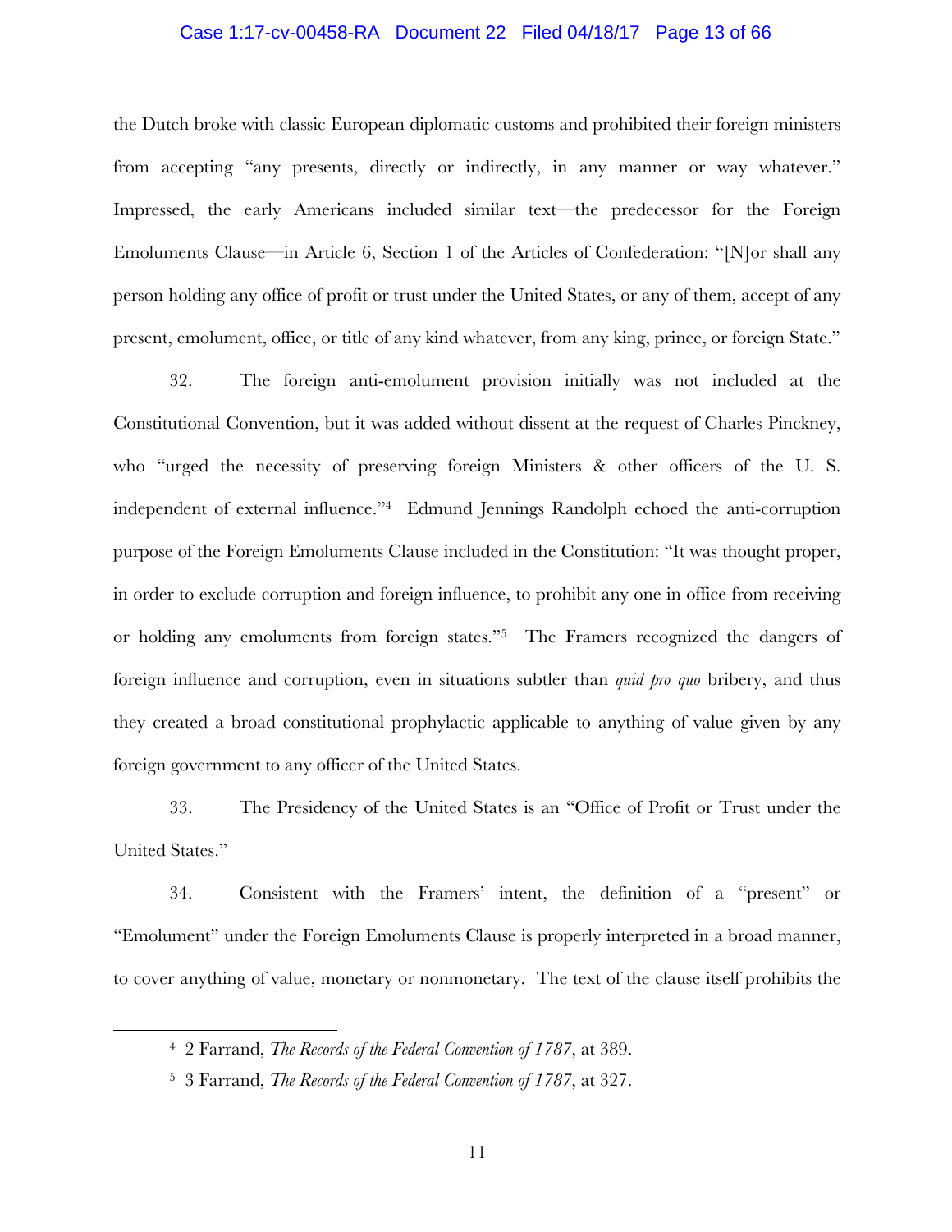the Dutch broke with classic European diplomatic customs and prohibited their foreign ministers from accepting "any presents, directly or indirectly, in any manner or way whatever." Impressed, the early Americans included similar text—the predecessor for the Foreign Emoluments Clause—in Article 6, Section 1 of the Articles of Confederation: "[N]or shall any person holding any office of profit or trust under the United States, or any of them, accept of any present, emolument, office, or title of any kind whatever, from any king, prince, or foreign State."

32. The foreign anti-emolument provision initially was not included at the Constitutional Convention, but it was added without dissent at the request of Charles Pinckney, who "urged the necessity of preserving foreign Ministers & other officers of the U. S. independent of external influence."[4] Edmund Jennings Randolph echoed the anti-corruption purpose of the Foreign Emoluments Clause included in the Constitution: "It was thought proper, in order to exclude corruption and foreign influence, to prohibit any one in office from receiving or holding any emoluments from foreign states."[5] The Framers recognized the dangers of foreign influence and corruption, even in situations subtler than *quid pro quo* bribery, and thus they created a broad constitutional prophylactic applicable to anything of value given by any foreign government to any officer of the United States.

33. The Presidency of the United States is an "Office of Profit or Trust under the United States."

34. Consistent with the Framers' intent, the definition of a "present" or "Emolument" under the Foreign Emoluments Clause is properly interpreted in a broad manner, to cover anything of value, monetary or nonmonetary. The text of the clause itself prohibits the

---

[4] 2 Farrand, *The Records of the Federal Convention of 1787*, at 389.

[5] 3 Farrand, *The Records of the Federal Convention of 1787*, at 327.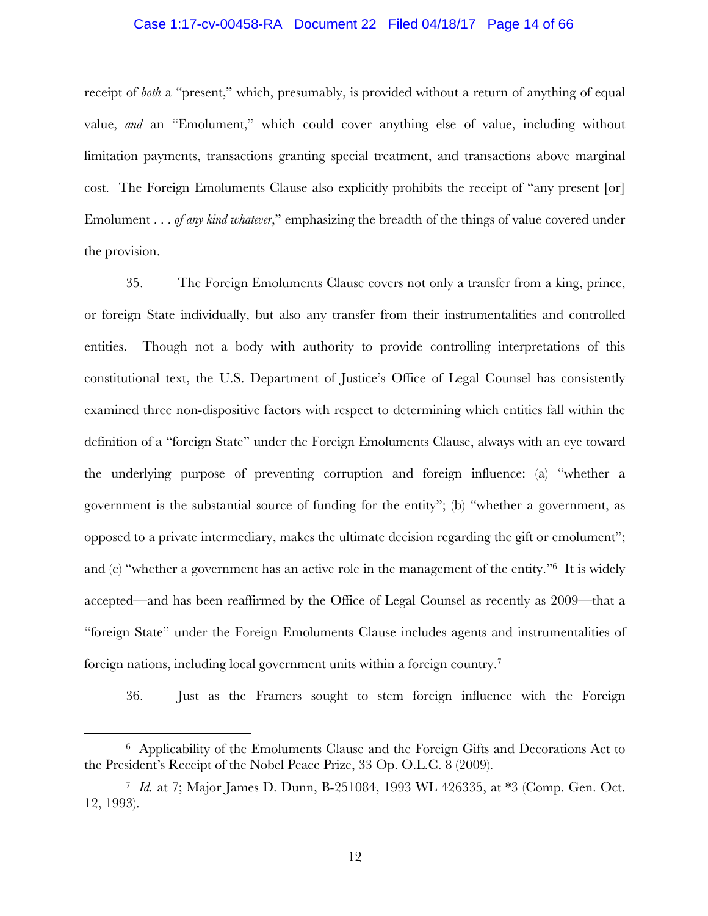receipt of *both* a "present," which, presumably, is provided without a return of anything of equal value, *and* an "Emolument," which could cover anything else of value, including without limitation payments, transactions granting special treatment, and transactions above marginal cost. The Foreign Emoluments Clause also explicitly prohibits the receipt of "any present [or] Emolument . . . *of any kind whatever*," emphasizing the breadth of the things of value covered under the provision.

35. The Foreign Emoluments Clause covers not only a transfer from a king, prince, or foreign State individually, but also any transfer from their instrumentalities and controlled entities. Though not a body with authority to provide controlling interpretations of this constitutional text, the U.S. Department of Justice's Office of Legal Counsel has consistently examined three non-dispositive factors with respect to determining which entities fall within the definition of a "foreign State" under the Foreign Emoluments Clause, always with an eye toward the underlying purpose of preventing corruption and foreign influence: (a) "whether a government is the substantial source of funding for the entity"; (b) "whether a government, as opposed to a private intermediary, makes the ultimate decision regarding the gift or emolument"; and (c) "whether a government has an active role in the management of the entity."[6] It is widely accepted—and has been reaffirmed by the Office of Legal Counsel as recently as 2009—that a "foreign State" under the Foreign Emoluments Clause includes agents and instrumentalities of foreign nations, including local government units within a foreign country.[7]

36. Just as the Framers sought to stem foreign influence with the Foreign

---

[6] Applicability of the Emoluments Clause and the Foreign Gifts and Decorations Act to the President's Receipt of the Nobel Peace Prize, 33 Op. O.L.C. 8 (2009).

[7] *Id.* at 7; Major James D. Dunn, B-251084, 1993 WL 426335, at *3 (Comp. Gen. Oct. 12, 1993).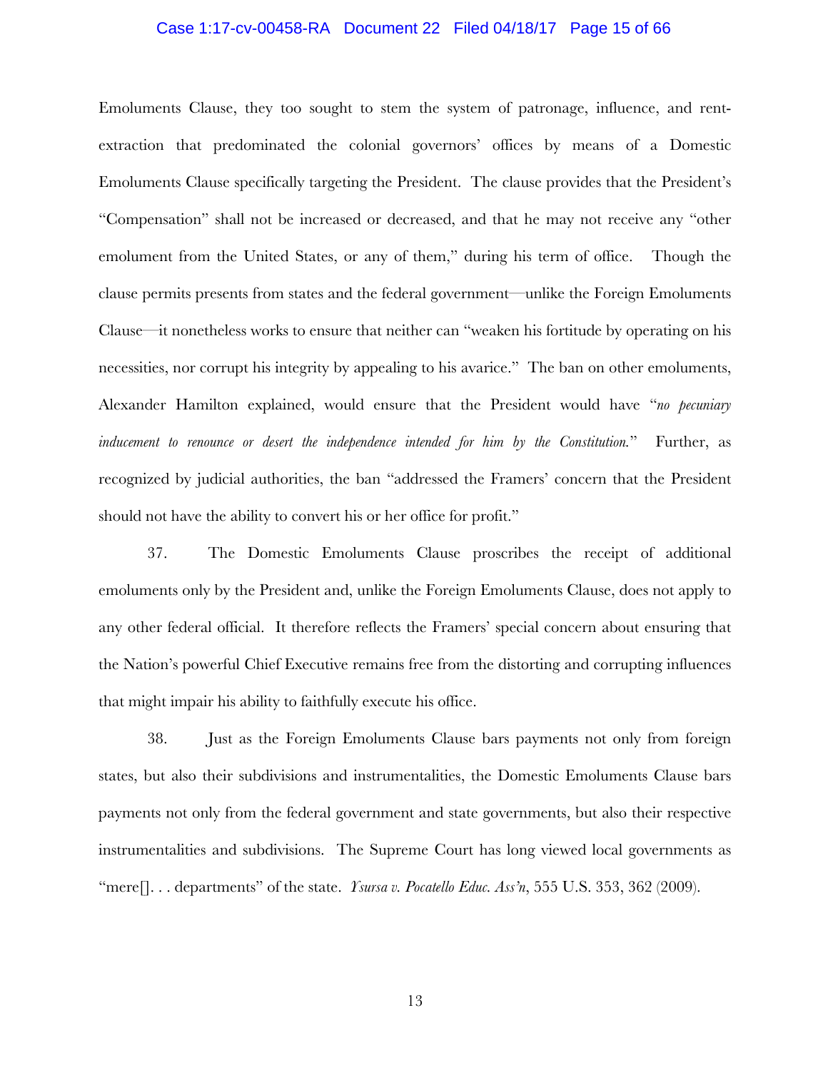Emoluments Clause, they too sought to stem the system of patronage, influence, and rent-extraction that predominated the colonial governors' offices by means of a Domestic Emoluments Clause specifically targeting the President. The clause provides that the President's "Compensation" shall not be increased or decreased, and that he may not receive any "other emolument from the United States, or any of them," during his term of office. Though the clause permits presents from states and the federal government—unlike the Foreign Emoluments Clause—it nonetheless works to ensure that neither can "weaken his fortitude by operating on his necessities, nor corrupt his integrity by appealing to his avarice." The ban on other emoluments, Alexander Hamilton explained, would ensure that the President would have "*no pecuniary inducement to renounce or desert the independence intended for him by the Constitution.*" Further, as recognized by judicial authorities, the ban "addressed the Framers' concern that the President should not have the ability to convert his or her office for profit."

37. The Domestic Emoluments Clause proscribes the receipt of additional emoluments only by the President and, unlike the Foreign Emoluments Clause, does not apply to any other federal official. It therefore reflects the Framers' special concern about ensuring that the Nation's powerful Chief Executive remains free from the distorting and corrupting influences that might impair his ability to faithfully execute his office.

38. Just as the Foreign Emoluments Clause bars payments not only from foreign states, but also their subdivisions and instrumentalities, the Domestic Emoluments Clause bars payments not only from the federal government and state governments, but also their respective instrumentalities and subdivisions. The Supreme Court has long viewed local governments as "mere[]. . . departments" of the state. *Ysursa v. Pocatello Educ. Ass'n*, 555 U.S. 353, 362 (2009).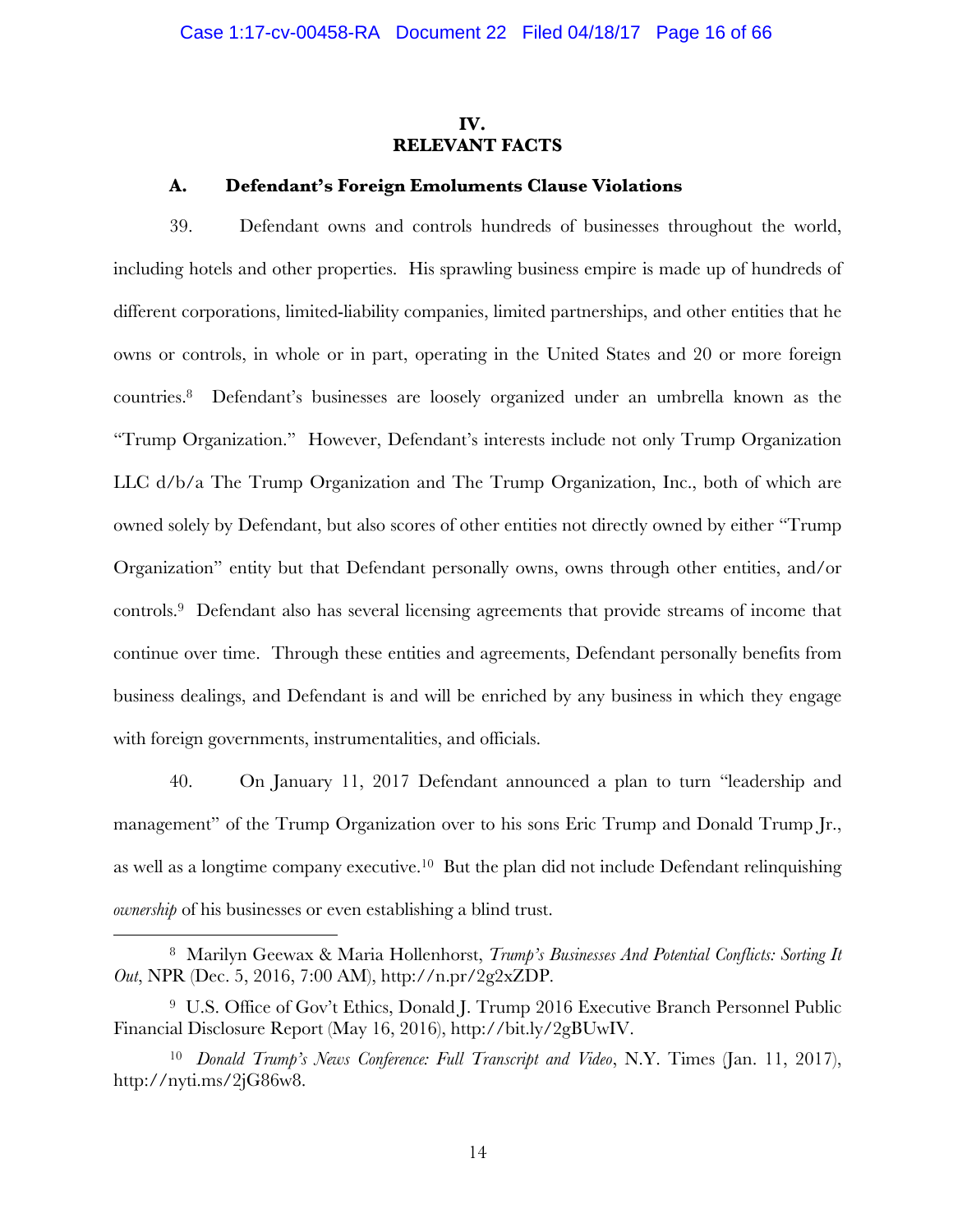## IV.
## RELEVANT FACTS

### A. Defendant's Foreign Emoluments Clause Violations

39. Defendant owns and controls hundreds of businesses throughout the world, including hotels and other properties. His sprawling business empire is made up of hundreds of different corporations, limited-liability companies, limited partnerships, and other entities that he owns or controls, in whole or in part, operating in the United States and 20 or more foreign countries.[8] Defendant's businesses are loosely organized under an umbrella known as the "Trump Organization." However, Defendant's interests include not only Trump Organization LLC d/b/a The Trump Organization and The Trump Organization, Inc., both of which are owned solely by Defendant, but also scores of other entities not directly owned by either "Trump Organization" entity but that Defendant personally owns, owns through other entities, and/or controls.[9] Defendant also has several licensing agreements that provide streams of income that continue over time. Through these entities and agreements, Defendant personally benefits from business dealings, and Defendant is and will be enriched by any business in which they engage with foreign governments, instrumentalities, and officials.

40. On January 11, 2017 Defendant announced a plan to turn "leadership and management" of the Trump Organization over to his sons Eric Trump and Donald Trump Jr., as well as a longtime company executive.[10] But the plan did not include Defendant relinquishing *ownership* of his businesses or even establishing a blind trust.

---

[8] Marilyn Geewax & Maria Hollenhorst, *Trump's Businesses And Potential Conflicts: Sorting It Out*, NPR (Dec. 5, 2016, 7:00 AM), http://n.pr/2g2xZDP.

[9] U.S. Office of Gov't Ethics, Donald J. Trump 2016 Executive Branch Personnel Public Financial Disclosure Report (May 16, 2016), http://bit.ly/2gBUwIV.

[10] *Donald Trump's News Conference: Full Transcript and Video*, N.Y. Times (Jan. 11, 2017), http://nyti.ms/2jG86w8.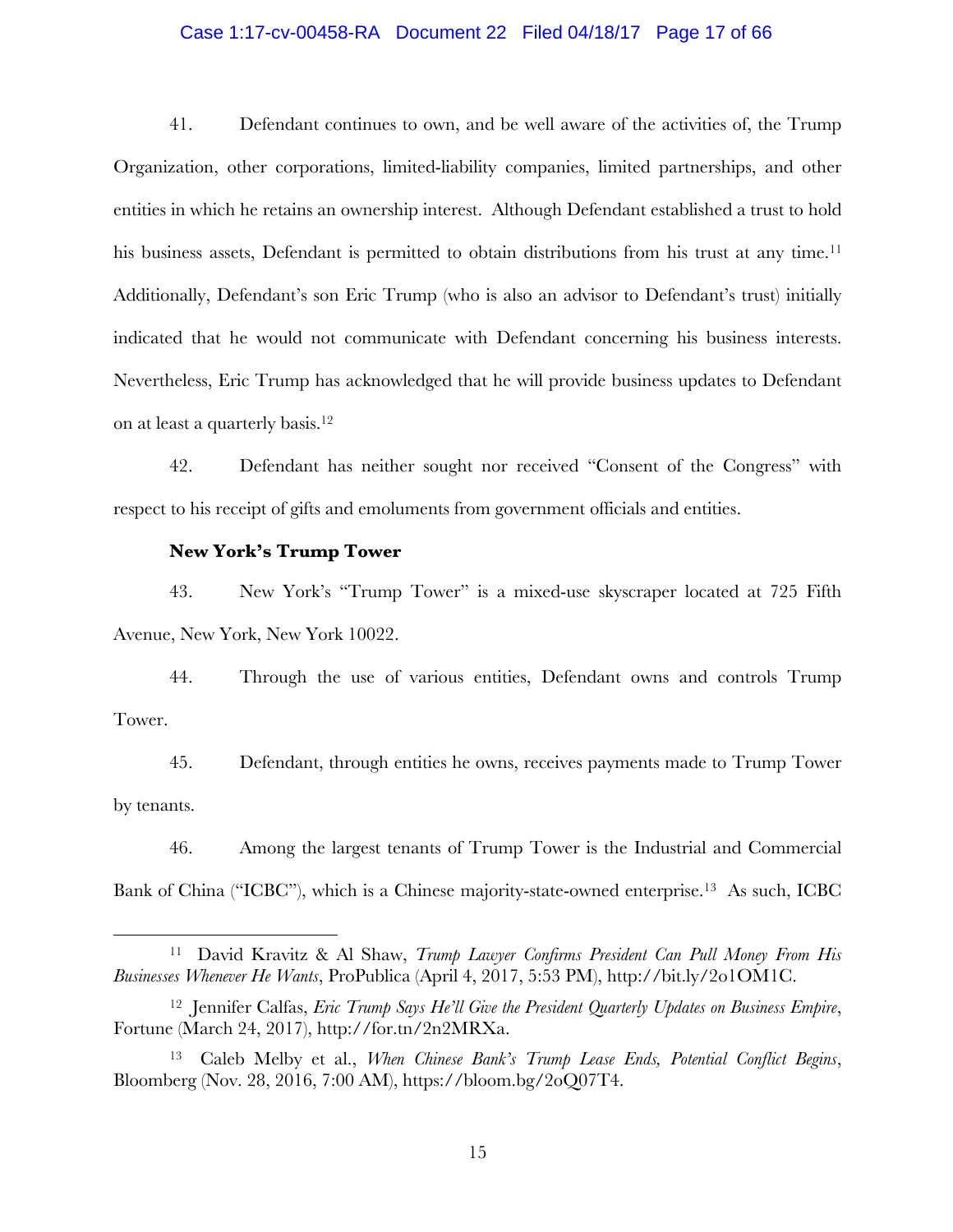41. Defendant continues to own, and be well aware of the activities of, the Trump Organization, other corporations, limited-liability companies, limited partnerships, and other entities in which he retains an ownership interest. Although Defendant established a trust to hold his business assets, Defendant is permitted to obtain distributions from his trust at any time.[11] Additionally, Defendant's son Eric Trump (who is also an advisor to Defendant's trust) initially indicated that he would not communicate with Defendant concerning his business interests. Nevertheless, Eric Trump has acknowledged that he will provide business updates to Defendant on at least a quarterly basis.[12]

42. Defendant has neither sought nor received "Consent of the Congress" with respect to his receipt of gifts and emoluments from government officials and entities.

**New York's Trump Tower**

43. New York's "Trump Tower" is a mixed-use skyscraper located at 725 Fifth Avenue, New York, New York 10022.

44. Through the use of various entities, Defendant owns and controls Trump Tower.

45. Defendant, through entities he owns, receives payments made to Trump Tower by tenants.

46. Among the largest tenants of Trump Tower is the Industrial and Commercial Bank of China ("ICBC"), which is a Chinese majority-state-owned enterprise.[13] As such, ICBC

---

[11] David Kravitz & Al Shaw, *Trump Lawyer Confirms President Can Pull Money From His Businesses Whenever He Wants*, ProPublica (April 4, 2017, 5:53 PM), http://bit.ly/2o1OM1C.

[12] Jennifer Calfas, *Eric Trump Says He'll Give the President Quarterly Updates on Business Empire*, Fortune (March 24, 2017), http://for.tn/2n2MRXa.

[13] Caleb Melby et al., *When Chinese Bank's Trump Lease Ends, Potential Conflict Begins*, Bloomberg (Nov. 28, 2016, 7:00 AM), https://bloom.bg/2oQ07T4.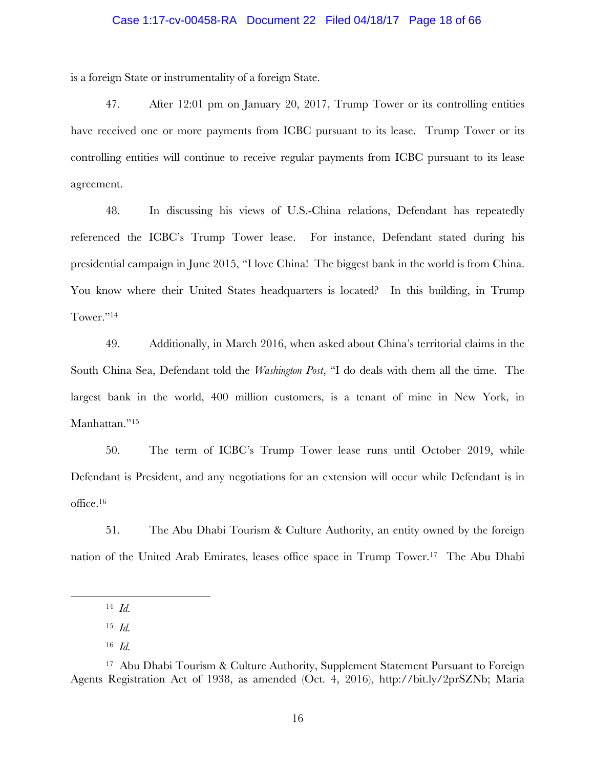is a foreign State or instrumentality of a foreign State.

47. After 12:01 pm on January 20, 2017, Trump Tower or its controlling entities have received one or more payments from ICBC pursuant to its lease. Trump Tower or its controlling entities will continue to receive regular payments from ICBC pursuant to its lease agreement.

48. In discussing his views of U.S.-China relations, Defendant has repeatedly referenced the ICBC's Trump Tower lease. For instance, Defendant stated during his presidential campaign in June 2015, "I love China! The biggest bank in the world is from China. You know where their United States headquarters is located? In this building, in Trump Tower."[14]

49. Additionally, in March 2016, when asked about China's territorial claims in the South China Sea, Defendant told the *Washington Post*, "I do deals with them all the time. The largest bank in the world, 400 million customers, is a tenant of mine in New York, in Manhattan."[15]

50. The term of ICBC's Trump Tower lease runs until October 2019, while Defendant is President, and any negotiations for an extension will occur while Defendant is in office.[16]

51. The Abu Dhabi Tourism & Culture Authority, an entity owned by the foreign nation of the United Arab Emirates, leases office space in Trump Tower.[17] The Abu Dhabi

---

[14] *Id.*

[15] *Id.*

[16] *Id.*

[17] Abu Dhabi Tourism & Culture Authority, Supplement Statement Pursuant to Foreign Agents Registration Act of 1938, as amended (Oct. 4, 2016), http://bit.ly/2prSZNb; María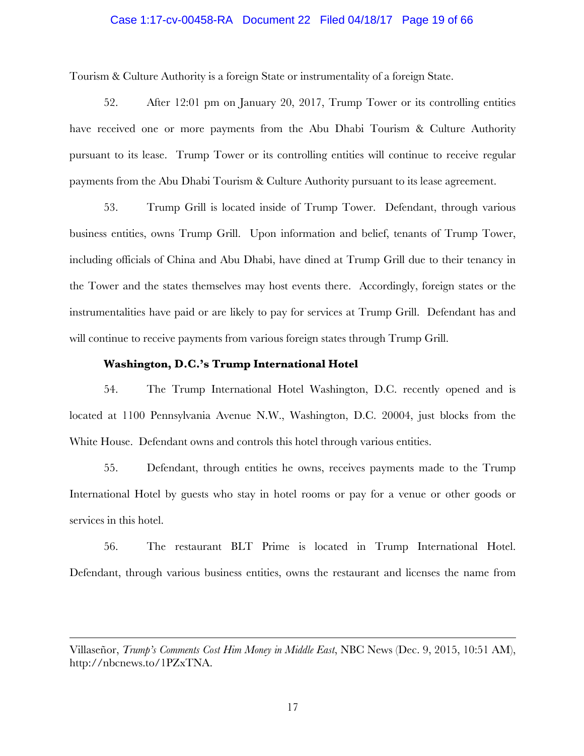Tourism & Culture Authority is a foreign State or instrumentality of a foreign State.

52. After 12:01 pm on January 20, 2017, Trump Tower or its controlling entities have received one or more payments from the Abu Dhabi Tourism & Culture Authority pursuant to its lease. Trump Tower or its controlling entities will continue to receive regular payments from the Abu Dhabi Tourism & Culture Authority pursuant to its lease agreement.

53. Trump Grill is located inside of Trump Tower. Defendant, through various business entities, owns Trump Grill. Upon information and belief, tenants of Trump Tower, including officials of China and Abu Dhabi, have dined at Trump Grill due to their tenancy in the Tower and the states themselves may host events there. Accordingly, foreign states or the instrumentalities have paid or are likely to pay for services at Trump Grill. Defendant has and will continue to receive payments from various foreign states through Trump Grill.

**Washington, D.C.'s Trump International Hotel**

54. The Trump International Hotel Washington, D.C. recently opened and is located at 1100 Pennsylvania Avenue N.W., Washington, D.C. 20004, just blocks from the White House. Defendant owns and controls this hotel through various entities.

55. Defendant, through entities he owns, receives payments made to the Trump International Hotel by guests who stay in hotel rooms or pay for a venue or other goods or services in this hotel.

56. The restaurant BLT Prime is located in Trump International Hotel. Defendant, through various business entities, owns the restaurant and licenses the name from

---

Villaseñor, *Trump's Comments Cost Him Money in Middle East*, NBC News (Dec. 9, 2015, 10:51 AM), http://nbcnews.to/1PZxTNA.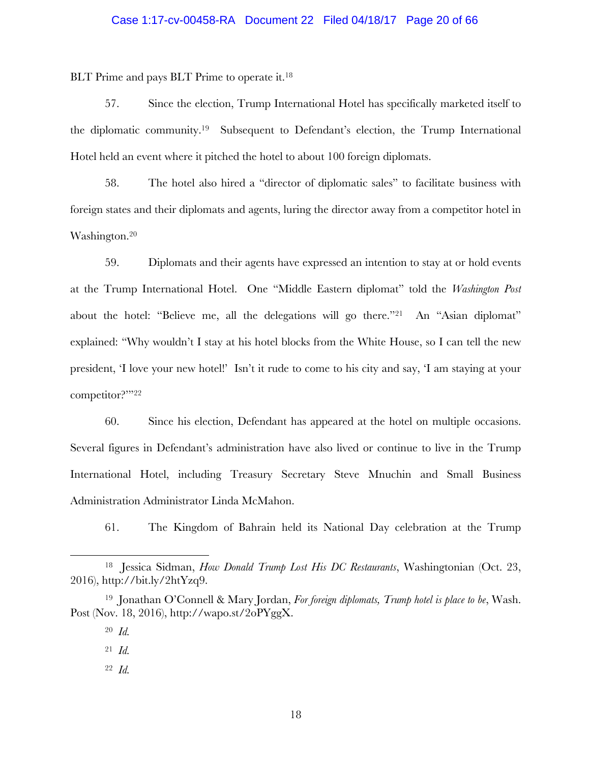BLT Prime and pays BLT Prime to operate it.[18]

57. Since the election, Trump International Hotel has specifically marketed itself to the diplomatic community.[19] Subsequent to Defendant's election, the Trump International Hotel held an event where it pitched the hotel to about 100 foreign diplomats.

58. The hotel also hired a "director of diplomatic sales" to facilitate business with foreign states and their diplomats and agents, luring the director away from a competitor hotel in Washington.[20]

59. Diplomats and their agents have expressed an intention to stay at or hold events at the Trump International Hotel. One "Middle Eastern diplomat" told the *Washington Post* about the hotel: "Believe me, all the delegations will go there."[21] An "Asian diplomat" explained: "Why wouldn't I stay at his hotel blocks from the White House, so I can tell the new president, 'I love your new hotel!' Isn't it rude to come to his city and say, 'I am staying at your competitor?'"[22]

60. Since his election, Defendant has appeared at the hotel on multiple occasions. Several figures in Defendant's administration have also lived or continue to live in the Trump International Hotel, including Treasury Secretary Steve Mnuchin and Small Business Administration Administrator Linda McMahon.

61. The Kingdom of Bahrain held its National Day celebration at the Trump

---

[18] Jessica Sidman, *How Donald Trump Lost His DC Restaurants*, Washingtonian (Oct. 23, 2016), http://bit.ly/2htYzq9.

[19] Jonathan O'Connell & Mary Jordan, *For foreign diplomats, Trump hotel is place to be*, Wash. Post (Nov. 18, 2016), http://wapo.st/2oPYggX.

[20] *Id.*

[21] *Id.*

[22] *Id.*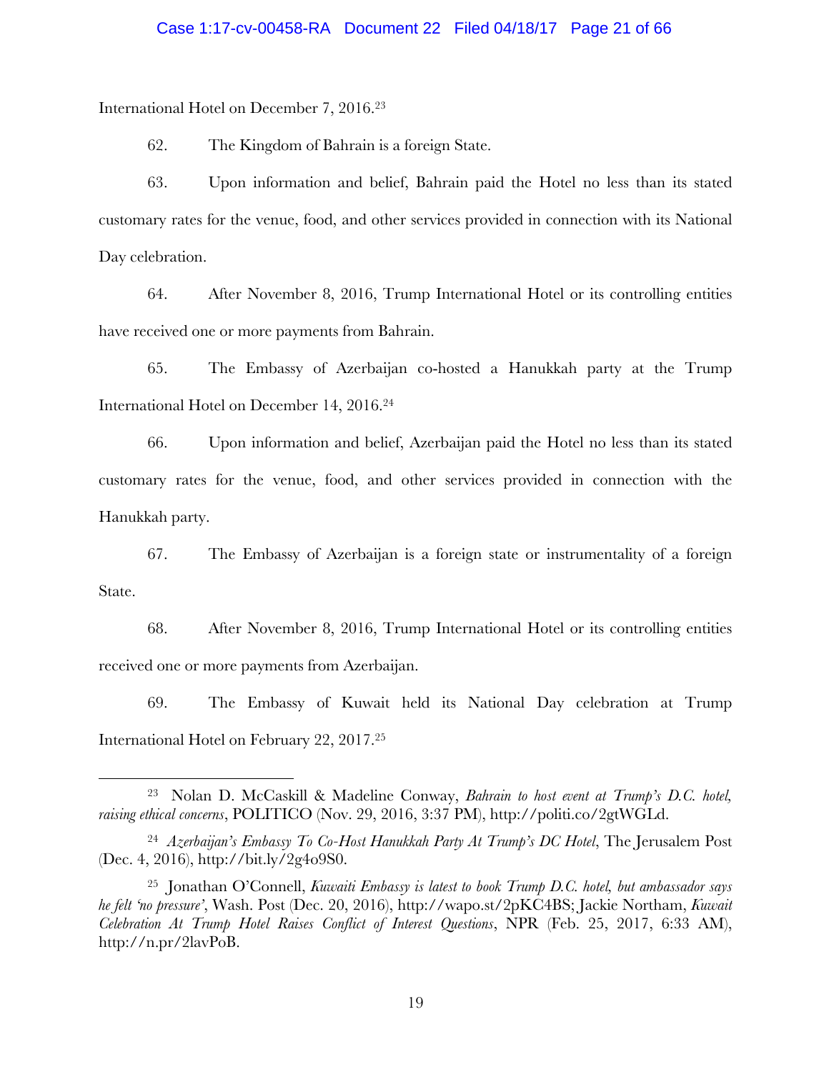International Hotel on December 7, 2016.[23]

62. The Kingdom of Bahrain is a foreign State.

63. Upon information and belief, Bahrain paid the Hotel no less than its stated customary rates for the venue, food, and other services provided in connection with its National Day celebration.

64. After November 8, 2016, Trump International Hotel or its controlling entities have received one or more payments from Bahrain.

65. The Embassy of Azerbaijan co-hosted a Hanukkah party at the Trump International Hotel on December 14, 2016.[24]

66. Upon information and belief, Azerbaijan paid the Hotel no less than its stated customary rates for the venue, food, and other services provided in connection with the Hanukkah party.

67. The Embassy of Azerbaijan is a foreign state or instrumentality of a foreign State.

68. After November 8, 2016, Trump International Hotel or its controlling entities received one or more payments from Azerbaijan.

69. The Embassy of Kuwait held its National Day celebration at Trump International Hotel on February 22, 2017.[25]

---

[23] Nolan D. McCaskill & Madeline Conway, *Bahrain to host event at Trump's D.C. hotel, raising ethical concerns*, POLITICO (Nov. 29, 2016, 3:37 PM), http://politi.co/2gtWGLd.

[24] *Azerbaijan's Embassy To Co-Host Hanukkah Party At Trump's DC Hotel*, The Jerusalem Post (Dec. 4, 2016), http://bit.ly/2g4o9S0.

[25] Jonathan O'Connell, *Kuwaiti Embassy is latest to book Trump D.C. hotel, but ambassador says he felt 'no pressure'*, Wash. Post (Dec. 20, 2016), http://wapo.st/2pKC4BS; Jackie Northam, *Kuwait Celebration At Trump Hotel Raises Conflict of Interest Questions*, NPR (Feb. 25, 2017, 6:33 AM), http://n.pr/2lavPoB.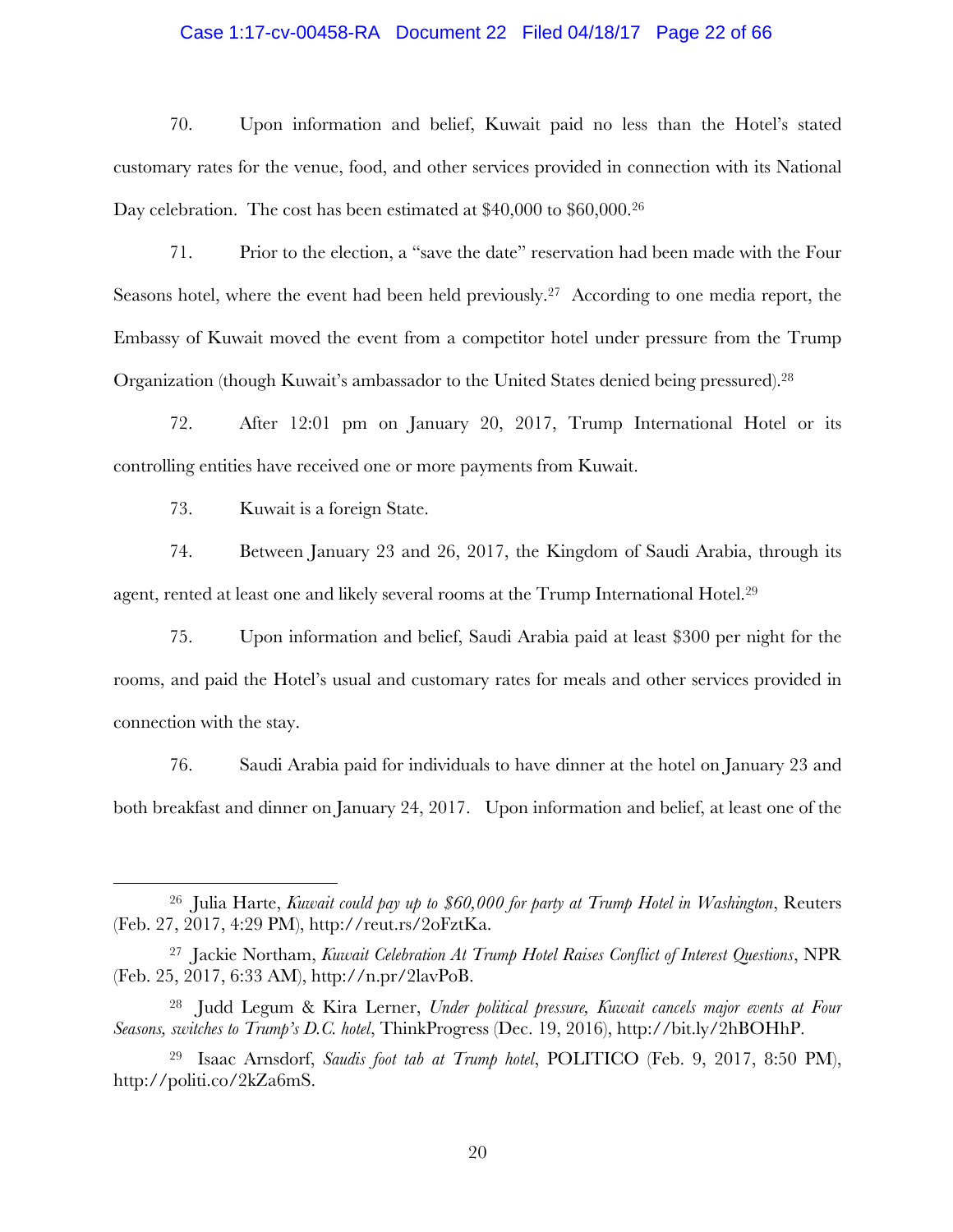70. Upon information and belief, Kuwait paid no less than the Hotel's stated customary rates for the venue, food, and other services provided in connection with its National Day celebration. The cost has been estimated at $40,000 to $60,000.[26]

71. Prior to the election, a "save the date" reservation had been made with the Four Seasons hotel, where the event had been held previously.[27] According to one media report, the Embassy of Kuwait moved the event from a competitor hotel under pressure from the Trump Organization (though Kuwait's ambassador to the United States denied being pressured).[28]

72. After 12:01 pm on January 20, 2017, Trump International Hotel or its controlling entities have received one or more payments from Kuwait.

73. Kuwait is a foreign State.

74. Between January 23 and 26, 2017, the Kingdom of Saudi Arabia, through its agent, rented at least one and likely several rooms at the Trump International Hotel.[29]

75. Upon information and belief, Saudi Arabia paid at least $300 per night for the rooms, and paid the Hotel's usual and customary rates for meals and other services provided in connection with the stay.

76. Saudi Arabia paid for individuals to have dinner at the hotel on January 23 and both breakfast and dinner on January 24, 2017. Upon information and belief, at least one of the

---

[26] Julia Harte, *Kuwait could pay up to $60,000 for party at Trump Hotel in Washington*, Reuters (Feb. 27, 2017, 4:29 PM), http://reut.rs/2oFztKa.

[27] Jackie Northam, *Kuwait Celebration At Trump Hotel Raises Conflict of Interest Questions*, NPR (Feb. 25, 2017, 6:33 AM), http://n.pr/2lavPoB.

[28] Judd Legum & Kira Lerner, *Under political pressure, Kuwait cancels major events at Four Seasons, switches to Trump's D.C. hotel*, ThinkProgress (Dec. 19, 2016), http://bit.ly/2hBOHhP.

[29] Isaac Arnsdorf, *Saudis foot tab at Trump hotel*, POLITICO (Feb. 9, 2017, 8:50 PM), http://politi.co/2kZa6mS.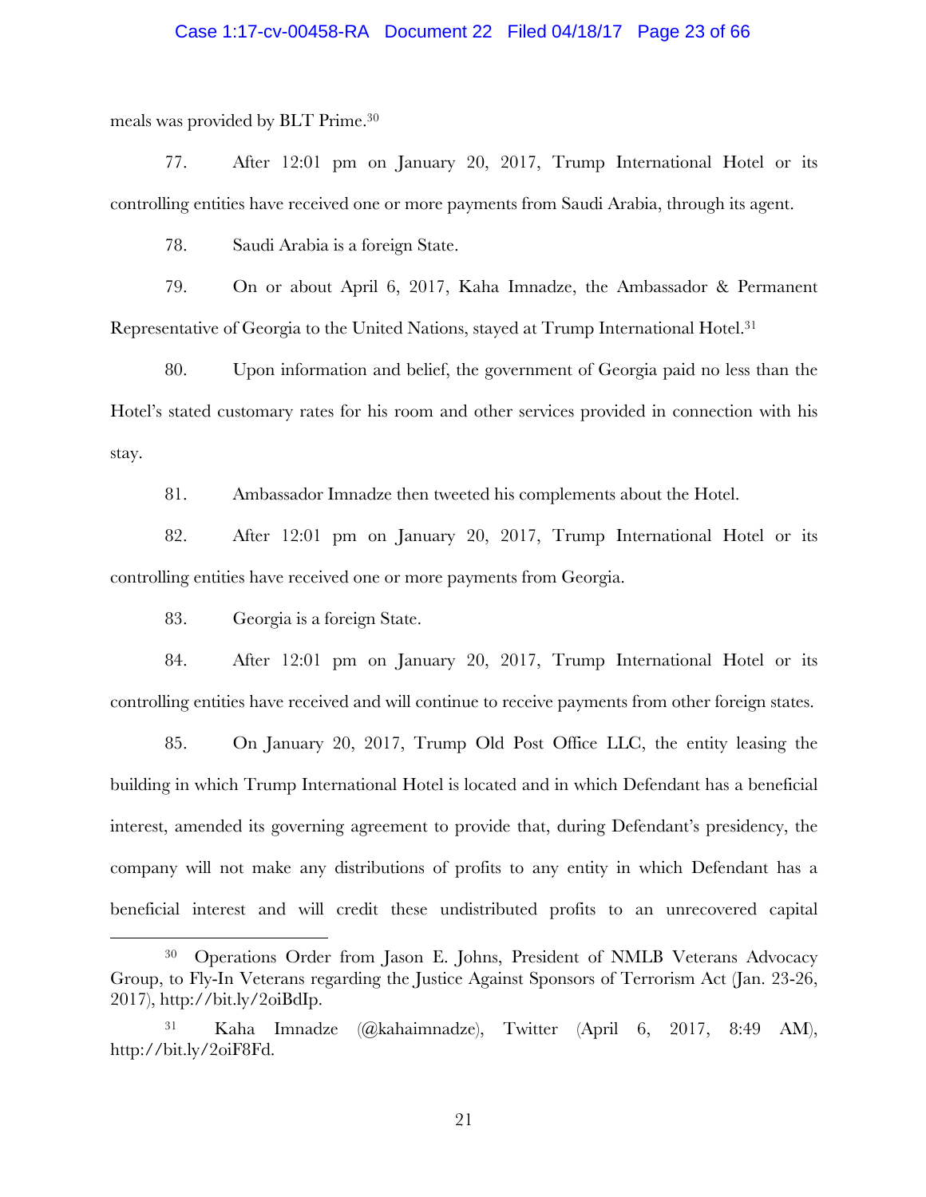meals was provided by BLT Prime.[30]

77. After 12:01 pm on January 20, 2017, Trump International Hotel or its controlling entities have received one or more payments from Saudi Arabia, through its agent.

78. Saudi Arabia is a foreign State.

79. On or about April 6, 2017, Kaha Imnadze, the Ambassador & Permanent Representative of Georgia to the United Nations, stayed at Trump International Hotel.[31]

80. Upon information and belief, the government of Georgia paid no less than the Hotel's stated customary rates for his room and other services provided in connection with his stay.

81. Ambassador Imnadze then tweeted his complements about the Hotel.

82. After 12:01 pm on January 20, 2017, Trump International Hotel or its controlling entities have received one or more payments from Georgia.

83. Georgia is a foreign State.

84. After 12:01 pm on January 20, 2017, Trump International Hotel or its controlling entities have received and will continue to receive payments from other foreign states.

85. On January 20, 2017, Trump Old Post Office LLC, the entity leasing the building in which Trump International Hotel is located and in which Defendant has a beneficial interest, amended its governing agreement to provide that, during Defendant's presidency, the company will not make any distributions of profits to any entity in which Defendant has a beneficial interest and will credit these undistributed profits to an unrecovered capital

---

[30] Operations Order from Jason E. Johns, President of NMLB Veterans Advocacy Group, to Fly-In Veterans regarding the Justice Against Sponsors of Terrorism Act (Jan. 23-26, 2017), http://bit.ly/2oiBdIp.

[31] Kaha Imnadze (@kahaimnadze), Twitter (April 6, 2017, 8:49 AM), http://bit.ly/2oiF8Fd.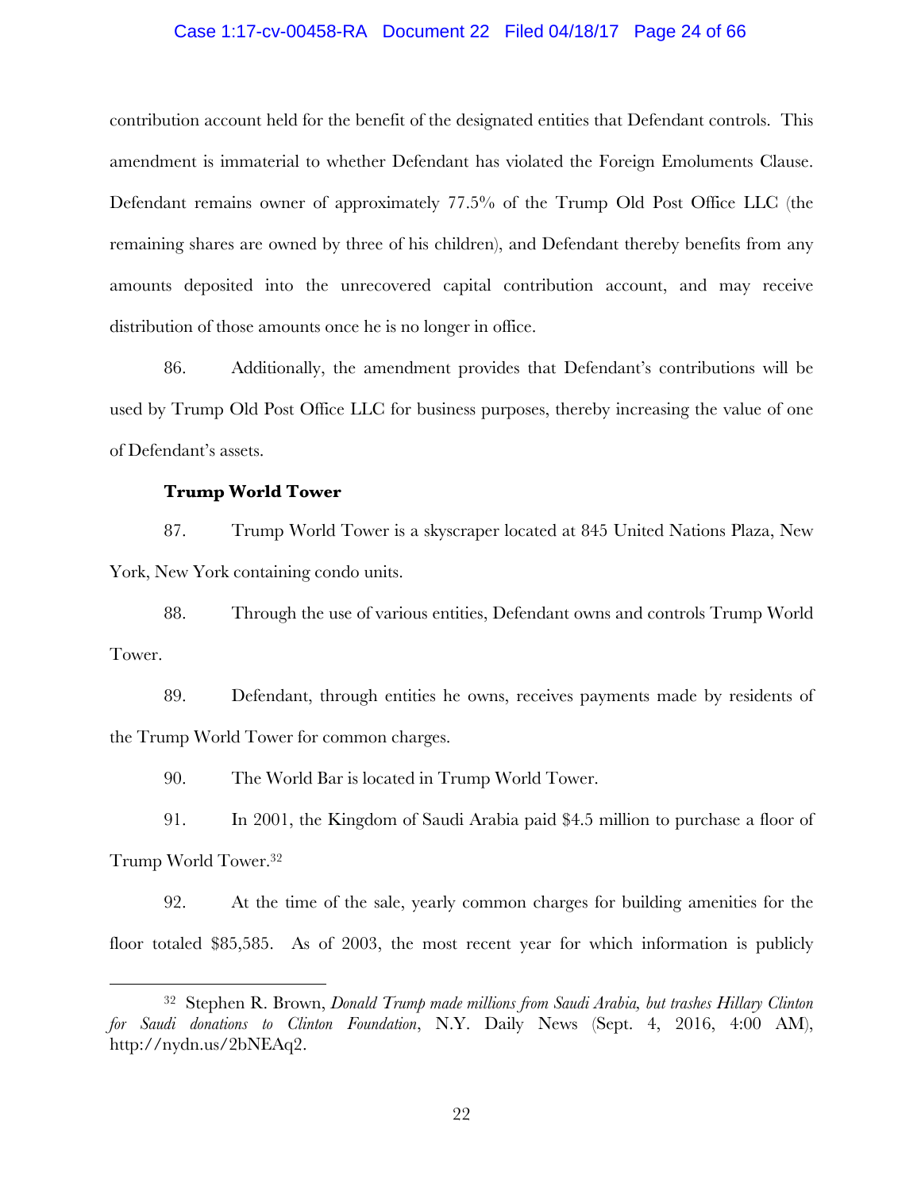contribution account held for the benefit of the designated entities that Defendant controls. This amendment is immaterial to whether Defendant has violated the Foreign Emoluments Clause. Defendant remains owner of approximately 77.5% of the Trump Old Post Office LLC (the remaining shares are owned by three of his children), and Defendant thereby benefits from any amounts deposited into the unrecovered capital contribution account, and may receive distribution of those amounts once he is no longer in office.

86. Additionally, the amendment provides that Defendant's contributions will be used by Trump Old Post Office LLC for business purposes, thereby increasing the value of one of Defendant's assets.

**Trump World Tower**

87. Trump World Tower is a skyscraper located at 845 United Nations Plaza, New York, New York containing condo units.

88. Through the use of various entities, Defendant owns and controls Trump World Tower.

89. Defendant, through entities he owns, receives payments made by residents of the Trump World Tower for common charges.

90. The World Bar is located in Trump World Tower.

91. In 2001, the Kingdom of Saudi Arabia paid $4.5 million to purchase a floor of Trump World Tower.[32]

92. At the time of the sale, yearly common charges for building amenities for the floor totaled $85,585. As of 2003, the most recent year for which information is publicly

[32] Stephen R. Brown, *Donald Trump made millions from Saudi Arabia, but trashes Hillary Clinton for Saudi donations to Clinton Foundation*, N.Y. Daily News (Sept. 4, 2016, 4:00 AM), http://nydn.us/2bNEAq2.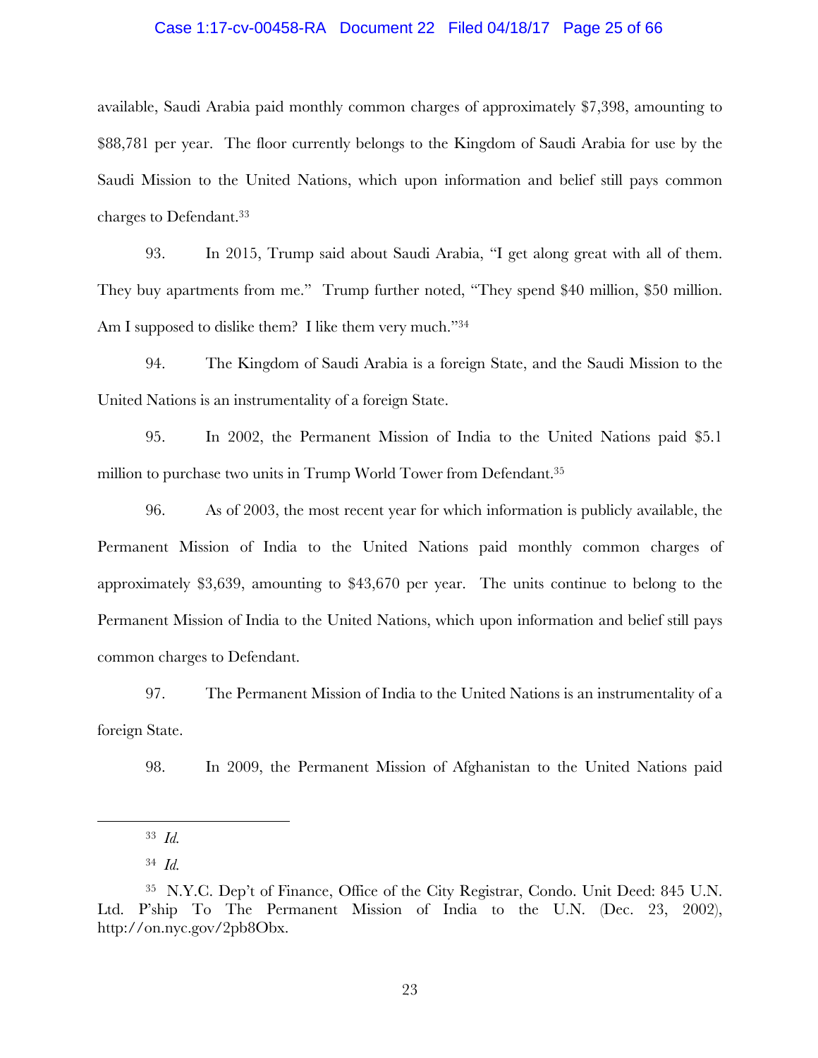available, Saudi Arabia paid monthly common charges of approximately $7,398, amounting to $88,781 per year. The floor currently belongs to the Kingdom of Saudi Arabia for use by the Saudi Mission to the United Nations, which upon information and belief still pays common charges to Defendant.[33]

93. In 2015, Trump said about Saudi Arabia, "I get along great with all of them. They buy apartments from me." Trump further noted, "They spend $40 million, $50 million. Am I supposed to dislike them? I like them very much."[34]

94. The Kingdom of Saudi Arabia is a foreign State, and the Saudi Mission to the United Nations is an instrumentality of a foreign State.

95. In 2002, the Permanent Mission of India to the United Nations paid $5.1 million to purchase two units in Trump World Tower from Defendant.[35]

96. As of 2003, the most recent year for which information is publicly available, the Permanent Mission of India to the United Nations paid monthly common charges of approximately $3,639, amounting to $43,670 per year. The units continue to belong to the Permanent Mission of India to the United Nations, which upon information and belief still pays common charges to Defendant.

97. The Permanent Mission of India to the United Nations is an instrumentality of a foreign State.

98. In 2009, the Permanent Mission of Afghanistan to the United Nations paid

---

[33] *Id.*

[34] *Id.*

[35] N.Y.C. Dep't of Finance, Office of the City Registrar, Condo. Unit Deed: 845 U.N. Ltd. P'ship To The Permanent Mission of India to the U.N. (Dec. 23, 2002), http://on.nyc.gov/2pb8Obx.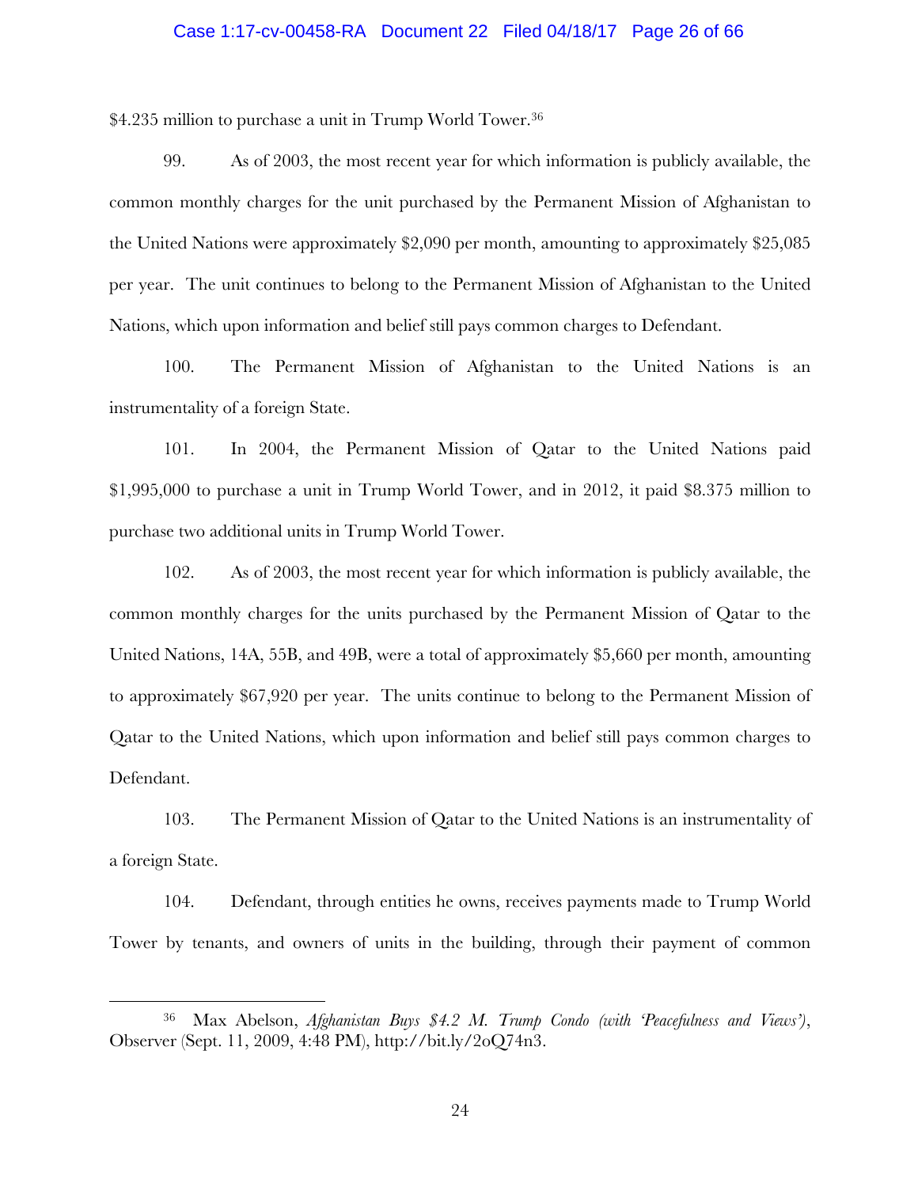$4.235 million to purchase a unit in Trump World Tower.[36]

99. As of 2003, the most recent year for which information is publicly available, the common monthly charges for the unit purchased by the Permanent Mission of Afghanistan to the United Nations were approximately $2,090 per month, amounting to approximately $25,085 per year. The unit continues to belong to the Permanent Mission of Afghanistan to the United Nations, which upon information and belief still pays common charges to Defendant.

100. The Permanent Mission of Afghanistan to the United Nations is an instrumentality of a foreign State.

101. In 2004, the Permanent Mission of Qatar to the United Nations paid $1,995,000 to purchase a unit in Trump World Tower, and in 2012, it paid $8.375 million to purchase two additional units in Trump World Tower.

102. As of 2003, the most recent year for which information is publicly available, the common monthly charges for the units purchased by the Permanent Mission of Qatar to the United Nations, 14A, 55B, and 49B, were a total of approximately $5,660 per month, amounting to approximately $67,920 per year. The units continue to belong to the Permanent Mission of Qatar to the United Nations, which upon information and belief still pays common charges to Defendant.

103. The Permanent Mission of Qatar to the United Nations is an instrumentality of a foreign State.

104. Defendant, through entities he owns, receives payments made to Trump World Tower by tenants, and owners of units in the building, through their payment of common

---

[36] Max Abelson, *Afghanistan Buys $4.2 M. Trump Condo (with 'Peacefulness and Views')*, Observer (Sept. 11, 2009, 4:48 PM), http://bit.ly/2oQ74n3.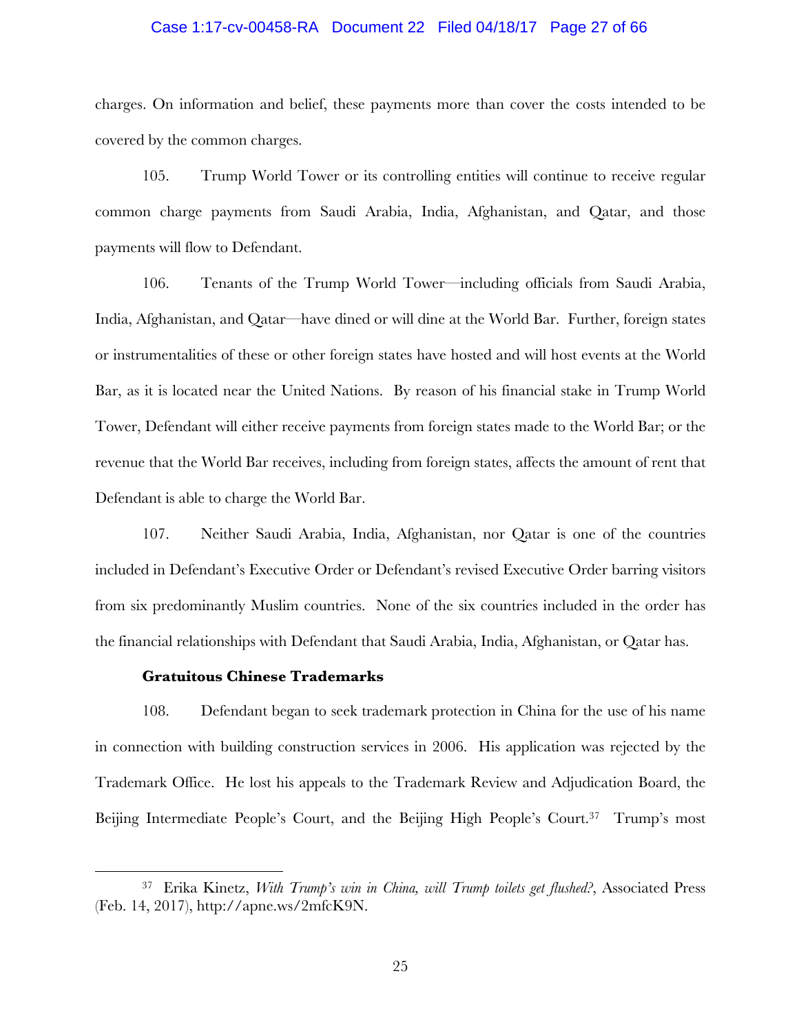charges. On information and belief, these payments more than cover the costs intended to be covered by the common charges.

105. Trump World Tower or its controlling entities will continue to receive regular common charge payments from Saudi Arabia, India, Afghanistan, and Qatar, and those payments will flow to Defendant.

106. Tenants of the Trump World Tower—including officials from Saudi Arabia, India, Afghanistan, and Qatar—have dined or will dine at the World Bar. Further, foreign states or instrumentalities of these or other foreign states have hosted and will host events at the World Bar, as it is located near the United Nations. By reason of his financial stake in Trump World Tower, Defendant will either receive payments from foreign states made to the World Bar; or the revenue that the World Bar receives, including from foreign states, affects the amount of rent that Defendant is able to charge the World Bar.

107. Neither Saudi Arabia, India, Afghanistan, nor Qatar is one of the countries included in Defendant's Executive Order or Defendant's revised Executive Order barring visitors from six predominantly Muslim countries. None of the six countries included in the order has the financial relationships with Defendant that Saudi Arabia, India, Afghanistan, or Qatar has.

**Gratuitous Chinese Trademarks**

108. Defendant began to seek trademark protection in China for the use of his name in connection with building construction services in 2006. His application was rejected by the Trademark Office. He lost his appeals to the Trademark Review and Adjudication Board, the Beijing Intermediate People's Court, and the Beijing High People's Court.[37] Trump's most

[37] Erika Kinetz, *With Trump's win in China, will Trump toilets get flushed?*, Associated Press (Feb. 14, 2017), http://apne.ws/2mfcK9N.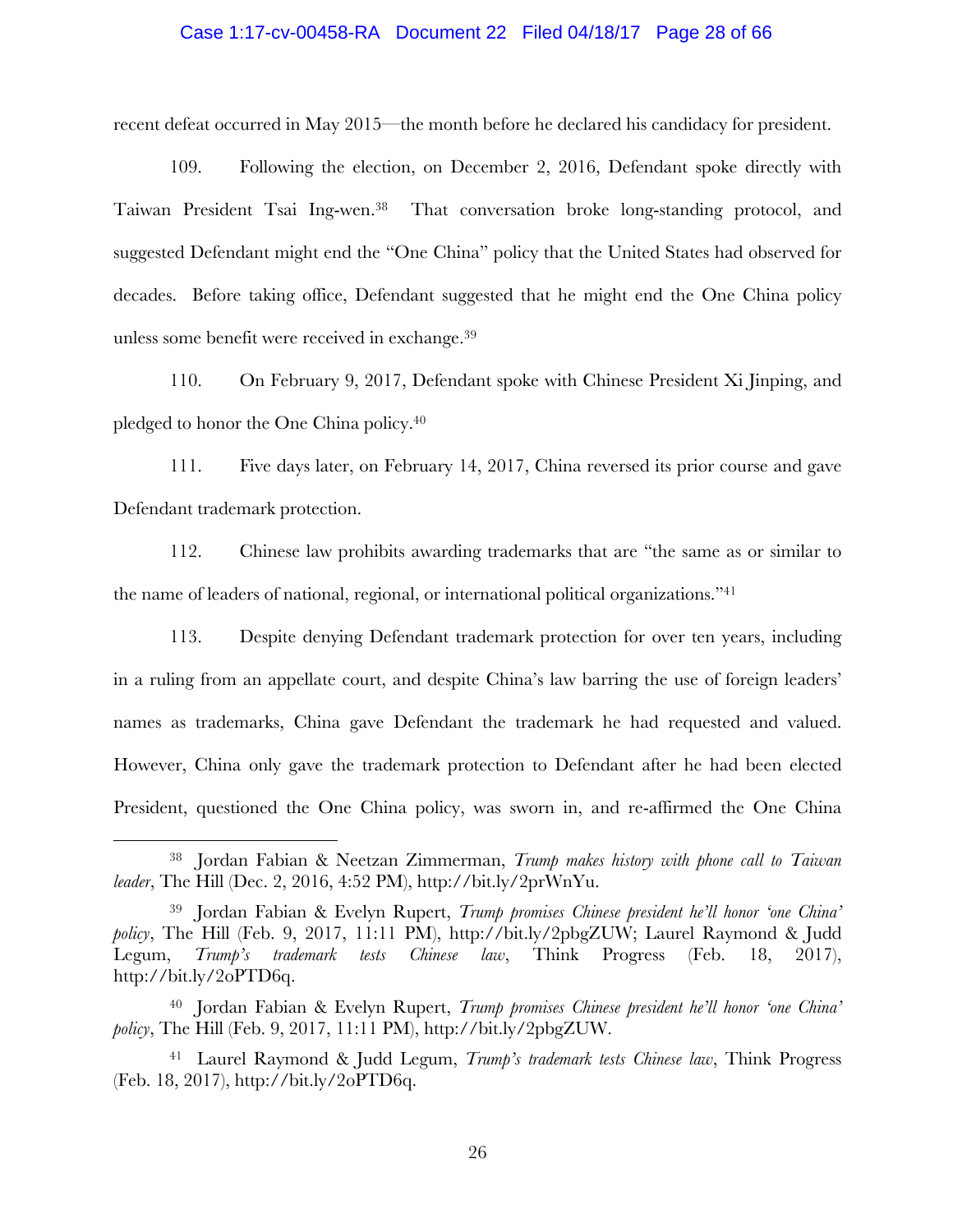recent defeat occurred in May 2015—the month before he declared his candidacy for president.

109. Following the election, on December 2, 2016, Defendant spoke directly with Taiwan President Tsai Ing-wen.[38] That conversation broke long-standing protocol, and suggested Defendant might end the "One China" policy that the United States had observed for decades. Before taking office, Defendant suggested that he might end the One China policy unless some benefit were received in exchange.[39]

110. On February 9, 2017, Defendant spoke with Chinese President Xi Jinping, and pledged to honor the One China policy.[40]

111. Five days later, on February 14, 2017, China reversed its prior course and gave Defendant trademark protection.

112. Chinese law prohibits awarding trademarks that are "the same as or similar to the name of leaders of national, regional, or international political organizations."[41]

113. Despite denying Defendant trademark protection for over ten years, including in a ruling from an appellate court, and despite China's law barring the use of foreign leaders' names as trademarks, China gave Defendant the trademark he had requested and valued. However, China only gave the trademark protection to Defendant after he had been elected President, questioned the One China policy, was sworn in, and re-affirmed the One China

---

[38] Jordan Fabian & Neetzan Zimmerman, *Trump makes history with phone call to Taiwan leader*, The Hill (Dec. 2, 2016, 4:52 PM), http://bit.ly/2prWnYu.

[39] Jordan Fabian & Evelyn Rupert, *Trump promises Chinese president he'll honor 'one China' policy*, The Hill (Feb. 9, 2017, 11:11 PM), http://bit.ly/2pbgZUW; Laurel Raymond & Judd Legum, *Trump's trademark tests Chinese law*, Think Progress (Feb. 18, 2017), http://bit.ly/2oPTD6q.

[40] Jordan Fabian & Evelyn Rupert, *Trump promises Chinese president he'll honor 'one China' policy*, The Hill (Feb. 9, 2017, 11:11 PM), http://bit.ly/2pbgZUW.

[41] Laurel Raymond & Judd Legum, *Trump's trademark tests Chinese law*, Think Progress (Feb. 18, 2017), http://bit.ly/2oPTD6q.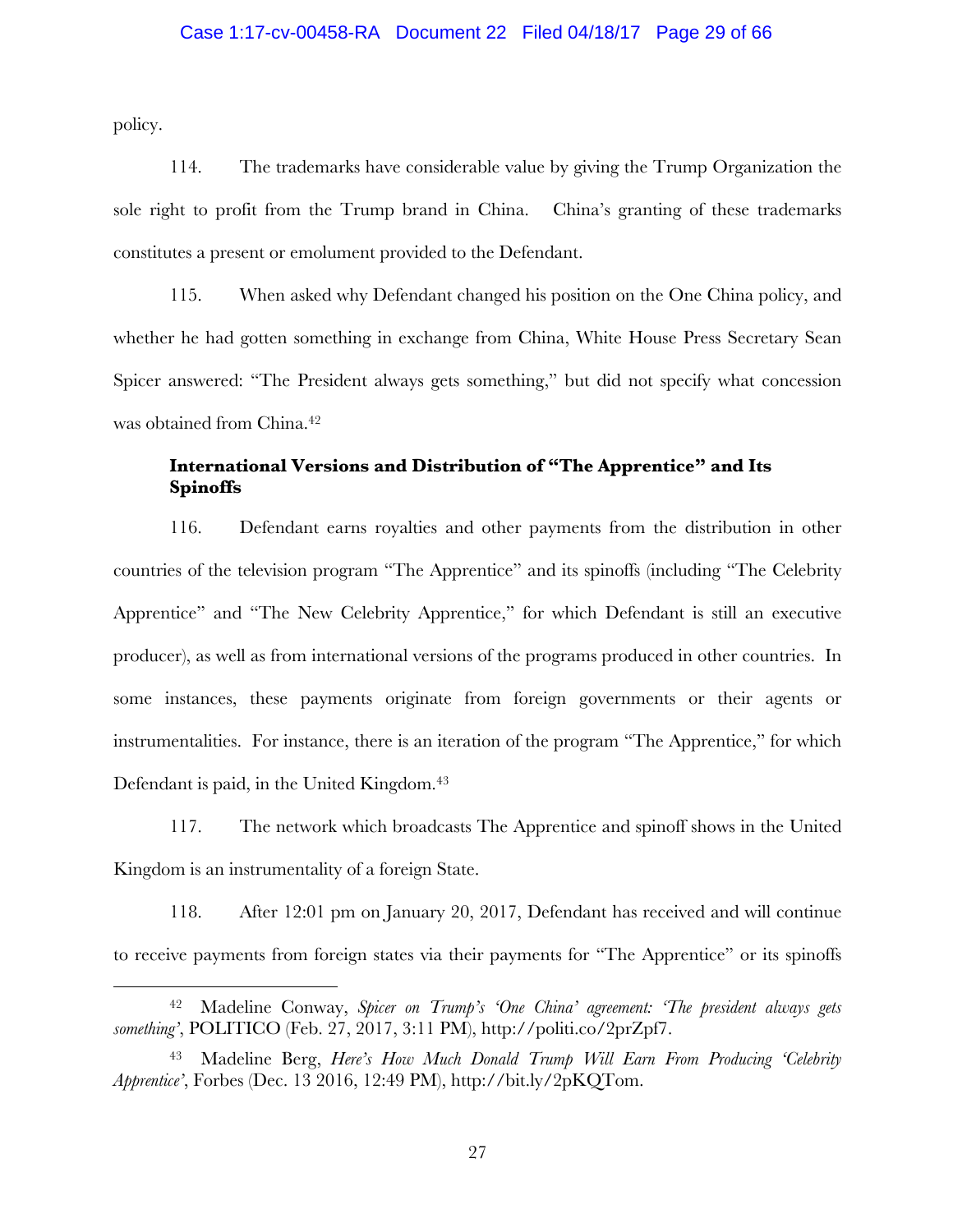policy.

114. The trademarks have considerable value by giving the Trump Organization the sole right to profit from the Trump brand in China. China's granting of these trademarks constitutes a present or emolument provided to the Defendant.

115. When asked why Defendant changed his position on the One China policy, and whether he had gotten something in exchange from China, White House Press Secretary Sean Spicer answered: "The President always gets something," but did not specify what concession was obtained from China.[42]

**International Versions and Distribution of "The Apprentice" and Its Spinoffs**

116. Defendant earns royalties and other payments from the distribution in other countries of the television program "The Apprentice" and its spinoffs (including "The Celebrity Apprentice" and "The New Celebrity Apprentice," for which Defendant is still an executive producer), as well as from international versions of the programs produced in other countries. In some instances, these payments originate from foreign governments or their agents or instrumentalities. For instance, there is an iteration of the program "The Apprentice," for which Defendant is paid, in the United Kingdom.[43]

117. The network which broadcasts The Apprentice and spinoff shows in the United Kingdom is an instrumentality of a foreign State.

118. After 12:01 pm on January 20, 2017, Defendant has received and will continue to receive payments from foreign states via their payments for "The Apprentice" or its spinoffs

---

[42] Madeline Conway, *Spicer on Trump's 'One China' agreement: 'The president always gets something'*, POLITICO (Feb. 27, 2017, 3:11 PM), http://politi.co/2prZpf7.

[43] Madeline Berg, *Here's How Much Donald Trump Will Earn From Producing 'Celebrity Apprentice'*, Forbes (Dec. 13 2016, 12:49 PM), http://bit.ly/2pKQTom.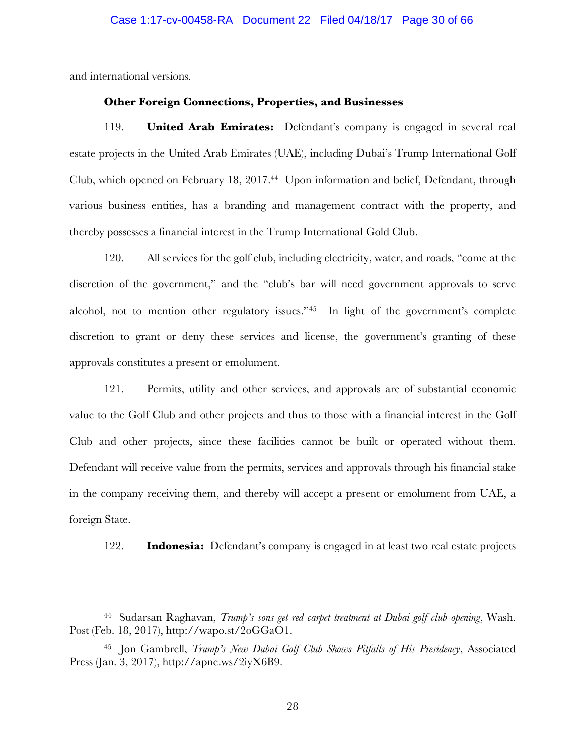and international versions.

**Other Foreign Connections, Properties, and Businesses**

119. **United Arab Emirates:** Defendant's company is engaged in several real estate projects in the United Arab Emirates (UAE), including Dubai's Trump International Golf Club, which opened on February 18, 2017.[44] Upon information and belief, Defendant, through various business entities, has a branding and management contract with the property, and thereby possesses a financial interest in the Trump International Gold Club.

120. All services for the golf club, including electricity, water, and roads, "come at the discretion of the government," and the "club's bar will need government approvals to serve alcohol, not to mention other regulatory issues."[45] In light of the government's complete discretion to grant or deny these services and license, the government's granting of these approvals constitutes a present or emolument.

121. Permits, utility and other services, and approvals are of substantial economic value to the Golf Club and other projects and thus to those with a financial interest in the Golf Club and other projects, since these facilities cannot be built or operated without them. Defendant will receive value from the permits, services and approvals through his financial stake in the company receiving them, and thereby will accept a present or emolument from UAE, a foreign State.

122. **Indonesia:** Defendant's company is engaged in at least two real estate projects

---

[44] Sudarsan Raghavan, *Trump's sons get red carpet treatment at Dubai golf club opening*, Wash. Post (Feb. 18, 2017), http://wapo.st/2oGGaO1.

[45] Jon Gambrell, *Trump's New Dubai Golf Club Shows Pitfalls of His Presidency*, Associated Press (Jan. 3, 2017), http://apne.ws/2iyX6B9.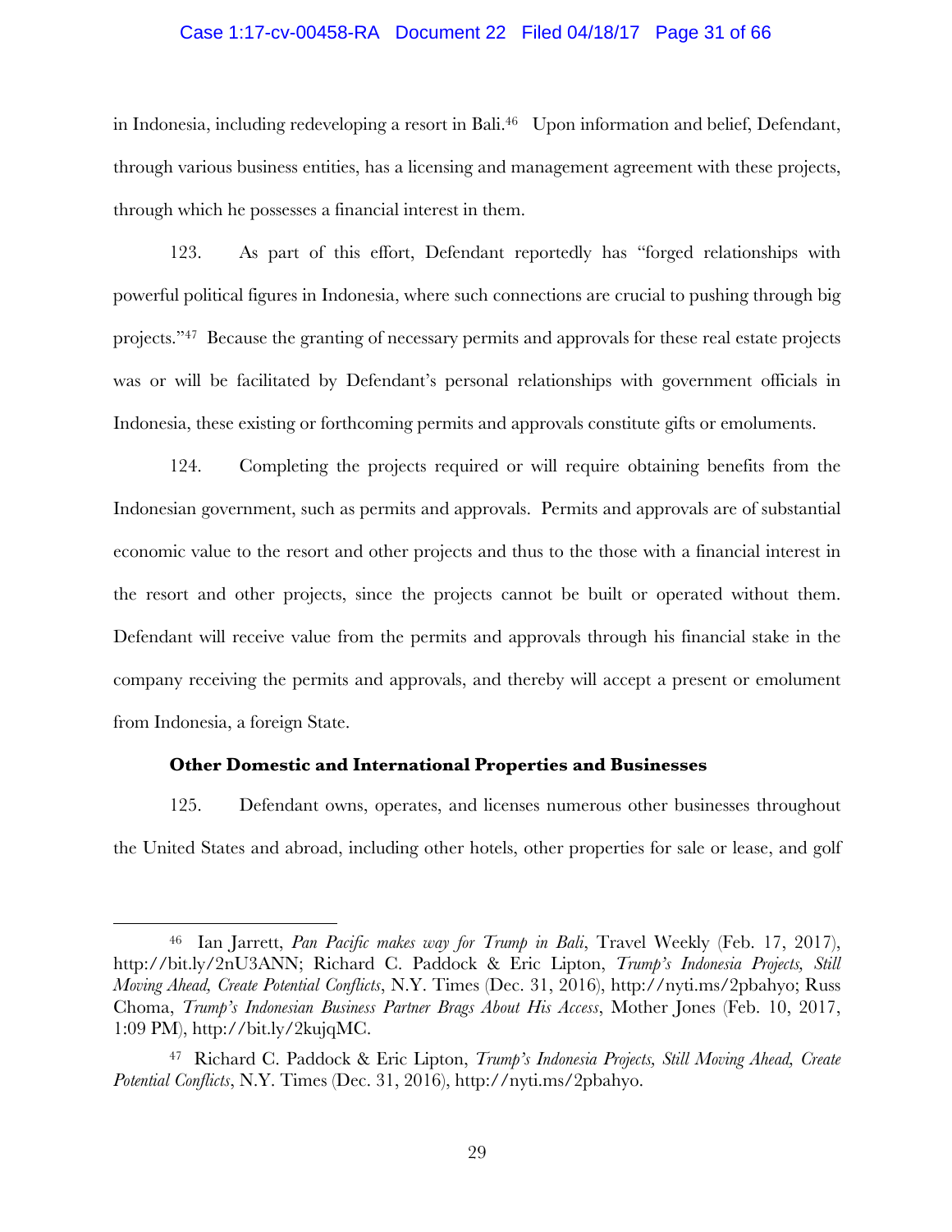in Indonesia, including redeveloping a resort in Bali.[46] Upon information and belief, Defendant, through various business entities, has a licensing and management agreement with these projects, through which he possesses a financial interest in them.

123. As part of this effort, Defendant reportedly has "forged relationships with powerful political figures in Indonesia, where such connections are crucial to pushing through big projects."[47] Because the granting of necessary permits and approvals for these real estate projects was or will be facilitated by Defendant's personal relationships with government officials in Indonesia, these existing or forthcoming permits and approvals constitute gifts or emoluments.

124. Completing the projects required or will require obtaining benefits from the Indonesian government, such as permits and approvals. Permits and approvals are of substantial economic value to the resort and other projects and thus to the those with a financial interest in the resort and other projects, since the projects cannot be built or operated without them. Defendant will receive value from the permits and approvals through his financial stake in the company receiving the permits and approvals, and thereby will accept a present or emolument from Indonesia, a foreign State.

**Other Domestic and International Properties and Businesses**

125. Defendant owns, operates, and licenses numerous other businesses throughout the United States and abroad, including other hotels, other properties for sale or lease, and golf

---

[46] Ian Jarrett, *Pan Pacific makes way for Trump in Bali*, Travel Weekly (Feb. 17, 2017), http://bit.ly/2nU3ANN; Richard C. Paddock & Eric Lipton, *Trump's Indonesia Projects, Still Moving Ahead, Create Potential Conflicts*, N.Y. Times (Dec. 31, 2016), http://nyti.ms/2pbahyo; Russ Choma, *Trump's Indonesian Business Partner Brags About His Access*, Mother Jones (Feb. 10, 2017, 1:09 PM), http://bit.ly/2kujqMC.

[47] Richard C. Paddock & Eric Lipton, *Trump's Indonesia Projects, Still Moving Ahead, Create Potential Conflicts*, N.Y. Times (Dec. 31, 2016), http://nyti.ms/2pbahyo.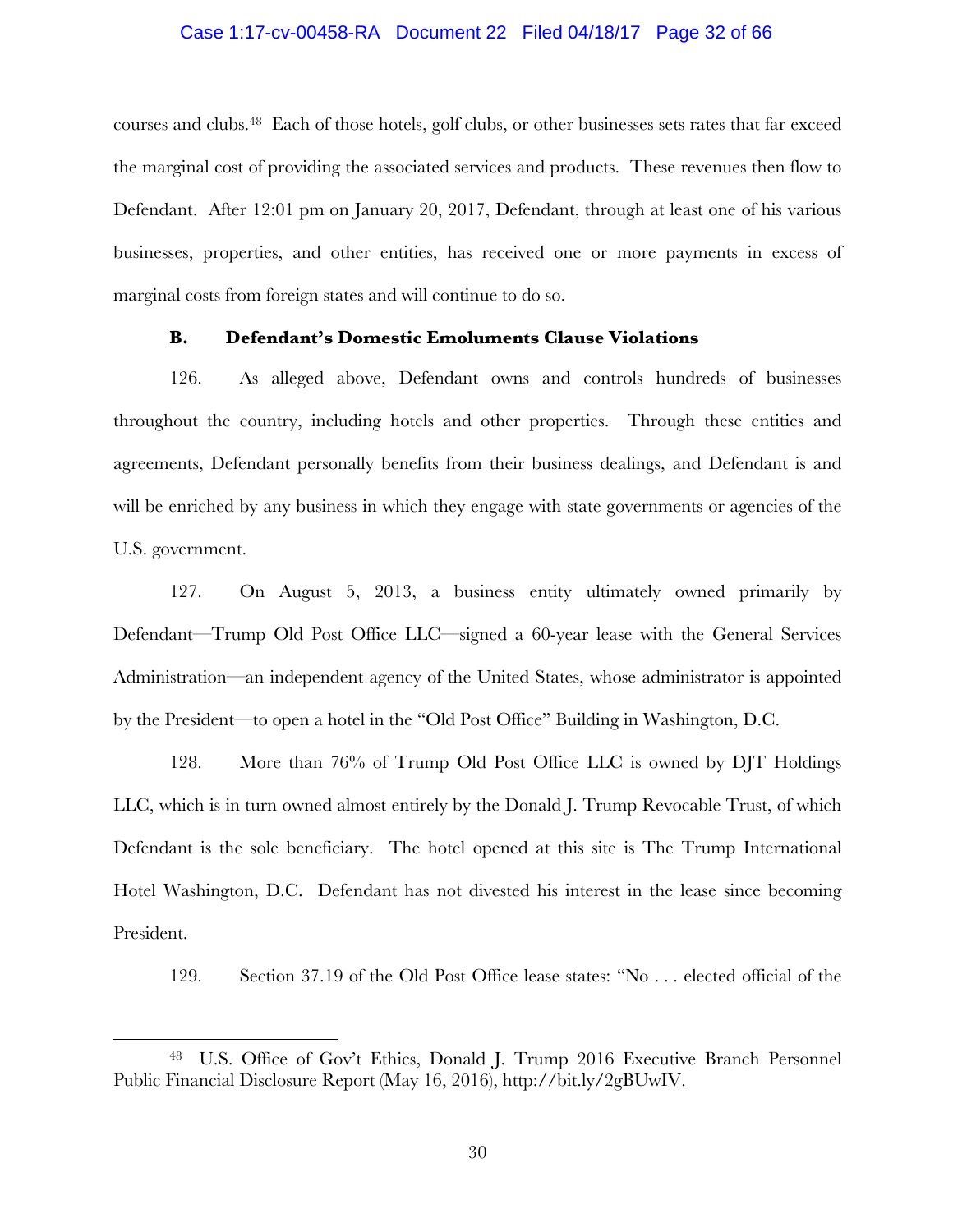courses and clubs.[48] Each of those hotels, golf clubs, or other businesses sets rates that far exceed the marginal cost of providing the associated services and products. These revenues then flow to Defendant. After 12:01 pm on January 20, 2017, Defendant, through at least one of his various businesses, properties, and other entities, has received one or more payments in excess of marginal costs from foreign states and will continue to do so.

### B. Defendant's Domestic Emoluments Clause Violations

126. As alleged above, Defendant owns and controls hundreds of businesses throughout the country, including hotels and other properties. Through these entities and agreements, Defendant personally benefits from their business dealings, and Defendant is and will be enriched by any business in which they engage with state governments or agencies of the U.S. government.

127. On August 5, 2013, a business entity ultimately owned primarily by Defendant—Trump Old Post Office LLC—signed a 60-year lease with the General Services Administration—an independent agency of the United States, whose administrator is appointed by the President—to open a hotel in the "Old Post Office" Building in Washington, D.C.

128. More than 76% of Trump Old Post Office LLC is owned by DJT Holdings LLC, which is in turn owned almost entirely by the Donald J. Trump Revocable Trust, of which Defendant is the sole beneficiary. The hotel opened at this site is The Trump International Hotel Washington, D.C. Defendant has not divested his interest in the lease since becoming President.

129. Section 37.19 of the Old Post Office lease states: "No . . . elected official of the

---

[48] U.S. Office of Gov't Ethics, Donald J. Trump 2016 Executive Branch Personnel Public Financial Disclosure Report (May 16, 2016), http://bit.ly/2gBUwIV.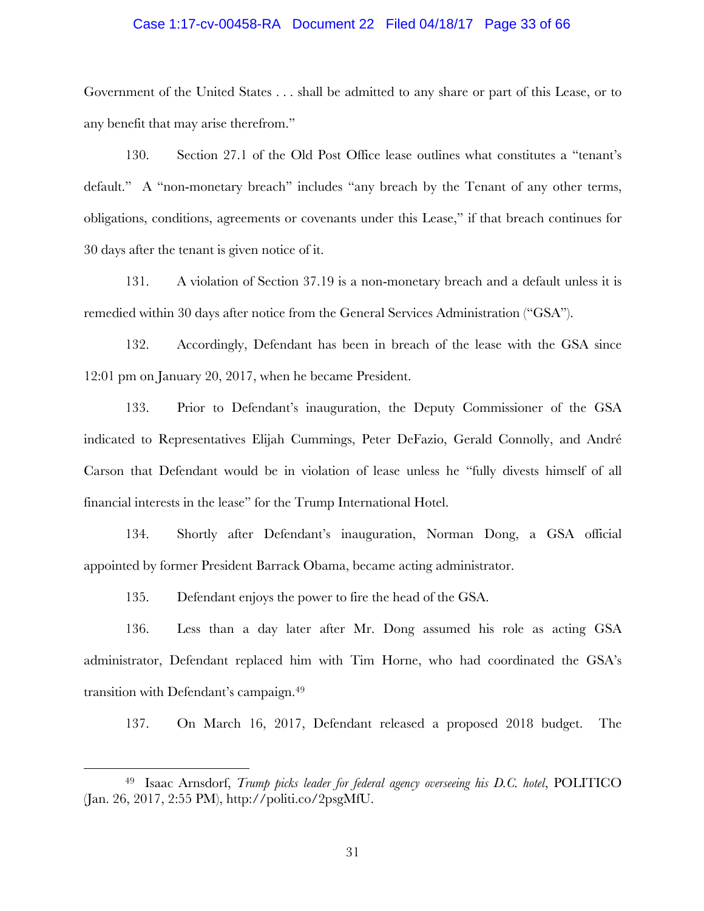Government of the United States . . . shall be admitted to any share or part of this Lease, or to any benefit that may arise therefrom."

130. Section 27.1 of the Old Post Office lease outlines what constitutes a "tenant's default." A "non-monetary breach" includes "any breach by the Tenant of any other terms, obligations, conditions, agreements or covenants under this Lease," if that breach continues for 30 days after the tenant is given notice of it.

131. A violation of Section 37.19 is a non-monetary breach and a default unless it is remedied within 30 days after notice from the General Services Administration ("GSA").

132. Accordingly, Defendant has been in breach of the lease with the GSA since 12:01 pm on January 20, 2017, when he became President.

133. Prior to Defendant's inauguration, the Deputy Commissioner of the GSA indicated to Representatives Elijah Cummings, Peter DeFazio, Gerald Connolly, and André Carson that Defendant would be in violation of lease unless he "fully divests himself of all financial interests in the lease" for the Trump International Hotel.

134. Shortly after Defendant's inauguration, Norman Dong, a GSA official appointed by former President Barrack Obama, became acting administrator.

135. Defendant enjoys the power to fire the head of the GSA.

136. Less than a day later after Mr. Dong assumed his role as acting GSA administrator, Defendant replaced him with Tim Horne, who had coordinated the GSA's transition with Defendant's campaign.[49]

137. On March 16, 2017, Defendant released a proposed 2018 budget. The

---

[49] Isaac Arnsdorf, *Trump picks leader for federal agency overseeing his D.C. hotel*, POLITICO (Jan. 26, 2017, 2:55 PM), http://politi.co/2psgMfU.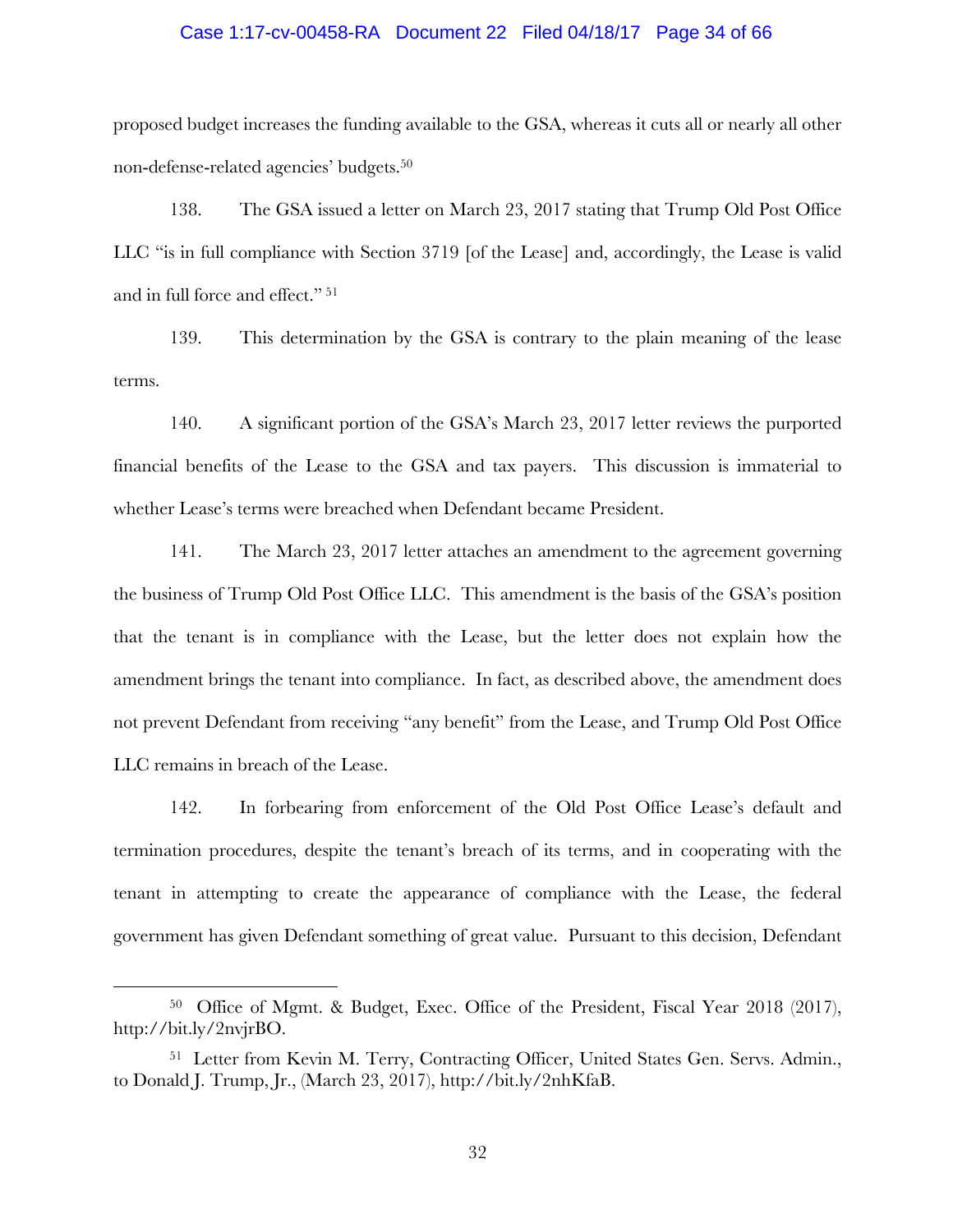proposed budget increases the funding available to the GSA, whereas it cuts all or nearly all other non-defense-related agencies' budgets.[50]

138. The GSA issued a letter on March 23, 2017 stating that Trump Old Post Office LLC "is in full compliance with Section 3719 [of the Lease] and, accordingly, the Lease is valid and in full force and effect." [51]

139. This determination by the GSA is contrary to the plain meaning of the lease terms.

140. A significant portion of the GSA's March 23, 2017 letter reviews the purported financial benefits of the Lease to the GSA and tax payers. This discussion is immaterial to whether Lease's terms were breached when Defendant became President.

141. The March 23, 2017 letter attaches an amendment to the agreement governing the business of Trump Old Post Office LLC. This amendment is the basis of the GSA's position that the tenant is in compliance with the Lease, but the letter does not explain how the amendment brings the tenant into compliance. In fact, as described above, the amendment does not prevent Defendant from receiving "any benefit" from the Lease, and Trump Old Post Office LLC remains in breach of the Lease.

142. In forbearing from enforcement of the Old Post Office Lease's default and termination procedures, despite the tenant's breach of its terms, and in cooperating with the tenant in attempting to create the appearance of compliance with the Lease, the federal government has given Defendant something of great value. Pursuant to this decision, Defendant

[50] Office of Mgmt. & Budget, Exec. Office of the President, Fiscal Year 2018 (2017), http://bit.ly/2nvjrBO.

[51] Letter from Kevin M. Terry, Contracting Officer, United States Gen. Servs. Admin., to Donald J. Trump, Jr., (March 23, 2017), http://bit.ly/2nhKfaB.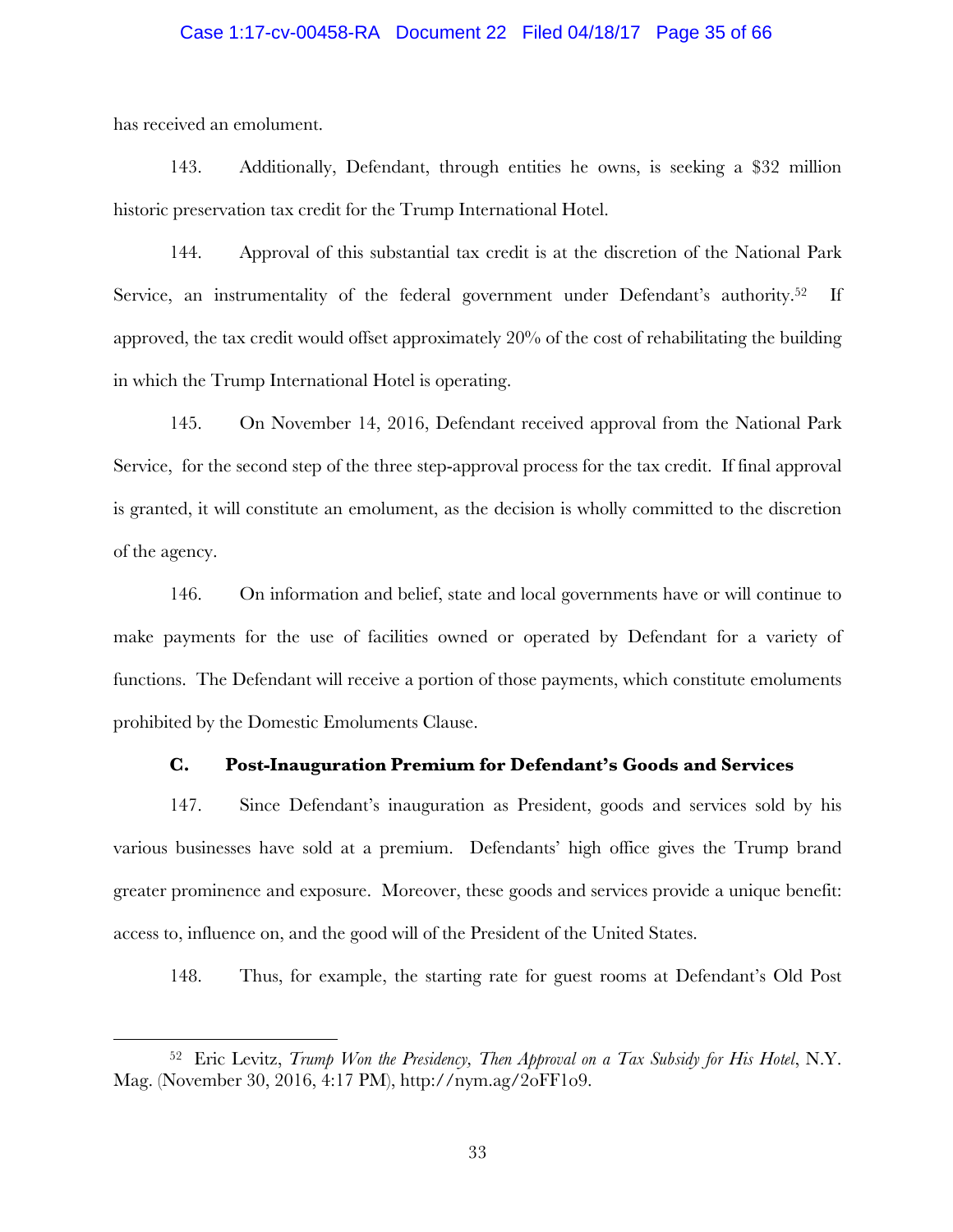has received an emolument.

143. Additionally, Defendant, through entities he owns, is seeking a $32 million historic preservation tax credit for the Trump International Hotel.

144. Approval of this substantial tax credit is at the discretion of the National Park Service, an instrumentality of the federal government under Defendant's authority.[52] If approved, the tax credit would offset approximately 20% of the cost of rehabilitating the building in which the Trump International Hotel is operating.

145. On November 14, 2016, Defendant received approval from the National Park Service, for the second step of the three step-approval process for the tax credit. If final approval is granted, it will constitute an emolument, as the decision is wholly committed to the discretion of the agency.

146. On information and belief, state and local governments have or will continue to make payments for the use of facilities owned or operated by Defendant for a variety of functions. The Defendant will receive a portion of those payments, which constitute emoluments prohibited by the Domestic Emoluments Clause.

### C. Post-Inauguration Premium for Defendant's Goods and Services

147. Since Defendant's inauguration as President, goods and services sold by his various businesses have sold at a premium. Defendants' high office gives the Trump brand greater prominence and exposure. Moreover, these goods and services provide a unique benefit: access to, influence on, and the good will of the President of the United States.

148. Thus, for example, the starting rate for guest rooms at Defendant's Old Post

---

[52] Eric Levitz, *Trump Won the Presidency, Then Approval on a Tax Subsidy for His Hotel*, N.Y. Mag. (November 30, 2016, 4:17 PM), http://nym.ag/2oFF1o9.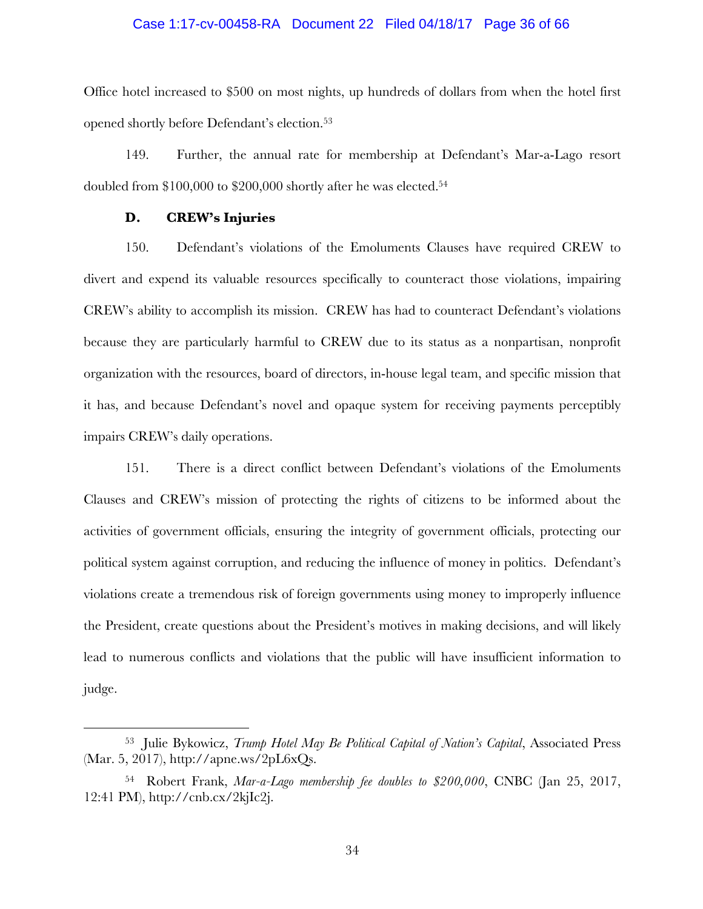Office hotel increased to $500 on most nights, up hundreds of dollars from when the hotel first opened shortly before Defendant's election.[53]

149. Further, the annual rate for membership at Defendant's Mar-a-Lago resort doubled from $100,000 to $200,000 shortly after he was elected.[54]

### D. CREW's Injuries

150. Defendant's violations of the Emoluments Clauses have required CREW to divert and expend its valuable resources specifically to counteract those violations, impairing CREW's ability to accomplish its mission. CREW has had to counteract Defendant's violations because they are particularly harmful to CREW due to its status as a nonpartisan, nonprofit organization with the resources, board of directors, in-house legal team, and specific mission that it has, and because Defendant's novel and opaque system for receiving payments perceptibly impairs CREW's daily operations.

151. There is a direct conflict between Defendant's violations of the Emoluments Clauses and CREW's mission of protecting the rights of citizens to be informed about the activities of government officials, ensuring the integrity of government officials, protecting our political system against corruption, and reducing the influence of money in politics. Defendant's violations create a tremendous risk of foreign governments using money to improperly influence the President, create questions about the President's motives in making decisions, and will likely lead to numerous conflicts and violations that the public will have insufficient information to judge.

---

[53] Julie Bykowicz, *Trump Hotel May Be Political Capital of Nation's Capital*, Associated Press (Mar. 5, 2017), http://apne.ws/2pL6xQs.

[54] Robert Frank, *Mar-a-Lago membership fee doubles to $200,000*, CNBC (Jan 25, 2017, 12:41 PM), http://cnb.cx/2kjIc2j.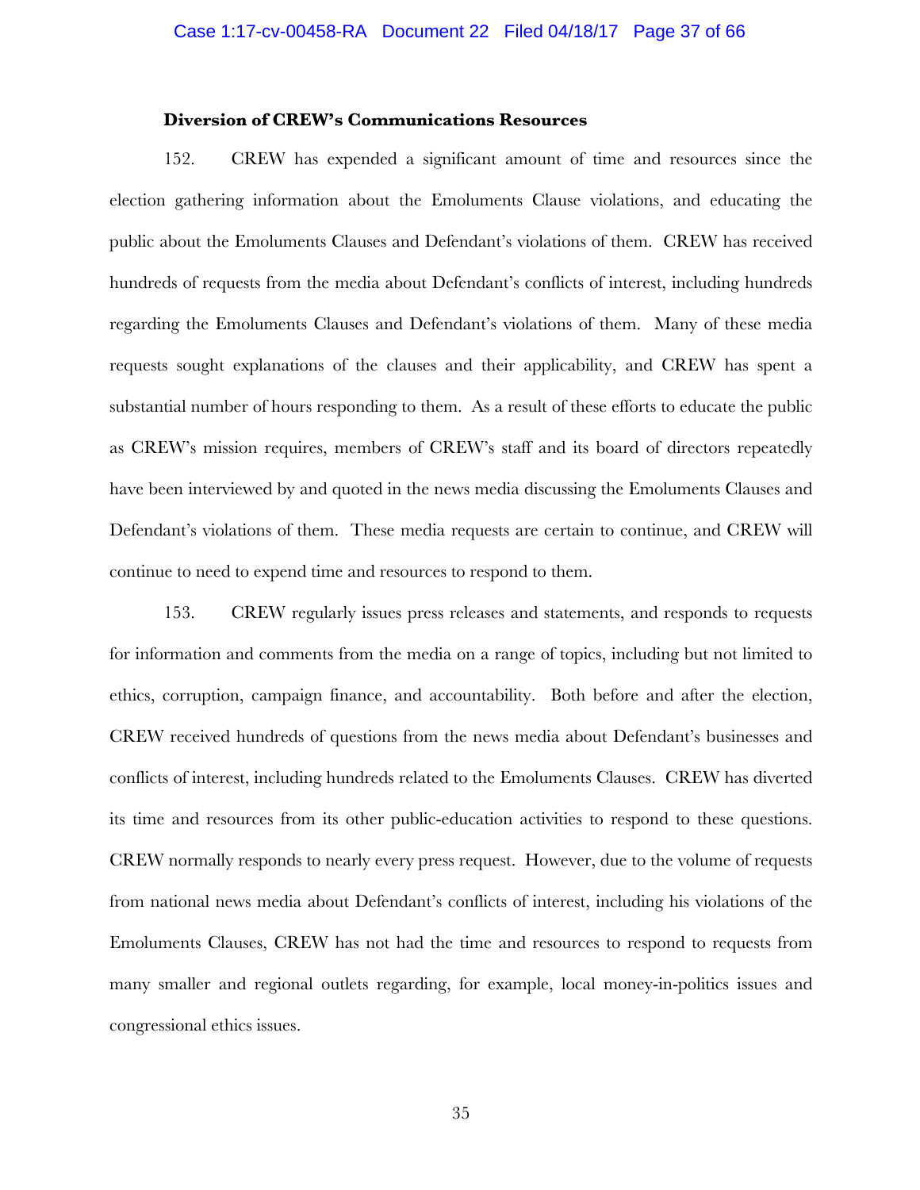### Diversion of CREW's Communications Resources

152. CREW has expended a significant amount of time and resources since the election gathering information about the Emoluments Clause violations, and educating the public about the Emoluments Clauses and Defendant's violations of them. CREW has received hundreds of requests from the media about Defendant's conflicts of interest, including hundreds regarding the Emoluments Clauses and Defendant's violations of them. Many of these media requests sought explanations of the clauses and their applicability, and CREW has spent a substantial number of hours responding to them. As a result of these efforts to educate the public as CREW's mission requires, members of CREW's staff and its board of directors repeatedly have been interviewed by and quoted in the news media discussing the Emoluments Clauses and Defendant's violations of them. These media requests are certain to continue, and CREW will continue to need to expend time and resources to respond to them.

153. CREW regularly issues press releases and statements, and responds to requests for information and comments from the media on a range of topics, including but not limited to ethics, corruption, campaign finance, and accountability. Both before and after the election, CREW received hundreds of questions from the news media about Defendant's businesses and conflicts of interest, including hundreds related to the Emoluments Clauses. CREW has diverted its time and resources from its other public-education activities to respond to these questions. CREW normally responds to nearly every press request. However, due to the volume of requests from national news media about Defendant's conflicts of interest, including his violations of the Emoluments Clauses, CREW has not had the time and resources to respond to requests from many smaller and regional outlets regarding, for example, local money-in-politics issues and congressional ethics issues.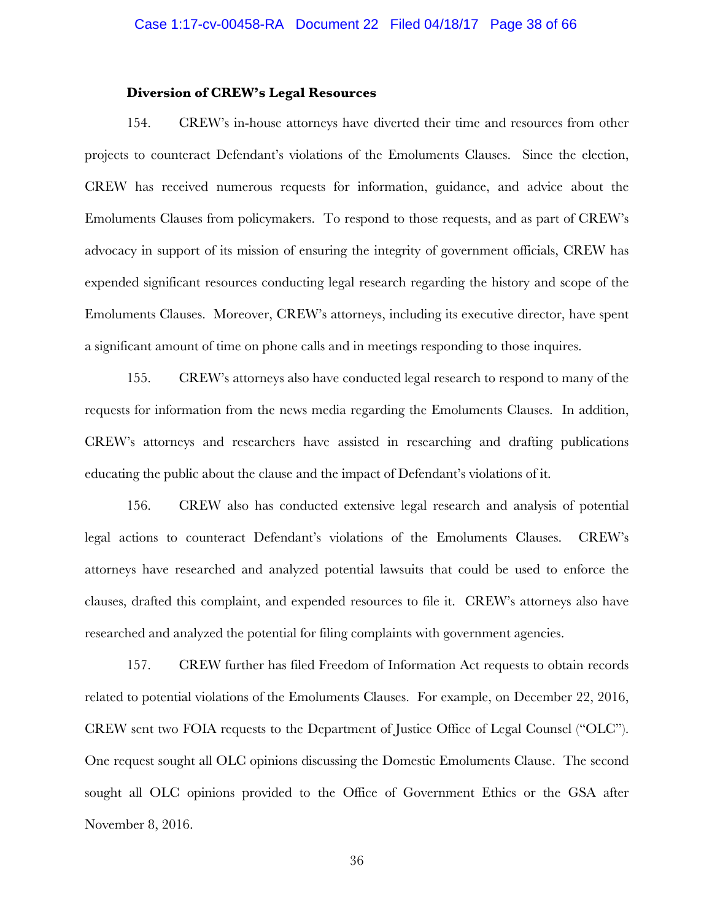### Diversion of CREW's Legal Resources

154. CREW's in-house attorneys have diverted their time and resources from other projects to counteract Defendant's violations of the Emoluments Clauses. Since the election, CREW has received numerous requests for information, guidance, and advice about the Emoluments Clauses from policymakers. To respond to those requests, and as part of CREW's advocacy in support of its mission of ensuring the integrity of government officials, CREW has expended significant resources conducting legal research regarding the history and scope of the Emoluments Clauses. Moreover, CREW's attorneys, including its executive director, have spent a significant amount of time on phone calls and in meetings responding to those inquires.

155. CREW's attorneys also have conducted legal research to respond to many of the requests for information from the news media regarding the Emoluments Clauses. In addition, CREW's attorneys and researchers have assisted in researching and drafting publications educating the public about the clause and the impact of Defendant's violations of it.

156. CREW also has conducted extensive legal research and analysis of potential legal actions to counteract Defendant's violations of the Emoluments Clauses. CREW's attorneys have researched and analyzed potential lawsuits that could be used to enforce the clauses, drafted this complaint, and expended resources to file it. CREW's attorneys also have researched and analyzed the potential for filing complaints with government agencies.

157. CREW further has filed Freedom of Information Act requests to obtain records related to potential violations of the Emoluments Clauses. For example, on December 22, 2016, CREW sent two FOIA requests to the Department of Justice Office of Legal Counsel ("OLC"). One request sought all OLC opinions discussing the Domestic Emoluments Clause. The second sought all OLC opinions provided to the Office of Government Ethics or the GSA after November 8, 2016.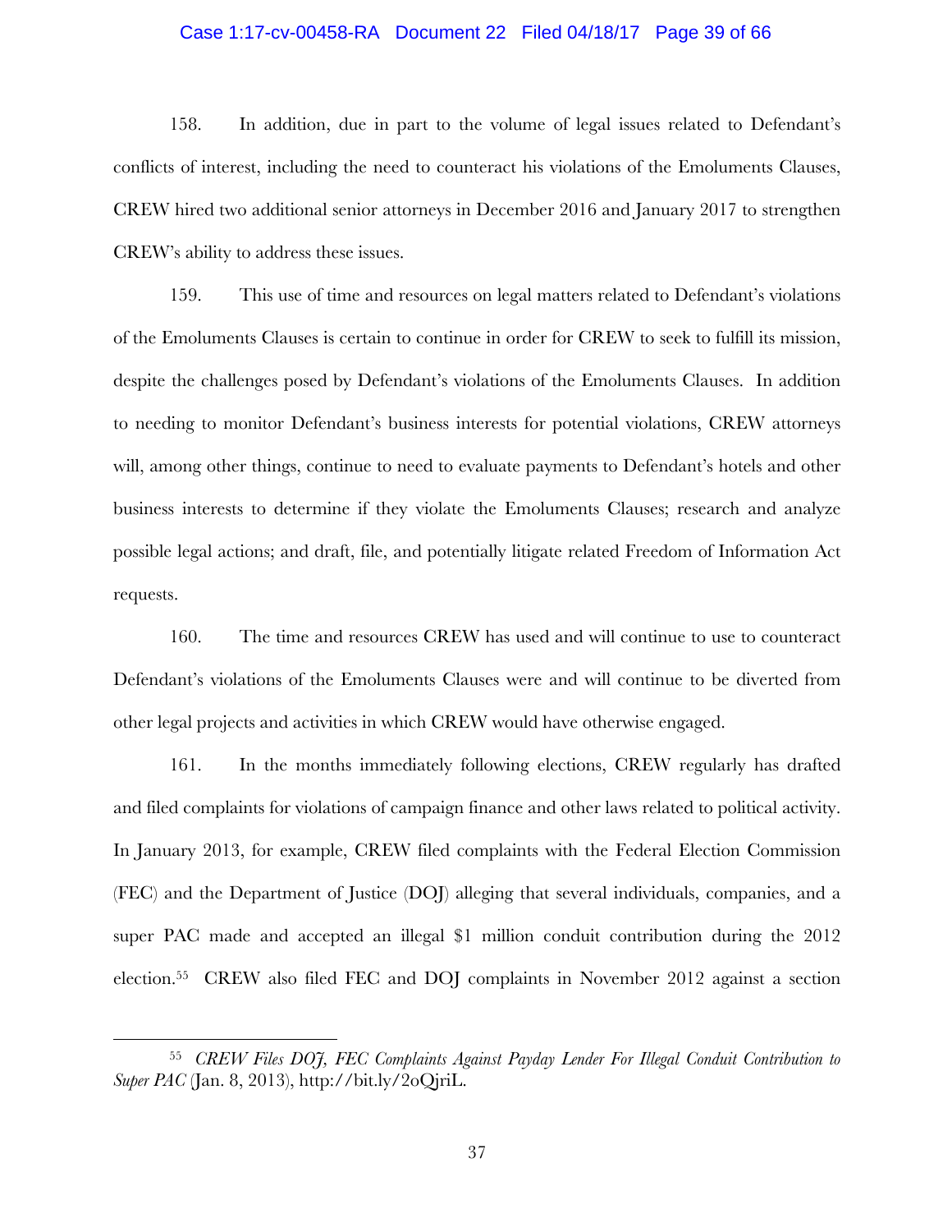158. In addition, due in part to the volume of legal issues related to Defendant's conflicts of interest, including the need to counteract his violations of the Emoluments Clauses, CREW hired two additional senior attorneys in December 2016 and January 2017 to strengthen CREW's ability to address these issues.

159. This use of time and resources on legal matters related to Defendant's violations of the Emoluments Clauses is certain to continue in order for CREW to seek to fulfill its mission, despite the challenges posed by Defendant's violations of the Emoluments Clauses. In addition to needing to monitor Defendant's business interests for potential violations, CREW attorneys will, among other things, continue to need to evaluate payments to Defendant's hotels and other business interests to determine if they violate the Emoluments Clauses; research and analyze possible legal actions; and draft, file, and potentially litigate related Freedom of Information Act requests.

160. The time and resources CREW has used and will continue to use to counteract Defendant's violations of the Emoluments Clauses were and will continue to be diverted from other legal projects and activities in which CREW would have otherwise engaged.

161. In the months immediately following elections, CREW regularly has drafted and filed complaints for violations of campaign finance and other laws related to political activity. In January 2013, for example, CREW filed complaints with the Federal Election Commission (FEC) and the Department of Justice (DOJ) alleging that several individuals, companies, and a super PAC made and accepted an illegal $1 million conduit contribution during the 2012 election.[55] CREW also filed FEC and DOJ complaints in November 2012 against a section

[55] *CREW Files DOJ, FEC Complaints Against Payday Lender For Illegal Conduit Contribution to Super PAC* (Jan. 8, 2013), http://bit.ly/2oQjriL.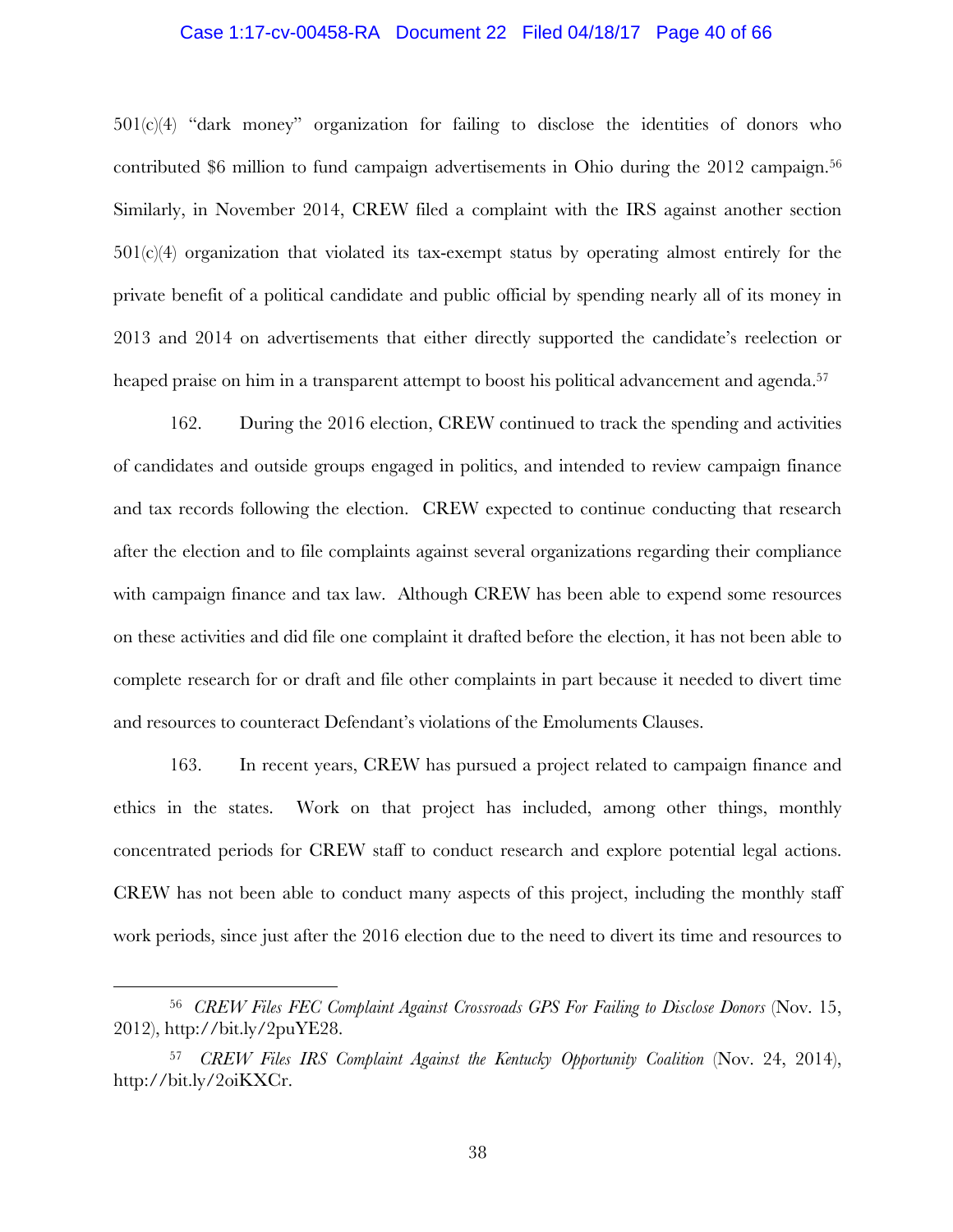501(c)(4) "dark money" organization for failing to disclose the identities of donors who contributed $6 million to fund campaign advertisements in Ohio during the 2012 campaign.[56] Similarly, in November 2014, CREW filed a complaint with the IRS against another section 501(c)(4) organization that violated its tax-exempt status by operating almost entirely for the private benefit of a political candidate and public official by spending nearly all of its money in 2013 and 2014 on advertisements that either directly supported the candidate's reelection or heaped praise on him in a transparent attempt to boost his political advancement and agenda.[57]

162. During the 2016 election, CREW continued to track the spending and activities of candidates and outside groups engaged in politics, and intended to review campaign finance and tax records following the election. CREW expected to continue conducting that research after the election and to file complaints against several organizations regarding their compliance with campaign finance and tax law. Although CREW has been able to expend some resources on these activities and did file one complaint it drafted before the election, it has not been able to complete research for or draft and file other complaints in part because it needed to divert time and resources to counteract Defendant's violations of the Emoluments Clauses.

163. In recent years, CREW has pursued a project related to campaign finance and ethics in the states. Work on that project has included, among other things, monthly concentrated periods for CREW staff to conduct research and explore potential legal actions. CREW has not been able to conduct many aspects of this project, including the monthly staff work periods, since just after the 2016 election due to the need to divert its time and resources to

---

[56] *CREW Files FEC Complaint Against Crossroads GPS For Failing to Disclose Donors* (Nov. 15, 2012), http://bit.ly/2puYE28.

[57] *CREW Files IRS Complaint Against the Kentucky Opportunity Coalition* (Nov. 24, 2014), http://bit.ly/2oiKXCr.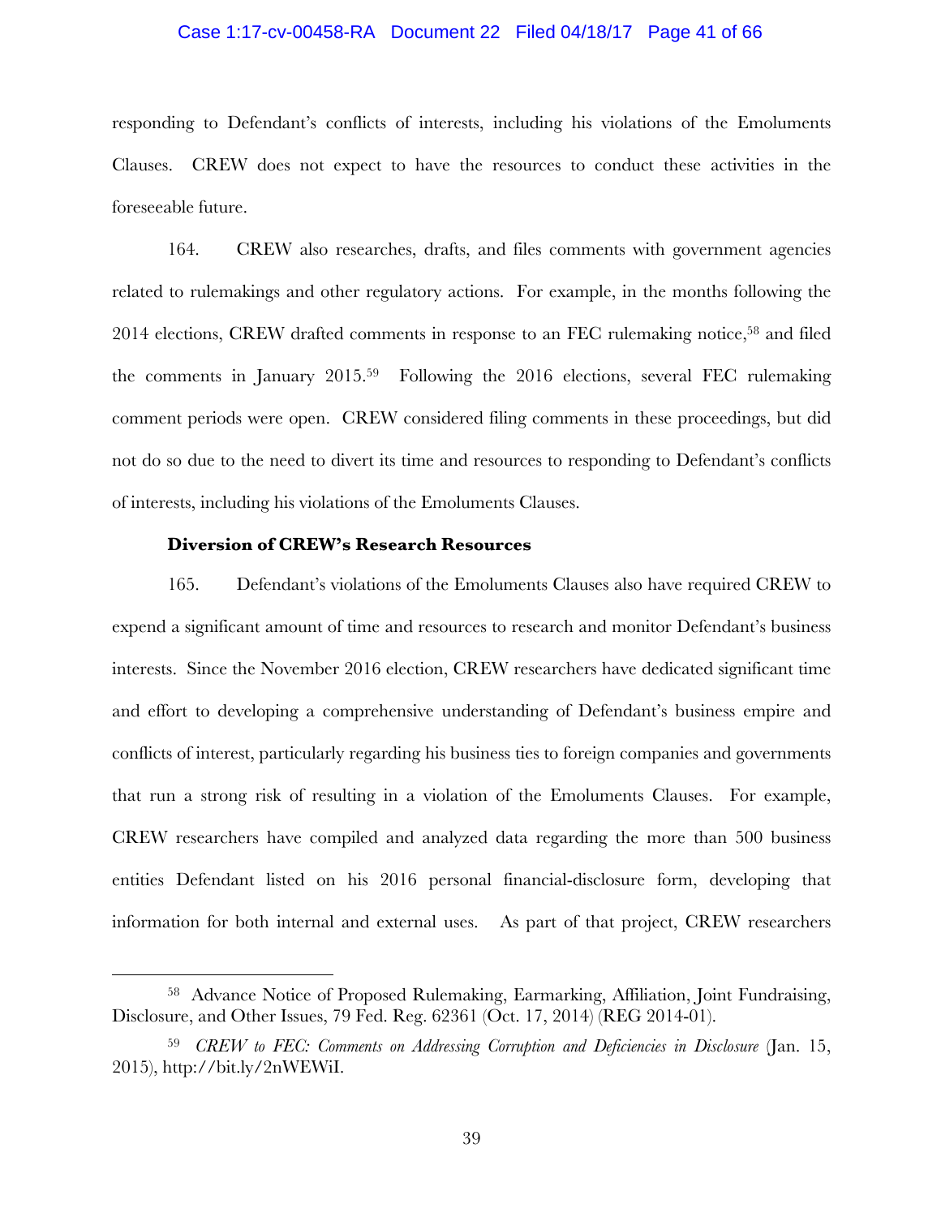responding to Defendant's conflicts of interests, including his violations of the Emoluments Clauses. CREW does not expect to have the resources to conduct these activities in the foreseeable future.

164. CREW also researches, drafts, and files comments with government agencies related to rulemakings and other regulatory actions. For example, in the months following the 2014 elections, CREW drafted comments in response to an FEC rulemaking notice,[58] and filed the comments in January 2015.[59] Following the 2016 elections, several FEC rulemaking comment periods were open. CREW considered filing comments in these proceedings, but did not do so due to the need to divert its time and resources to responding to Defendant's conflicts of interests, including his violations of the Emoluments Clauses.

**Diversion of CREW's Research Resources**

165. Defendant's violations of the Emoluments Clauses also have required CREW to expend a significant amount of time and resources to research and monitor Defendant's business interests. Since the November 2016 election, CREW researchers have dedicated significant time and effort to developing a comprehensive understanding of Defendant's business empire and conflicts of interest, particularly regarding his business ties to foreign companies and governments that run a strong risk of resulting in a violation of the Emoluments Clauses. For example, CREW researchers have compiled and analyzed data regarding the more than 500 business entities Defendant listed on his 2016 personal financial-disclosure form, developing that information for both internal and external uses. As part of that project, CREW researchers

---

[58] Advance Notice of Proposed Rulemaking, Earmarking, Affiliation, Joint Fundraising, Disclosure, and Other Issues, 79 Fed. Reg. 62361 (Oct. 17, 2014) (REG 2014-01).

[59] *CREW to FEC: Comments on Addressing Corruption and Deficiencies in Disclosure* (Jan. 15, 2015), http://bit.ly/2nWEWiI.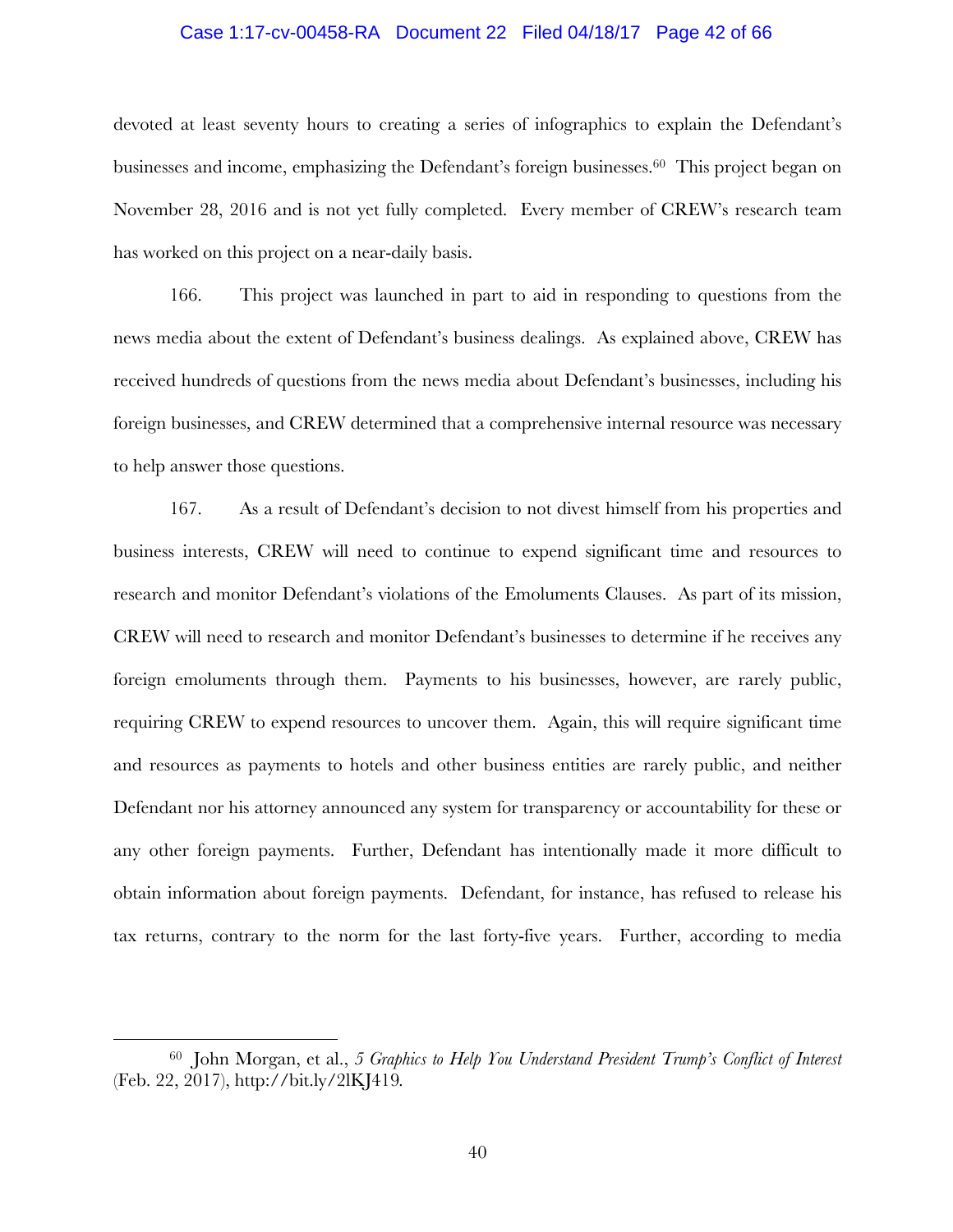devoted at least seventy hours to creating a series of infographics to explain the Defendant's businesses and income, emphasizing the Defendant's foreign businesses.[60] This project began on November 28, 2016 and is not yet fully completed. Every member of CREW's research team has worked on this project on a near-daily basis.

166. This project was launched in part to aid in responding to questions from the news media about the extent of Defendant's business dealings. As explained above, CREW has received hundreds of questions from the news media about Defendant's businesses, including his foreign businesses, and CREW determined that a comprehensive internal resource was necessary to help answer those questions.

167. As a result of Defendant's decision to not divest himself from his properties and business interests, CREW will need to continue to expend significant time and resources to research and monitor Defendant's violations of the Emoluments Clauses. As part of its mission, CREW will need to research and monitor Defendant's businesses to determine if he receives any foreign emoluments through them. Payments to his businesses, however, are rarely public, requiring CREW to expend resources to uncover them. Again, this will require significant time and resources as payments to hotels and other business entities are rarely public, and neither Defendant nor his attorney announced any system for transparency or accountability for these or any other foreign payments. Further, Defendant has intentionally made it more difficult to obtain information about foreign payments. Defendant, for instance, has refused to release his tax returns, contrary to the norm for the last forty-five years. Further, according to media

[60] John Morgan, et al., *5 Graphics to Help You Understand President Trump's Conflict of Interest* (Feb. 22, 2017), http://bit.ly/2lKJ419.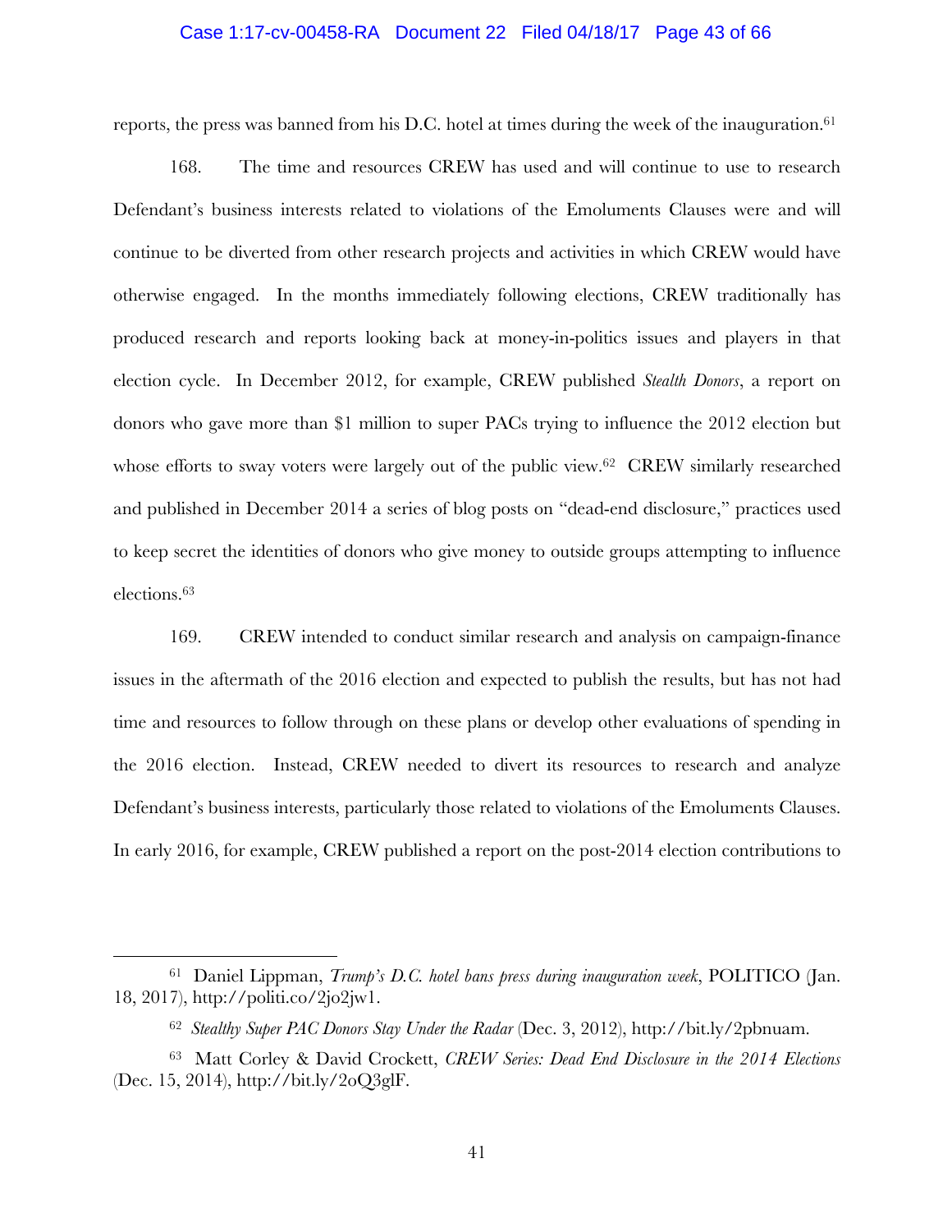reports, the press was banned from his D.C. hotel at times during the week of the inauguration.[61]

168. The time and resources CREW has used and will continue to use to research Defendant's business interests related to violations of the Emoluments Clauses were and will continue to be diverted from other research projects and activities in which CREW would have otherwise engaged. In the months immediately following elections, CREW traditionally has produced research and reports looking back at money-in-politics issues and players in that election cycle. In December 2012, for example, CREW published *Stealth Donors*, a report on donors who gave more than $1 million to super PACs trying to influence the 2012 election but whose efforts to sway voters were largely out of the public view.[62] CREW similarly researched and published in December 2014 a series of blog posts on "dead-end disclosure," practices used to keep secret the identities of donors who give money to outside groups attempting to influence elections.[63]

169. CREW intended to conduct similar research and analysis on campaign-finance issues in the aftermath of the 2016 election and expected to publish the results, but has not had time and resources to follow through on these plans or develop other evaluations of spending in the 2016 election. Instead, CREW needed to divert its resources to research and analyze Defendant's business interests, particularly those related to violations of the Emoluments Clauses. In early 2016, for example, CREW published a report on the post-2014 election contributions to

---

[61] Daniel Lippman, *Trump's D.C. hotel bans press during inauguration week*, POLITICO (Jan. 18, 2017), http://politi.co/2jo2jw1.

[62] *Stealthy Super PAC Donors Stay Under the Radar* (Dec. 3, 2012), http://bit.ly/2pbnuam.

[63] Matt Corley & David Crockett, *CREW Series: Dead End Disclosure in the 2014 Elections* (Dec. 15, 2014), http://bit.ly/2oQ3glF.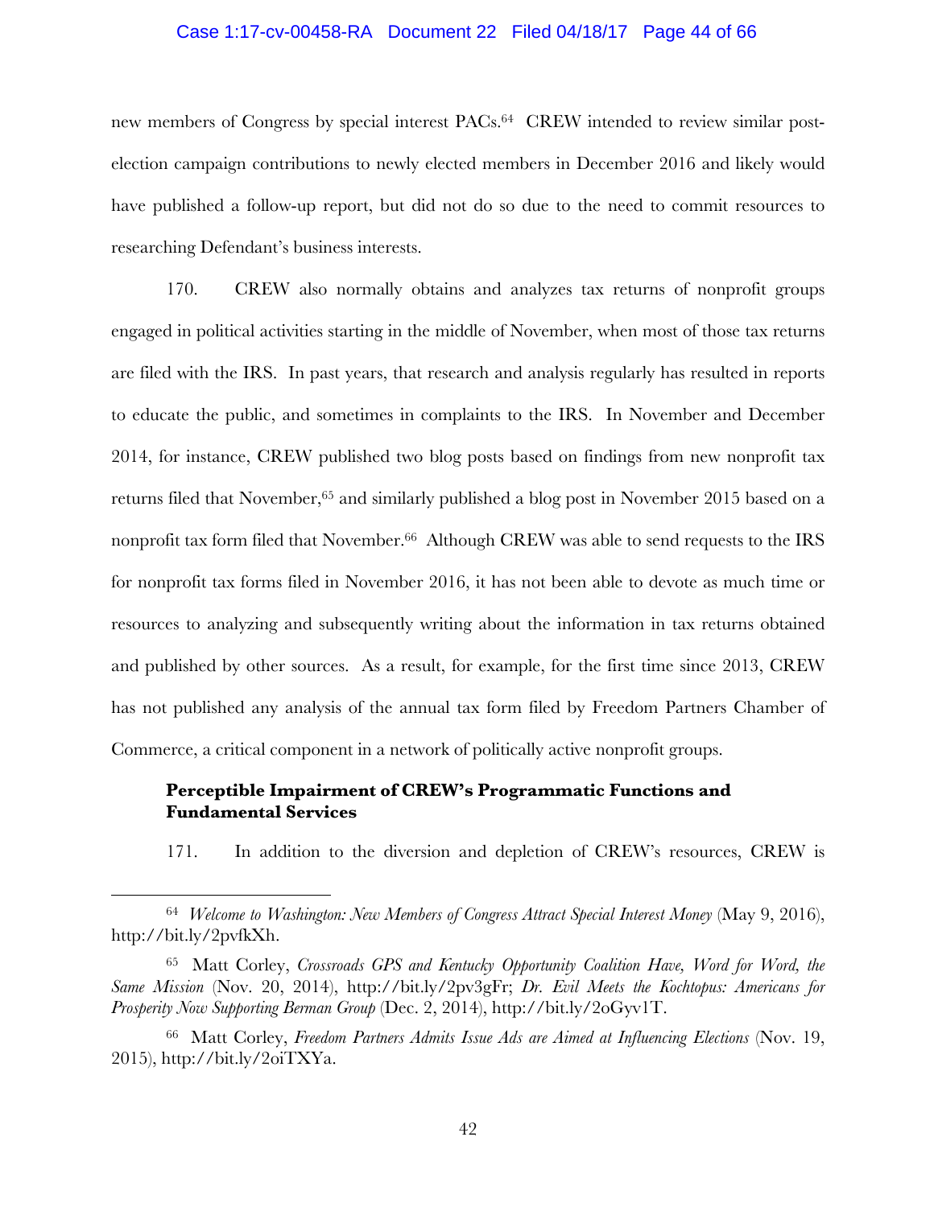new members of Congress by special interest PACs.[64] CREW intended to review similar post-election campaign contributions to newly elected members in December 2016 and likely would have published a follow-up report, but did not do so due to the need to commit resources to researching Defendant's business interests.

170. CREW also normally obtains and analyzes tax returns of nonprofit groups engaged in political activities starting in the middle of November, when most of those tax returns are filed with the IRS. In past years, that research and analysis regularly has resulted in reports to educate the public, and sometimes in complaints to the IRS. In November and December 2014, for instance, CREW published two blog posts based on findings from new nonprofit tax returns filed that November,[65] and similarly published a blog post in November 2015 based on a nonprofit tax form filed that November.[66] Although CREW was able to send requests to the IRS for nonprofit tax forms filed in November 2016, it has not been able to devote as much time or resources to analyzing and subsequently writing about the information in tax returns obtained and published by other sources. As a result, for example, for the first time since 2013, CREW has not published any analysis of the annual tax form filed by Freedom Partners Chamber of Commerce, a critical component in a network of politically active nonprofit groups.

**Perceptible Impairment of CREW's Programmatic Functions and Fundamental Services**

171. In addition to the diversion and depletion of CREW's resources, CREW is

---

[64] *Welcome to Washington: New Members of Congress Attract Special Interest Money* (May 9, 2016), http://bit.ly/2pvfkXh.

[65] Matt Corley, *Crossroads GPS and Kentucky Opportunity Coalition Have, Word for Word, the Same Mission* (Nov. 20, 2014), http://bit.ly/2pv3gFr; *Dr. Evil Meets the Kochtopus: Americans for Prosperity Now Supporting Berman Group* (Dec. 2, 2014), http://bit.ly/2oGyv1T.

[66] Matt Corley, *Freedom Partners Admits Issue Ads are Aimed at Influencing Elections* (Nov. 19, 2015), http://bit.ly/2oiTXYa.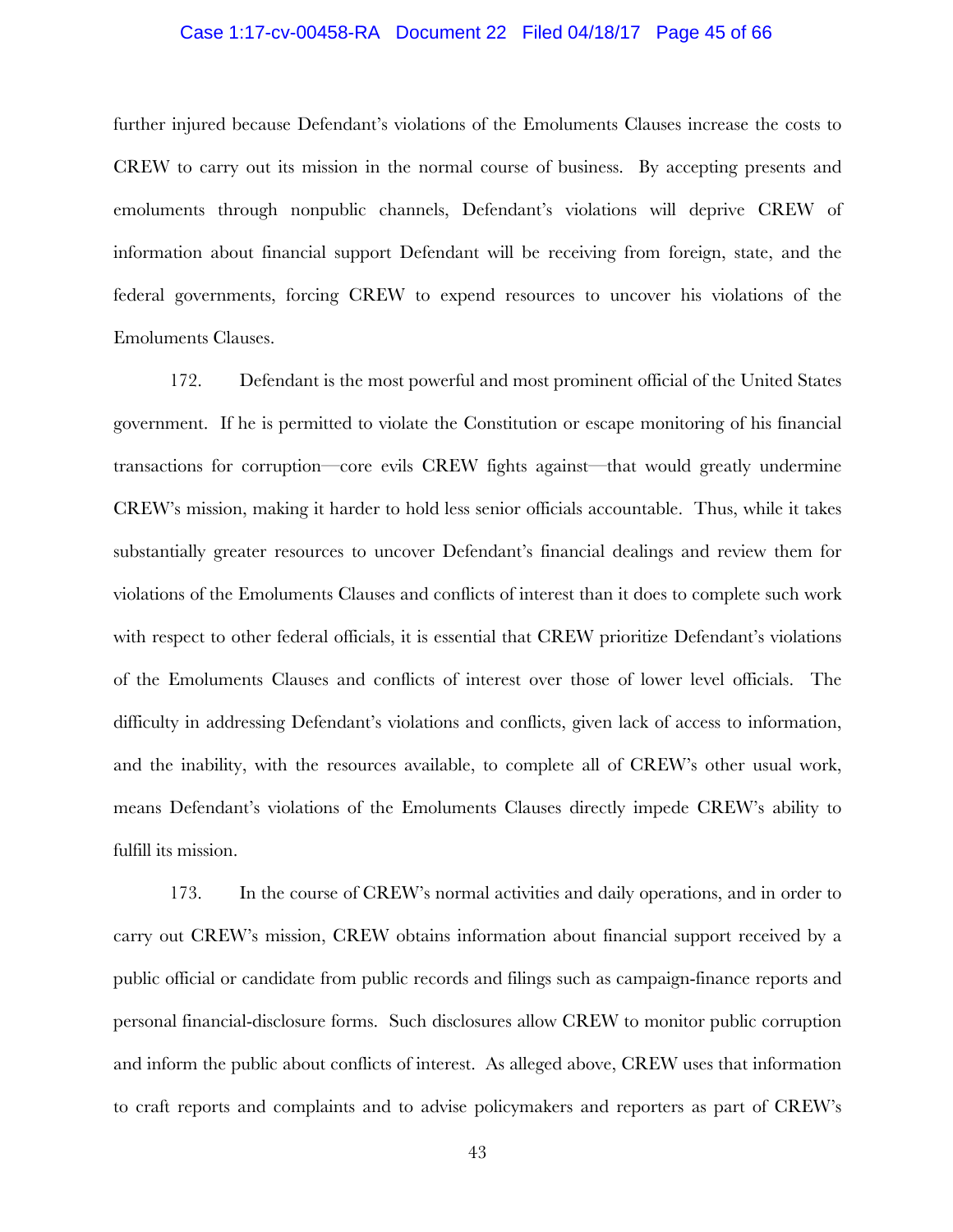further injured because Defendant's violations of the Emoluments Clauses increase the costs to CREW to carry out its mission in the normal course of business. By accepting presents and emoluments through nonpublic channels, Defendant's violations will deprive CREW of information about financial support Defendant will be receiving from foreign, state, and the federal governments, forcing CREW to expend resources to uncover his violations of the Emoluments Clauses.

172. Defendant is the most powerful and most prominent official of the United States government. If he is permitted to violate the Constitution or escape monitoring of his financial transactions for corruption—core evils CREW fights against—that would greatly undermine CREW's mission, making it harder to hold less senior officials accountable. Thus, while it takes substantially greater resources to uncover Defendant's financial dealings and review them for violations of the Emoluments Clauses and conflicts of interest than it does to complete such work with respect to other federal officials, it is essential that CREW prioritize Defendant's violations of the Emoluments Clauses and conflicts of interest over those of lower level officials. The difficulty in addressing Defendant's violations and conflicts, given lack of access to information, and the inability, with the resources available, to complete all of CREW's other usual work, means Defendant's violations of the Emoluments Clauses directly impede CREW's ability to fulfill its mission.

173. In the course of CREW's normal activities and daily operations, and in order to carry out CREW's mission, CREW obtains information about financial support received by a public official or candidate from public records and filings such as campaign-finance reports and personal financial-disclosure forms. Such disclosures allow CREW to monitor public corruption and inform the public about conflicts of interest. As alleged above, CREW uses that information to craft reports and complaints and to advise policymakers and reporters as part of CREW's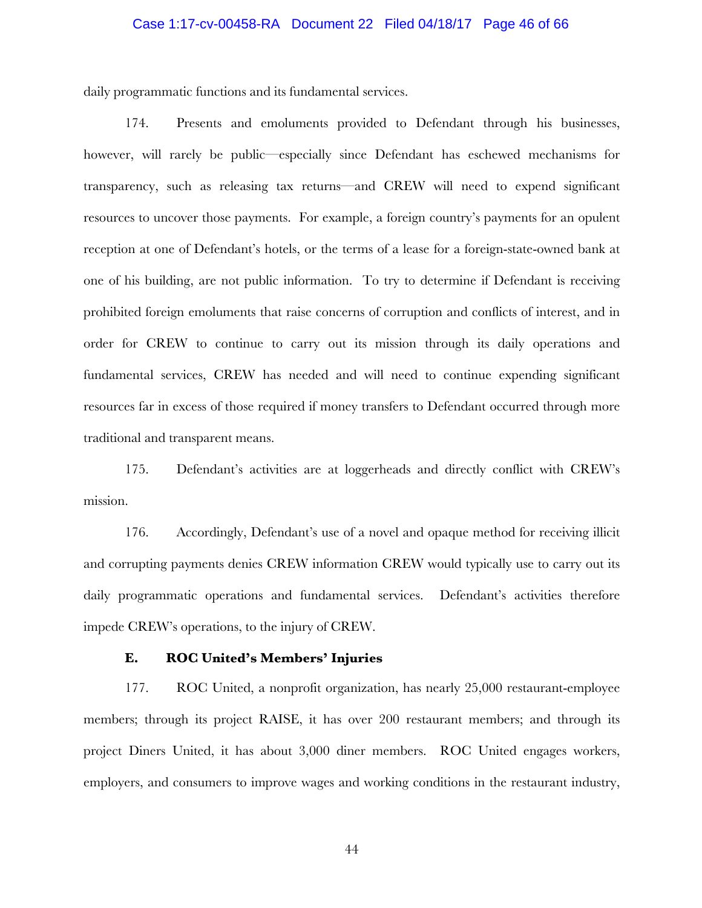daily programmatic functions and its fundamental services.

174. Presents and emoluments provided to Defendant through his businesses, however, will rarely be public—especially since Defendant has eschewed mechanisms for transparency, such as releasing tax returns—and CREW will need to expend significant resources to uncover those payments. For example, a foreign country's payments for an opulent reception at one of Defendant's hotels, or the terms of a lease for a foreign-state-owned bank at one of his building, are not public information. To try to determine if Defendant is receiving prohibited foreign emoluments that raise concerns of corruption and conflicts of interest, and in order for CREW to continue to carry out its mission through its daily operations and fundamental services, CREW has needed and will need to continue expending significant resources far in excess of those required if money transfers to Defendant occurred through more traditional and transparent means.

175. Defendant's activities are at loggerheads and directly conflict with CREW's mission.

176. Accordingly, Defendant's use of a novel and opaque method for receiving illicit and corrupting payments denies CREW information CREW would typically use to carry out its daily programmatic operations and fundamental services. Defendant's activities therefore impede CREW's operations, to the injury of CREW.

### E. ROC United's Members' Injuries

177. ROC United, a nonprofit organization, has nearly 25,000 restaurant-employee members; through its project RAISE, it has over 200 restaurant members; and through its project Diners United, it has about 3,000 diner members. ROC United engages workers, employers, and consumers to improve wages and working conditions in the restaurant industry,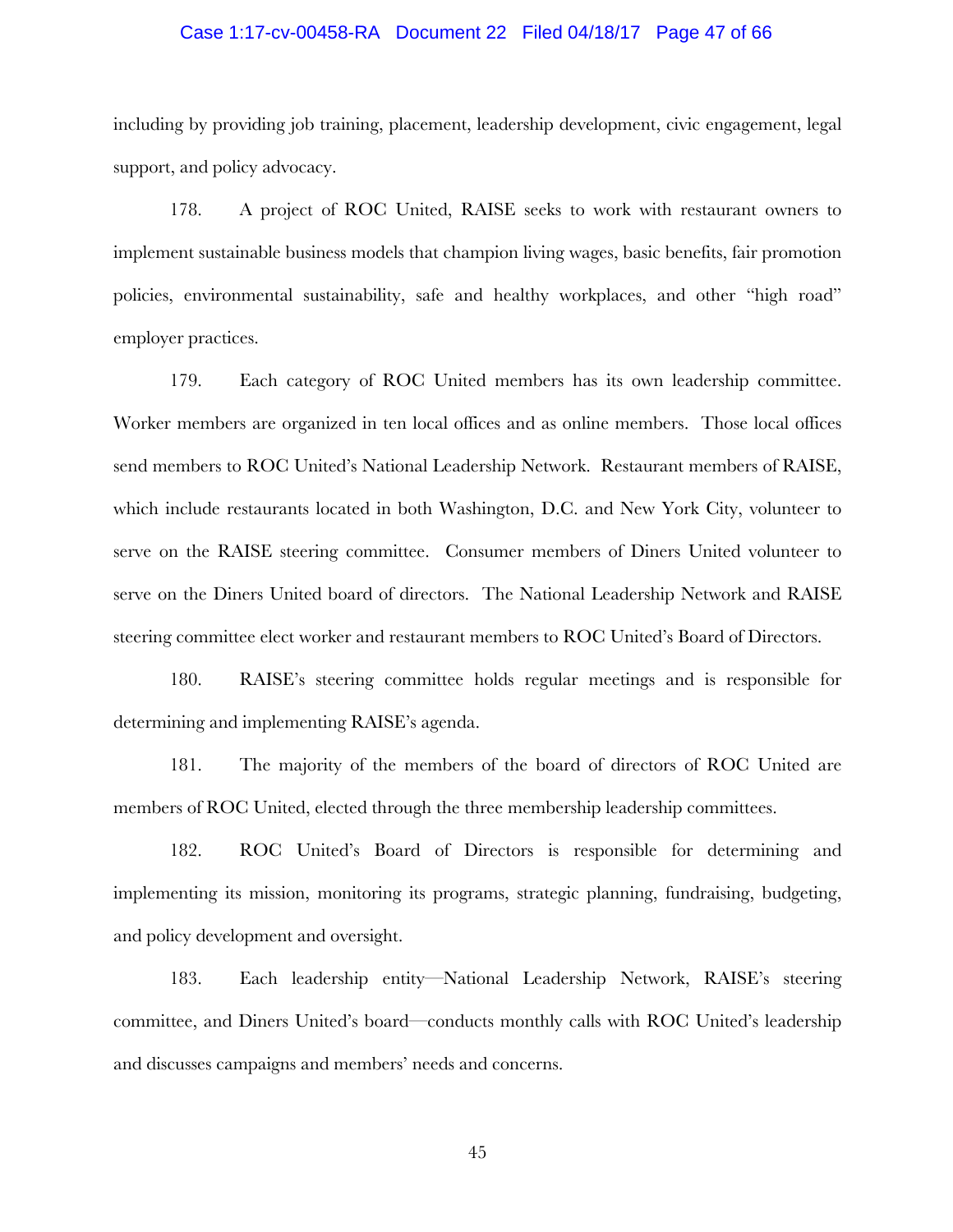including by providing job training, placement, leadership development, civic engagement, legal support, and policy advocacy.

178. A project of ROC United, RAISE seeks to work with restaurant owners to implement sustainable business models that champion living wages, basic benefits, fair promotion policies, environmental sustainability, safe and healthy workplaces, and other "high road" employer practices.

179. Each category of ROC United members has its own leadership committee. Worker members are organized in ten local offices and as online members. Those local offices send members to ROC United's National Leadership Network. Restaurant members of RAISE, which include restaurants located in both Washington, D.C. and New York City, volunteer to serve on the RAISE steering committee. Consumer members of Diners United volunteer to serve on the Diners United board of directors. The National Leadership Network and RAISE steering committee elect worker and restaurant members to ROC United's Board of Directors.

180. RAISE's steering committee holds regular meetings and is responsible for determining and implementing RAISE's agenda.

181. The majority of the members of the board of directors of ROC United are members of ROC United, elected through the three membership leadership committees.

182. ROC United's Board of Directors is responsible for determining and implementing its mission, monitoring its programs, strategic planning, fundraising, budgeting, and policy development and oversight.

183. Each leadership entity—National Leadership Network, RAISE's steering committee, and Diners United's board—conducts monthly calls with ROC United's leadership and discusses campaigns and members' needs and concerns.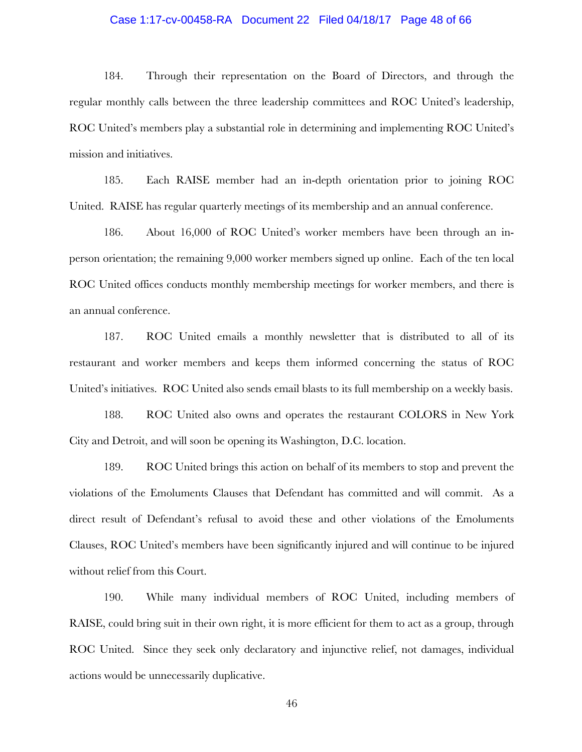184. Through their representation on the Board of Directors, and through the regular monthly calls between the three leadership committees and ROC United's leadership, ROC United's members play a substantial role in determining and implementing ROC United's mission and initiatives.

185. Each RAISE member had an in-depth orientation prior to joining ROC United. RAISE has regular quarterly meetings of its membership and an annual conference.

186. About 16,000 of ROC United's worker members have been through an in-person orientation; the remaining 9,000 worker members signed up online. Each of the ten local ROC United offices conducts monthly membership meetings for worker members, and there is an annual conference.

187. ROC United emails a monthly newsletter that is distributed to all of its restaurant and worker members and keeps them informed concerning the status of ROC United's initiatives. ROC United also sends email blasts to its full membership on a weekly basis.

188. ROC United also owns and operates the restaurant COLORS in New York City and Detroit, and will soon be opening its Washington, D.C. location.

189. ROC United brings this action on behalf of its members to stop and prevent the violations of the Emoluments Clauses that Defendant has committed and will commit. As a direct result of Defendant's refusal to avoid these and other violations of the Emoluments Clauses, ROC United's members have been significantly injured and will continue to be injured without relief from this Court.

190. While many individual members of ROC United, including members of RAISE, could bring suit in their own right, it is more efficient for them to act as a group, through ROC United. Since they seek only declaratory and injunctive relief, not damages, individual actions would be unnecessarily duplicative.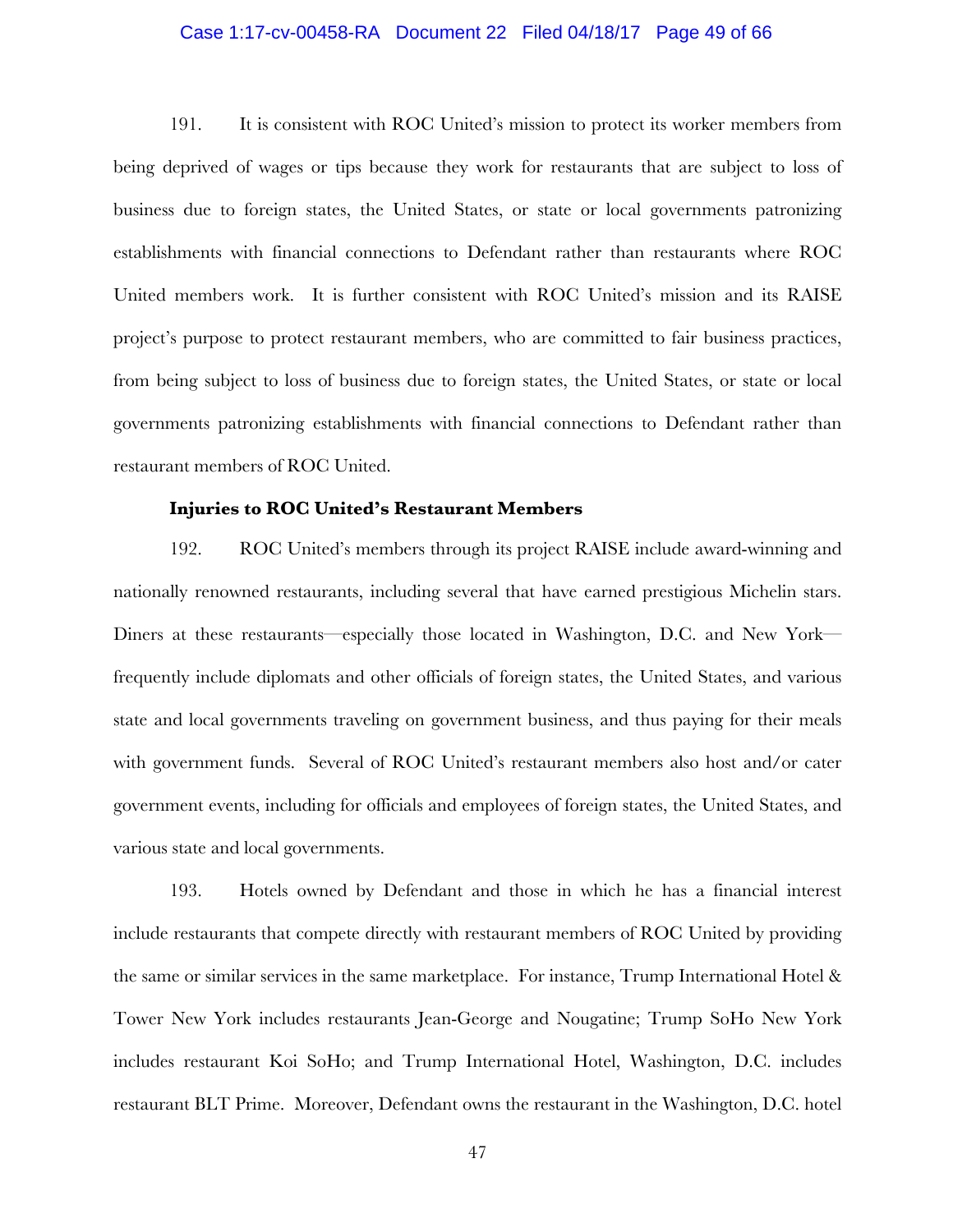191. It is consistent with ROC United's mission to protect its worker members from being deprived of wages or tips because they work for restaurants that are subject to loss of business due to foreign states, the United States, or state or local governments patronizing establishments with financial connections to Defendant rather than restaurants where ROC United members work. It is further consistent with ROC United's mission and its RAISE project's purpose to protect restaurant members, who are committed to fair business practices, from being subject to loss of business due to foreign states, the United States, or state or local governments patronizing establishments with financial connections to Defendant rather than restaurant members of ROC United.

**Injuries to ROC United's Restaurant Members**

192. ROC United's members through its project RAISE include award-winning and nationally renowned restaurants, including several that have earned prestigious Michelin stars. Diners at these restaurants—especially those located in Washington, D.C. and New York—frequently include diplomats and other officials of foreign states, the United States, and various state and local governments traveling on government business, and thus paying for their meals with government funds. Several of ROC United's restaurant members also host and/or cater government events, including for officials and employees of foreign states, the United States, and various state and local governments.

193. Hotels owned by Defendant and those in which he has a financial interest include restaurants that compete directly with restaurant members of ROC United by providing the same or similar services in the same marketplace. For instance, Trump International Hotel & Tower New York includes restaurants Jean-George and Nougatine; Trump SoHo New York includes restaurant Koi SoHo; and Trump International Hotel, Washington, D.C. includes restaurant BLT Prime. Moreover, Defendant owns the restaurant in the Washington, D.C. hotel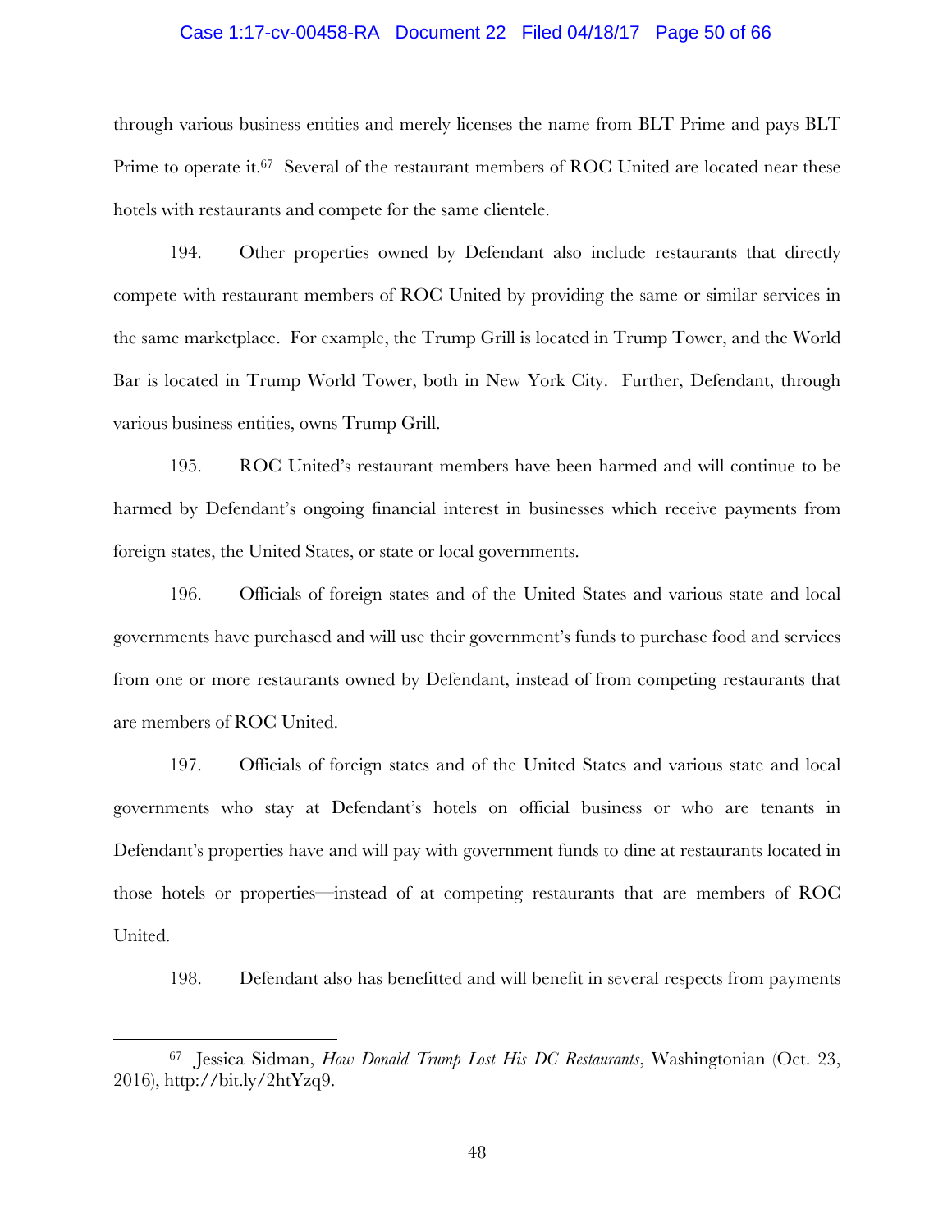through various business entities and merely licenses the name from BLT Prime and pays BLT Prime to operate it.[67] Several of the restaurant members of ROC United are located near these hotels with restaurants and compete for the same clientele.

194. Other properties owned by Defendant also include restaurants that directly compete with restaurant members of ROC United by providing the same or similar services in the same marketplace. For example, the Trump Grill is located in Trump Tower, and the World Bar is located in Trump World Tower, both in New York City. Further, Defendant, through various business entities, owns Trump Grill.

195. ROC United's restaurant members have been harmed and will continue to be harmed by Defendant's ongoing financial interest in businesses which receive payments from foreign states, the United States, or state or local governments.

196. Officials of foreign states and of the United States and various state and local governments have purchased and will use their government's funds to purchase food and services from one or more restaurants owned by Defendant, instead of from competing restaurants that are members of ROC United.

197. Officials of foreign states and of the United States and various state and local governments who stay at Defendant's hotels on official business or who are tenants in Defendant's properties have and will pay with government funds to dine at restaurants located in those hotels or properties—instead of at competing restaurants that are members of ROC United.

198. Defendant also has benefitted and will benefit in several respects from payments

---

[67] Jessica Sidman, *How Donald Trump Lost His DC Restaurants*, Washingtonian (Oct. 23, 2016), http://bit.ly/2htYzq9.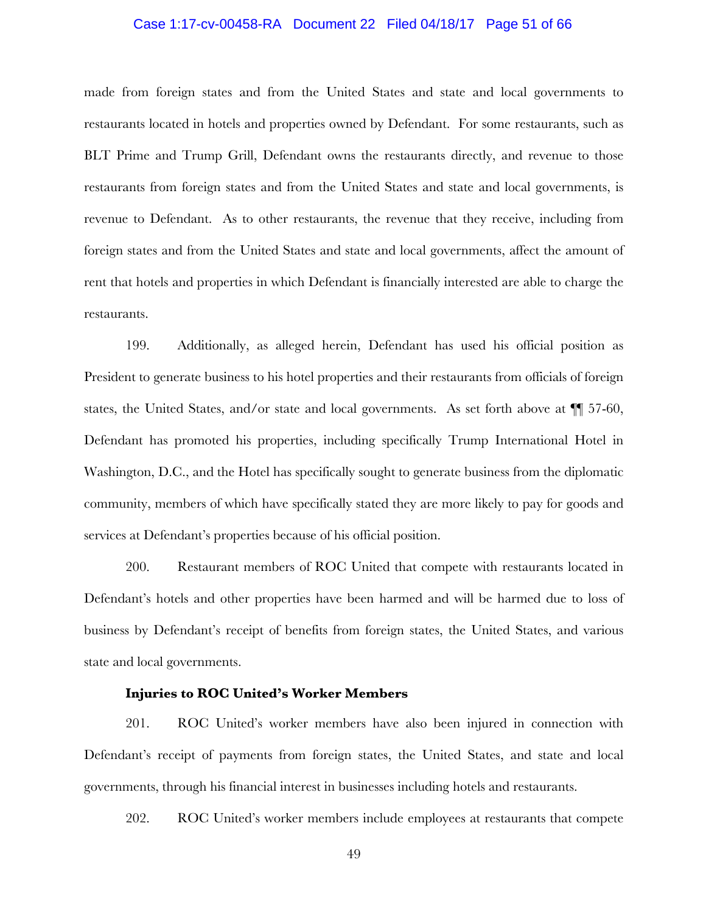made from foreign states and from the United States and state and local governments to restaurants located in hotels and properties owned by Defendant. For some restaurants, such as BLT Prime and Trump Grill, Defendant owns the restaurants directly, and revenue to those restaurants from foreign states and from the United States and state and local governments, is revenue to Defendant. As to other restaurants, the revenue that they receive, including from foreign states and from the United States and state and local governments, affect the amount of rent that hotels and properties in which Defendant is financially interested are able to charge the restaurants.

199. Additionally, as alleged herein, Defendant has used his official position as President to generate business to his hotel properties and their restaurants from officials of foreign states, the United States, and/or state and local governments. As set forth above at ¶¶ 57-60, Defendant has promoted his properties, including specifically Trump International Hotel in Washington, D.C., and the Hotel has specifically sought to generate business from the diplomatic community, members of which have specifically stated they are more likely to pay for goods and services at Defendant's properties because of his official position.

200. Restaurant members of ROC United that compete with restaurants located in Defendant's hotels and other properties have been harmed and will be harmed due to loss of business by Defendant's receipt of benefits from foreign states, the United States, and various state and local governments.

**Injuries to ROC United's Worker Members**

201. ROC United's worker members have also been injured in connection with Defendant's receipt of payments from foreign states, the United States, and state and local governments, through his financial interest in businesses including hotels and restaurants.

202. ROC United's worker members include employees at restaurants that compete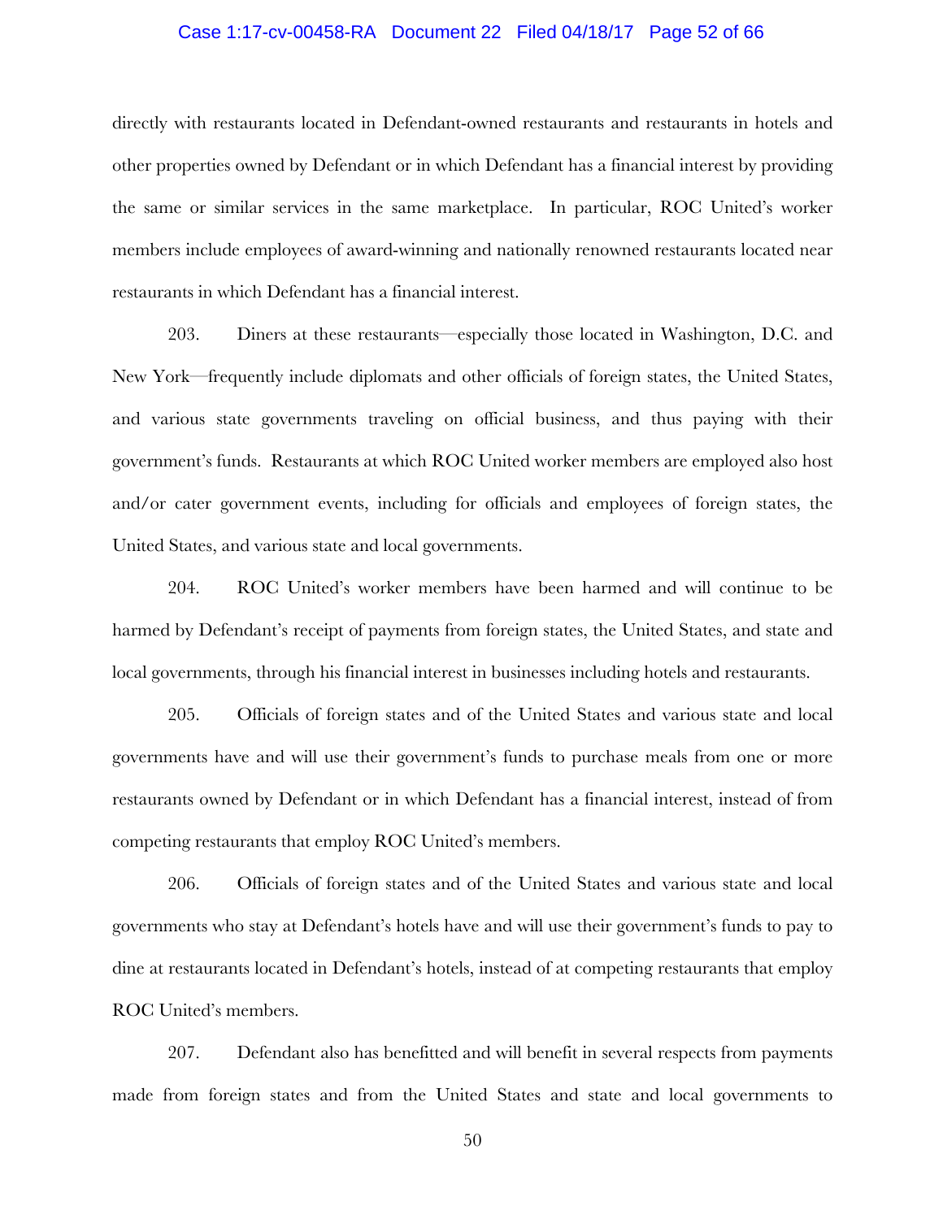directly with restaurants located in Defendant-owned restaurants and restaurants in hotels and other properties owned by Defendant or in which Defendant has a financial interest by providing the same or similar services in the same marketplace. In particular, ROC United's worker members include employees of award-winning and nationally renowned restaurants located near restaurants in which Defendant has a financial interest.

203. Diners at these restaurants—especially those located in Washington, D.C. and New York—frequently include diplomats and other officials of foreign states, the United States, and various state governments traveling on official business, and thus paying with their government's funds. Restaurants at which ROC United worker members are employed also host and/or cater government events, including for officials and employees of foreign states, the United States, and various state and local governments.

204. ROC United's worker members have been harmed and will continue to be harmed by Defendant's receipt of payments from foreign states, the United States, and state and local governments, through his financial interest in businesses including hotels and restaurants.

205. Officials of foreign states and of the United States and various state and local governments have and will use their government's funds to purchase meals from one or more restaurants owned by Defendant or in which Defendant has a financial interest, instead of from competing restaurants that employ ROC United's members.

206. Officials of foreign states and of the United States and various state and local governments who stay at Defendant's hotels have and will use their government's funds to pay to dine at restaurants located in Defendant's hotels, instead of at competing restaurants that employ ROC United's members.

207. Defendant also has benefitted and will benefit in several respects from payments made from foreign states and from the United States and state and local governments to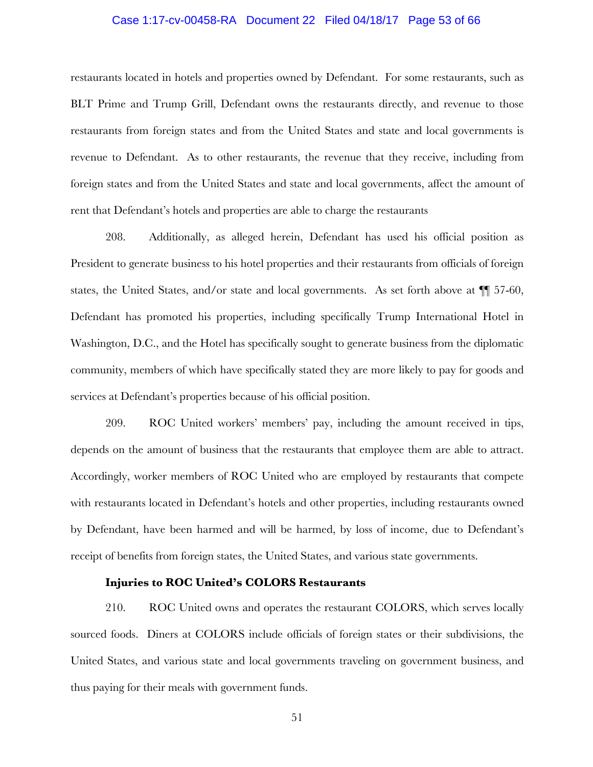restaurants located in hotels and properties owned by Defendant. For some restaurants, such as BLT Prime and Trump Grill, Defendant owns the restaurants directly, and revenue to those restaurants from foreign states and from the United States and state and local governments is revenue to Defendant. As to other restaurants, the revenue that they receive, including from foreign states and from the United States and state and local governments, affect the amount of rent that Defendant's hotels and properties are able to charge the restaurants

208. Additionally, as alleged herein, Defendant has used his official position as President to generate business to his hotel properties and their restaurants from officials of foreign states, the United States, and/or state and local governments. As set forth above at ¶¶ 57-60, Defendant has promoted his properties, including specifically Trump International Hotel in Washington, D.C., and the Hotel has specifically sought to generate business from the diplomatic community, members of which have specifically stated they are more likely to pay for goods and services at Defendant's properties because of his official position.

209. ROC United workers' members' pay, including the amount received in tips, depends on the amount of business that the restaurants that employee them are able to attract. Accordingly, worker members of ROC United who are employed by restaurants that compete with restaurants located in Defendant's hotels and other properties, including restaurants owned by Defendant, have been harmed and will be harmed, by loss of income, due to Defendant's receipt of benefits from foreign states, the United States, and various state governments.

**Injuries to ROC United's COLORS Restaurants**

210. ROC United owns and operates the restaurant COLORS, which serves locally sourced foods. Diners at COLORS include officials of foreign states or their subdivisions, the United States, and various state and local governments traveling on government business, and thus paying for their meals with government funds.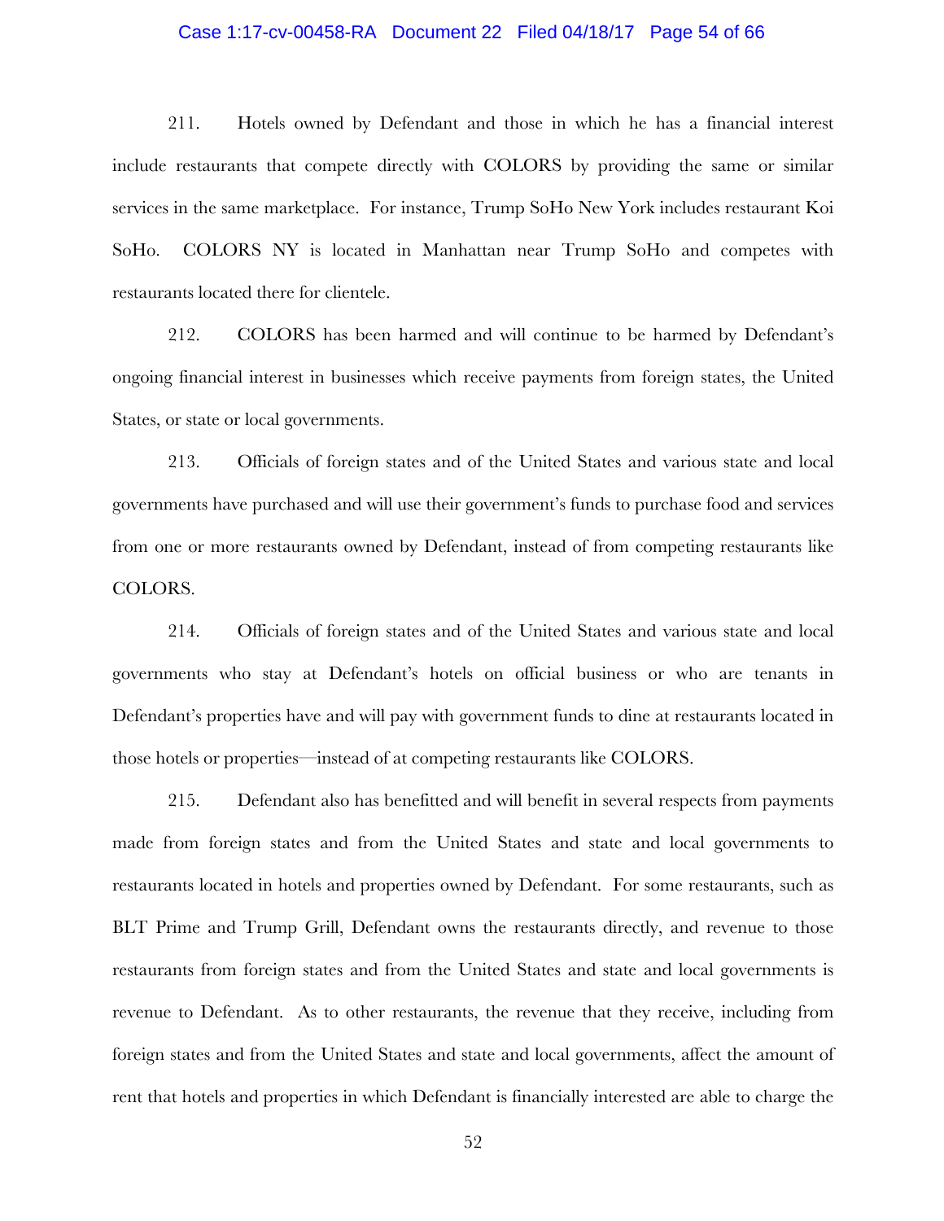211. Hotels owned by Defendant and those in which he has a financial interest include restaurants that compete directly with COLORS by providing the same or similar services in the same marketplace. For instance, Trump SoHo New York includes restaurant Koi SoHo. COLORS NY is located in Manhattan near Trump SoHo and competes with restaurants located there for clientele.

212. COLORS has been harmed and will continue to be harmed by Defendant's ongoing financial interest in businesses which receive payments from foreign states, the United States, or state or local governments.

213. Officials of foreign states and of the United States and various state and local governments have purchased and will use their government's funds to purchase food and services from one or more restaurants owned by Defendant, instead of from competing restaurants like COLORS.

214. Officials of foreign states and of the United States and various state and local governments who stay at Defendant's hotels on official business or who are tenants in Defendant's properties have and will pay with government funds to dine at restaurants located in those hotels or properties—instead of at competing restaurants like COLORS.

215. Defendant also has benefitted and will benefit in several respects from payments made from foreign states and from the United States and state and local governments to restaurants located in hotels and properties owned by Defendant. For some restaurants, such as BLT Prime and Trump Grill, Defendant owns the restaurants directly, and revenue to those restaurants from foreign states and from the United States and state and local governments is revenue to Defendant. As to other restaurants, the revenue that they receive, including from foreign states and from the United States and state and local governments, affect the amount of rent that hotels and properties in which Defendant is financially interested are able to charge the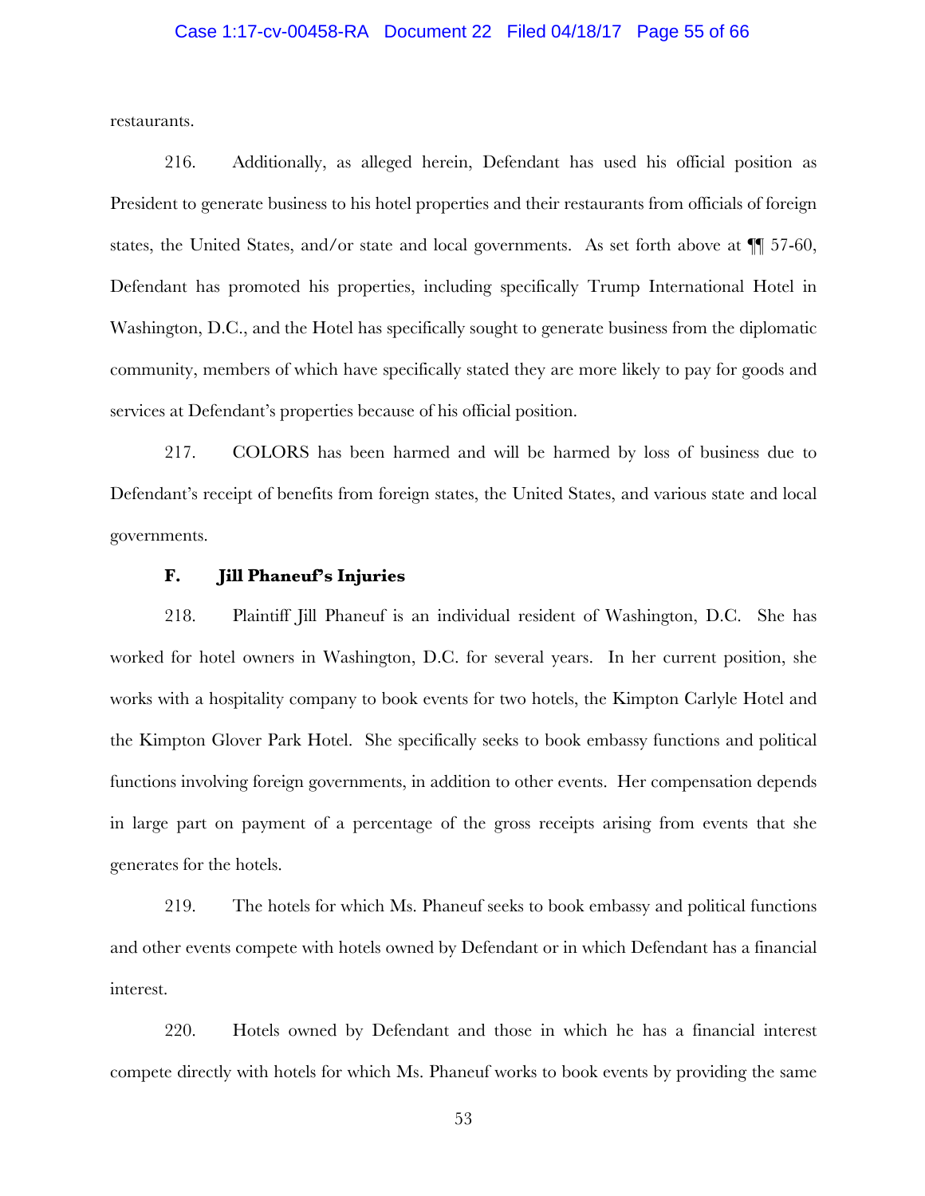restaurants.

216. Additionally, as alleged herein, Defendant has used his official position as President to generate business to his hotel properties and their restaurants from officials of foreign states, the United States, and/or state and local governments. As set forth above at ¶¶ 57-60, Defendant has promoted his properties, including specifically Trump International Hotel in Washington, D.C., and the Hotel has specifically sought to generate business from the diplomatic community, members of which have specifically stated they are more likely to pay for goods and services at Defendant's properties because of his official position.

217. COLORS has been harmed and will be harmed by loss of business due to Defendant's receipt of benefits from foreign states, the United States, and various state and local governments.

### F. Jill Phaneuf's Injuries

218. Plaintiff Jill Phaneuf is an individual resident of Washington, D.C. She has worked for hotel owners in Washington, D.C. for several years. In her current position, she works with a hospitality company to book events for two hotels, the Kimpton Carlyle Hotel and the Kimpton Glover Park Hotel. She specifically seeks to book embassy functions and political functions involving foreign governments, in addition to other events. Her compensation depends in large part on payment of a percentage of the gross receipts arising from events that she generates for the hotels.

219. The hotels for which Ms. Phaneuf seeks to book embassy and political functions and other events compete with hotels owned by Defendant or in which Defendant has a financial interest.

220. Hotels owned by Defendant and those in which he has a financial interest compete directly with hotels for which Ms. Phaneuf works to book events by providing the same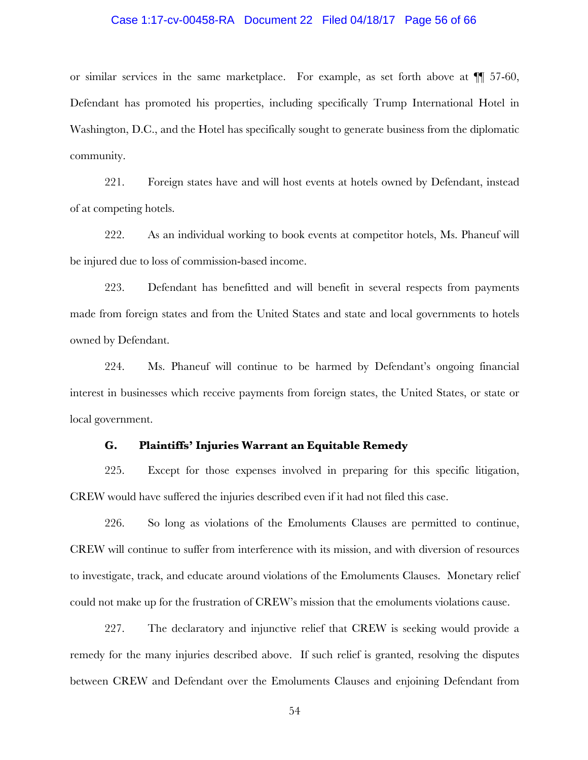or similar services in the same marketplace. For example, as set forth above at ¶¶ 57-60, Defendant has promoted his properties, including specifically Trump International Hotel in Washington, D.C., and the Hotel has specifically sought to generate business from the diplomatic community.

221. Foreign states have and will host events at hotels owned by Defendant, instead of at competing hotels.

222. As an individual working to book events at competitor hotels, Ms. Phaneuf will be injured due to loss of commission-based income.

223. Defendant has benefitted and will benefit in several respects from payments made from foreign states and from the United States and state and local governments to hotels owned by Defendant.

224. Ms. Phaneuf will continue to be harmed by Defendant's ongoing financial interest in businesses which receive payments from foreign states, the United States, or state or local government.

### G. Plaintiffs' Injuries Warrant an Equitable Remedy

225. Except for those expenses involved in preparing for this specific litigation, CREW would have suffered the injuries described even if it had not filed this case.

226. So long as violations of the Emoluments Clauses are permitted to continue, CREW will continue to suffer from interference with its mission, and with diversion of resources to investigate, track, and educate around violations of the Emoluments Clauses. Monetary relief could not make up for the frustration of CREW's mission that the emoluments violations cause.

227. The declaratory and injunctive relief that CREW is seeking would provide a remedy for the many injuries described above. If such relief is granted, resolving the disputes between CREW and Defendant over the Emoluments Clauses and enjoining Defendant from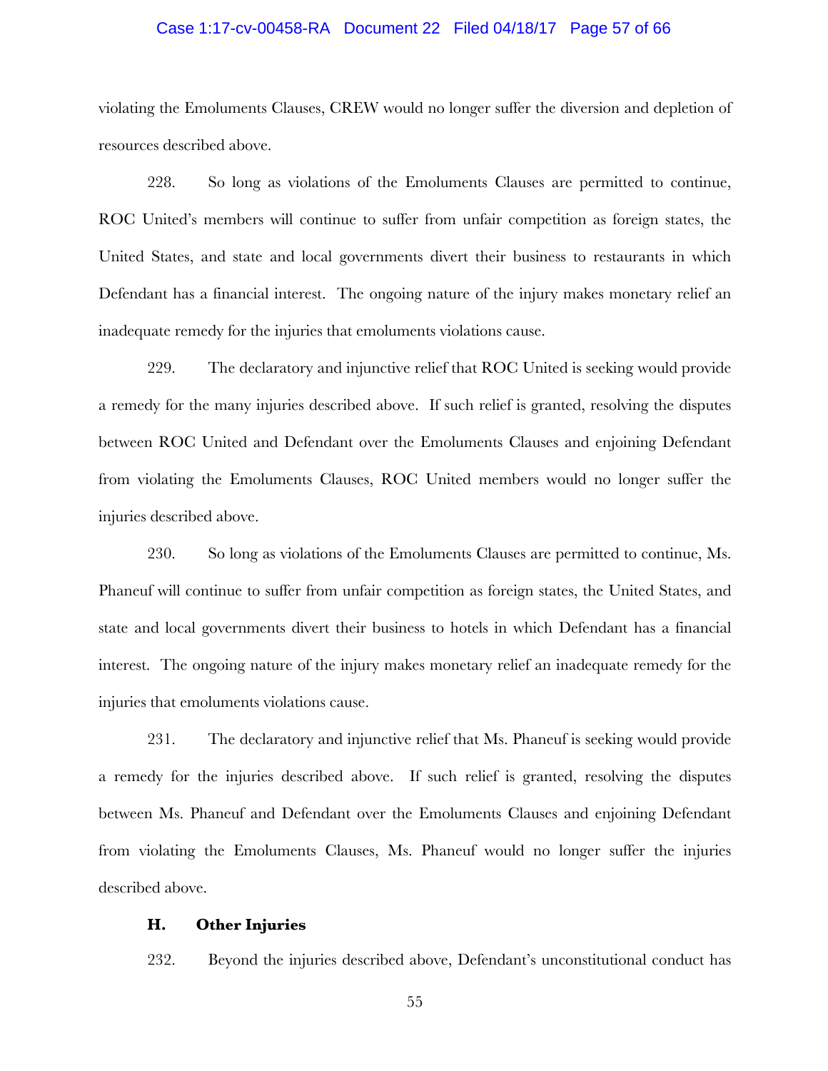violating the Emoluments Clauses, CREW would no longer suffer the diversion and depletion of resources described above.

228. So long as violations of the Emoluments Clauses are permitted to continue, ROC United's members will continue to suffer from unfair competition as foreign states, the United States, and state and local governments divert their business to restaurants in which Defendant has a financial interest. The ongoing nature of the injury makes monetary relief an inadequate remedy for the injuries that emoluments violations cause.

229. The declaratory and injunctive relief that ROC United is seeking would provide a remedy for the many injuries described above. If such relief is granted, resolving the disputes between ROC United and Defendant over the Emoluments Clauses and enjoining Defendant from violating the Emoluments Clauses, ROC United members would no longer suffer the injuries described above.

230. So long as violations of the Emoluments Clauses are permitted to continue, Ms. Phaneuf will continue to suffer from unfair competition as foreign states, the United States, and state and local governments divert their business to hotels in which Defendant has a financial interest. The ongoing nature of the injury makes monetary relief an inadequate remedy for the injuries that emoluments violations cause.

231. The declaratory and injunctive relief that Ms. Phaneuf is seeking would provide a remedy for the injuries described above. If such relief is granted, resolving the disputes between Ms. Phaneuf and Defendant over the Emoluments Clauses and enjoining Defendant from violating the Emoluments Clauses, Ms. Phaneuf would no longer suffer the injuries described above.

### H. Other Injuries

232. Beyond the injuries described above, Defendant's unconstitutional conduct has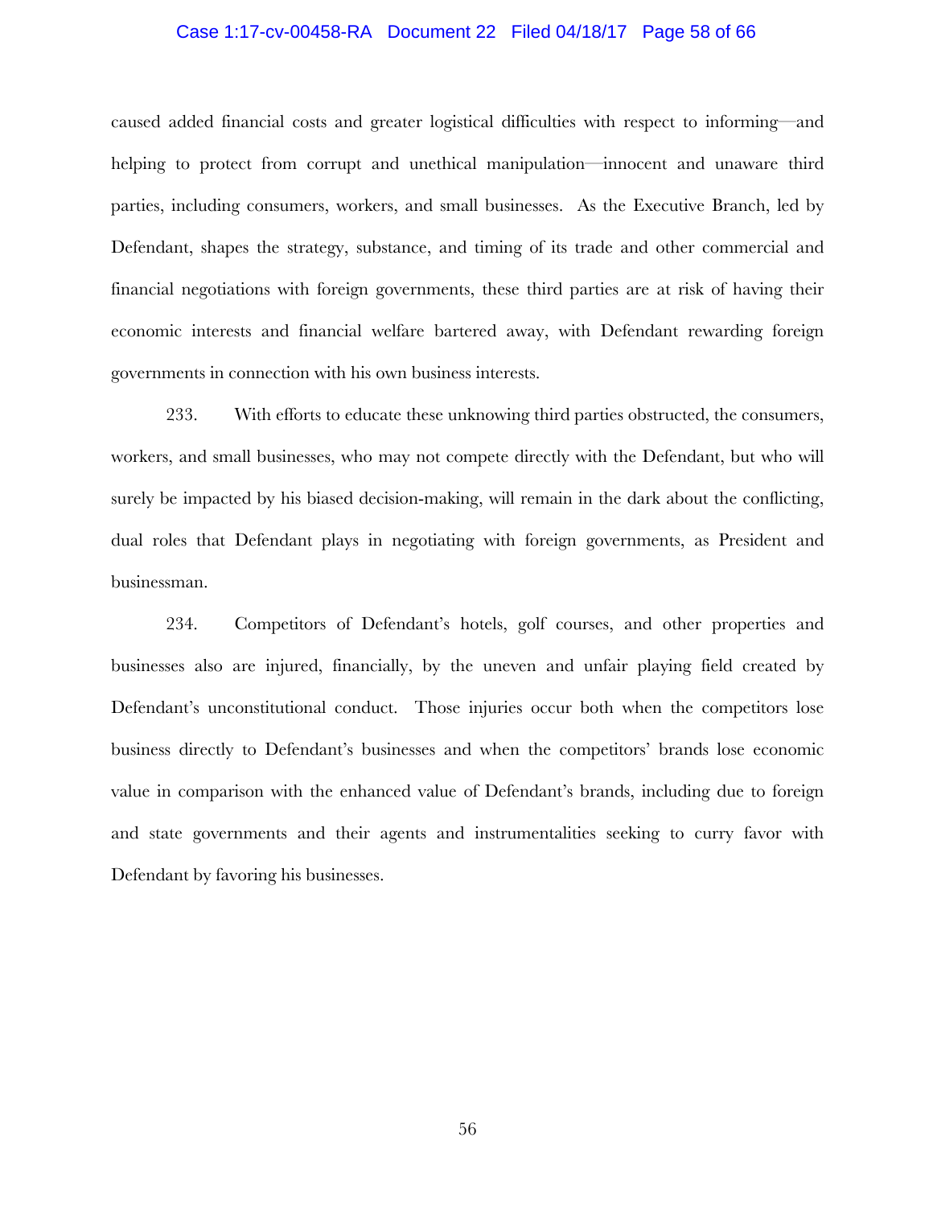caused added financial costs and greater logistical difficulties with respect to informing—and helping to protect from corrupt and unethical manipulation—innocent and unaware third parties, including consumers, workers, and small businesses. As the Executive Branch, led by Defendant, shapes the strategy, substance, and timing of its trade and other commercial and financial negotiations with foreign governments, these third parties are at risk of having their economic interests and financial welfare bartered away, with Defendant rewarding foreign governments in connection with his own business interests.

233. With efforts to educate these unknowing third parties obstructed, the consumers, workers, and small businesses, who may not compete directly with the Defendant, but who will surely be impacted by his biased decision-making, will remain in the dark about the conflicting, dual roles that Defendant plays in negotiating with foreign governments, as President and businessman.

234. Competitors of Defendant's hotels, golf courses, and other properties and businesses also are injured, financially, by the uneven and unfair playing field created by Defendant's unconstitutional conduct. Those injuries occur both when the competitors lose business directly to Defendant's businesses and when the competitors' brands lose economic value in comparison with the enhanced value of Defendant's brands, including due to foreign and state governments and their agents and instrumentalities seeking to curry favor with Defendant by favoring his businesses.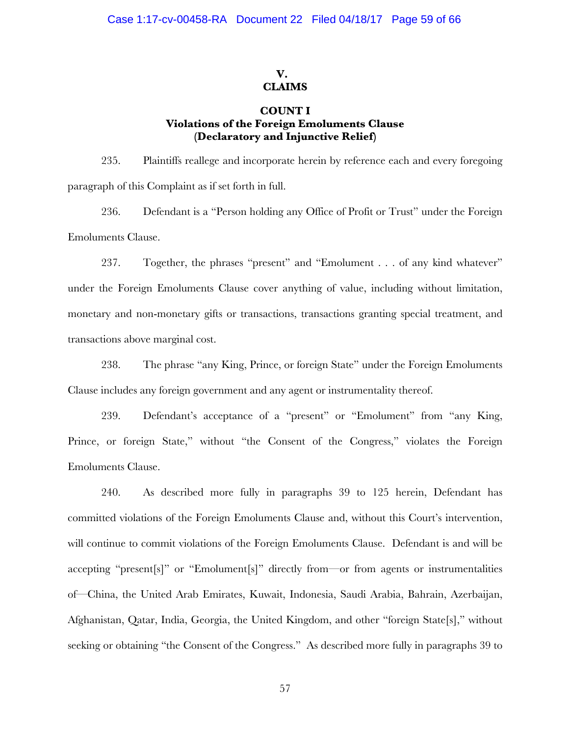## V.
## CLAIMS

### COUNT I
### Violations of the Foreign Emoluments Clause
### (Declaratory and Injunctive Relief)

235. Plaintiffs reallege and incorporate herein by reference each and every foregoing paragraph of this Complaint as if set forth in full.

236. Defendant is a "Person holding any Office of Profit or Trust" under the Foreign Emoluments Clause.

237. Together, the phrases "present" and "Emolument . . . of any kind whatever" under the Foreign Emoluments Clause cover anything of value, including without limitation, monetary and non-monetary gifts or transactions, transactions granting special treatment, and transactions above marginal cost.

238. The phrase "any King, Prince, or foreign State" under the Foreign Emoluments Clause includes any foreign government and any agent or instrumentality thereof.

239. Defendant's acceptance of a "present" or "Emolument" from "any King, Prince, or foreign State," without "the Consent of the Congress," violates the Foreign Emoluments Clause.

240. As described more fully in paragraphs 39 to 125 herein, Defendant has committed violations of the Foreign Emoluments Clause and, without this Court's intervention, will continue to commit violations of the Foreign Emoluments Clause. Defendant is and will be accepting "present[s]" or "Emolument[s]" directly from—or from agents or instrumentalities of—China, the United Arab Emirates, Kuwait, Indonesia, Saudi Arabia, Bahrain, Azerbaijan, Afghanistan, Qatar, India, Georgia, the United Kingdom, and other "foreign State[s]," without seeking or obtaining "the Consent of the Congress." As described more fully in paragraphs 39 to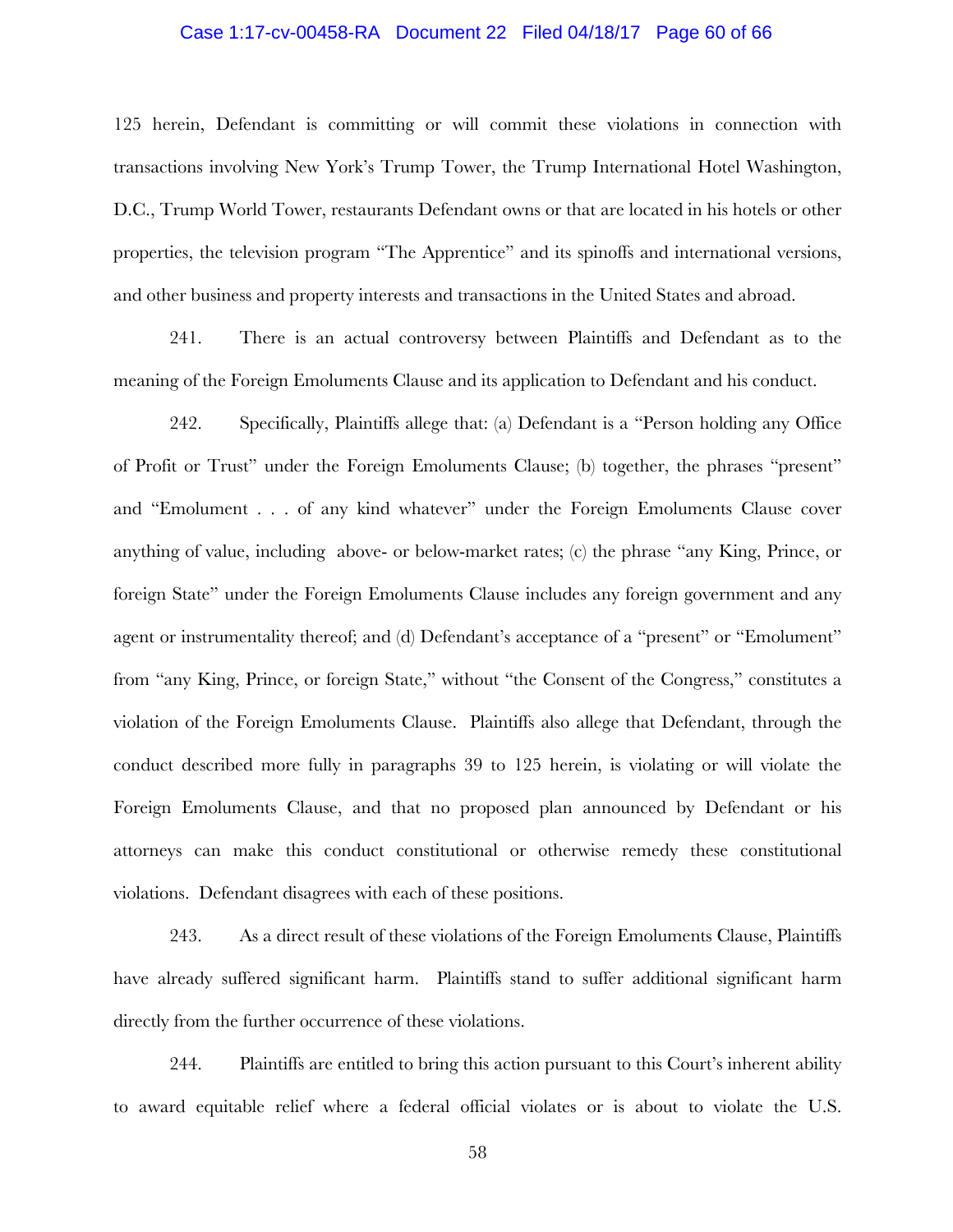125 herein, Defendant is committing or will commit these violations in connection with transactions involving New York's Trump Tower, the Trump International Hotel Washington, D.C., Trump World Tower, restaurants Defendant owns or that are located in his hotels or other properties, the television program "The Apprentice" and its spinoffs and international versions, and other business and property interests and transactions in the United States and abroad.

241. There is an actual controversy between Plaintiffs and Defendant as to the meaning of the Foreign Emoluments Clause and its application to Defendant and his conduct.

242. Specifically, Plaintiffs allege that: (a) Defendant is a "Person holding any Office of Profit or Trust" under the Foreign Emoluments Clause; (b) together, the phrases "present" and "Emolument . . . of any kind whatever" under the Foreign Emoluments Clause cover anything of value, including above- or below-market rates; (c) the phrase "any King, Prince, or foreign State" under the Foreign Emoluments Clause includes any foreign government and any agent or instrumentality thereof; and (d) Defendant's acceptance of a "present" or "Emolument" from "any King, Prince, or foreign State," without "the Consent of the Congress," constitutes a violation of the Foreign Emoluments Clause. Plaintiffs also allege that Defendant, through the conduct described more fully in paragraphs 39 to 125 herein, is violating or will violate the Foreign Emoluments Clause, and that no proposed plan announced by Defendant or his attorneys can make this conduct constitutional or otherwise remedy these constitutional violations. Defendant disagrees with each of these positions.

243. As a direct result of these violations of the Foreign Emoluments Clause, Plaintiffs have already suffered significant harm. Plaintiffs stand to suffer additional significant harm directly from the further occurrence of these violations.

244. Plaintiffs are entitled to bring this action pursuant to this Court's inherent ability to award equitable relief where a federal official violates or is about to violate the U.S.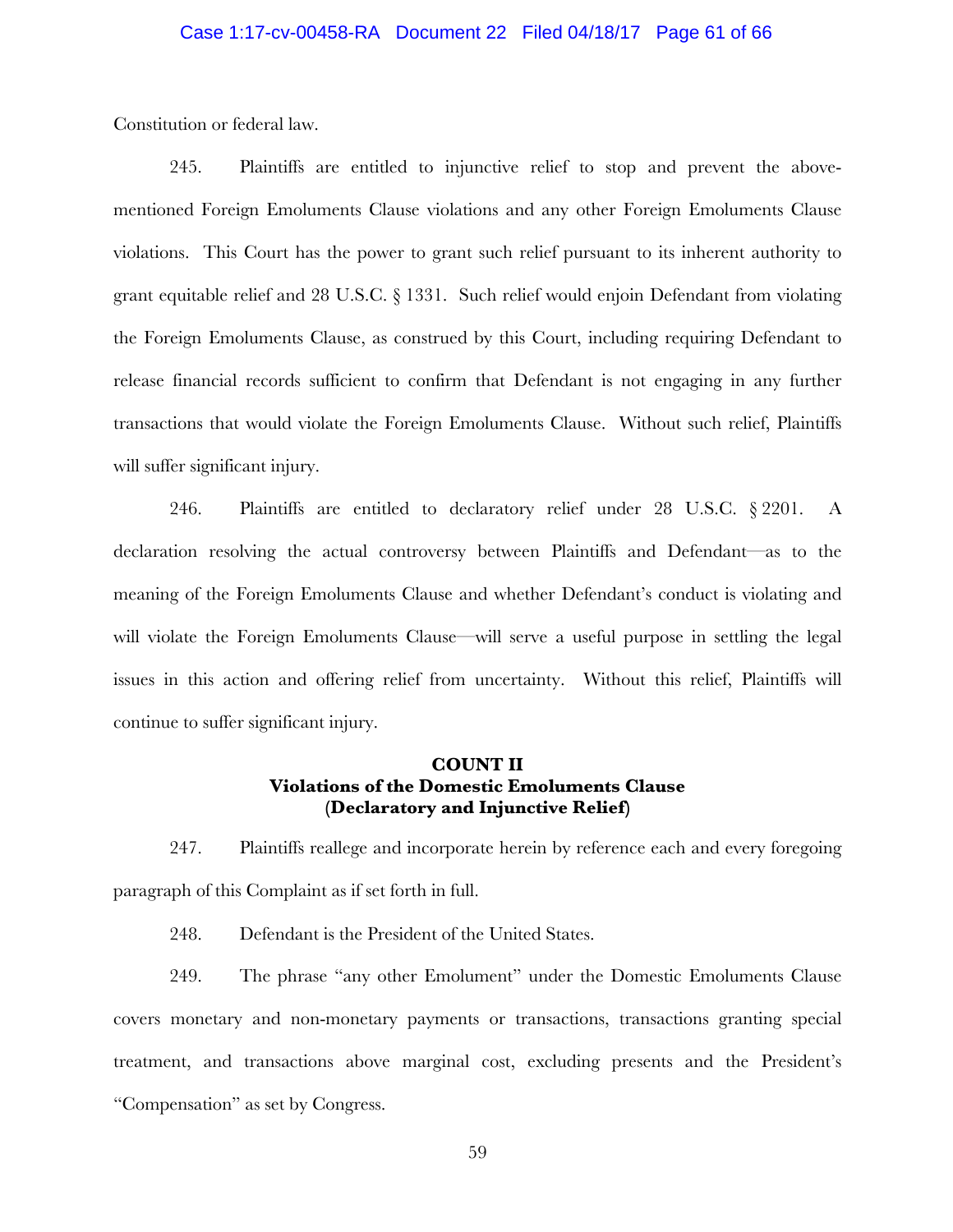Constitution or federal law.

245. Plaintiffs are entitled to injunctive relief to stop and prevent the above-mentioned Foreign Emoluments Clause violations and any other Foreign Emoluments Clause violations. This Court has the power to grant such relief pursuant to its inherent authority to grant equitable relief and 28 U.S.C. § 1331. Such relief would enjoin Defendant from violating the Foreign Emoluments Clause, as construed by this Court, including requiring Defendant to release financial records sufficient to confirm that Defendant is not engaging in any further transactions that would violate the Foreign Emoluments Clause. Without such relief, Plaintiffs will suffer significant injury.

246. Plaintiffs are entitled to declaratory relief under 28 U.S.C. § 2201. A declaration resolving the actual controversy between Plaintiffs and Defendant—as to the meaning of the Foreign Emoluments Clause and whether Defendant's conduct is violating and will violate the Foreign Emoluments Clause—will serve a useful purpose in settling the legal issues in this action and offering relief from uncertainty. Without this relief, Plaintiffs will continue to suffer significant injury.

**COUNT II**
**Violations of the Domestic Emoluments Clause**
**(Declaratory and Injunctive Relief)**

247. Plaintiffs reallege and incorporate herein by reference each and every foregoing paragraph of this Complaint as if set forth in full.

248. Defendant is the President of the United States.

249. The phrase "any other Emolument" under the Domestic Emoluments Clause covers monetary and non-monetary payments or transactions, transactions granting special treatment, and transactions above marginal cost, excluding presents and the President's "Compensation" as set by Congress.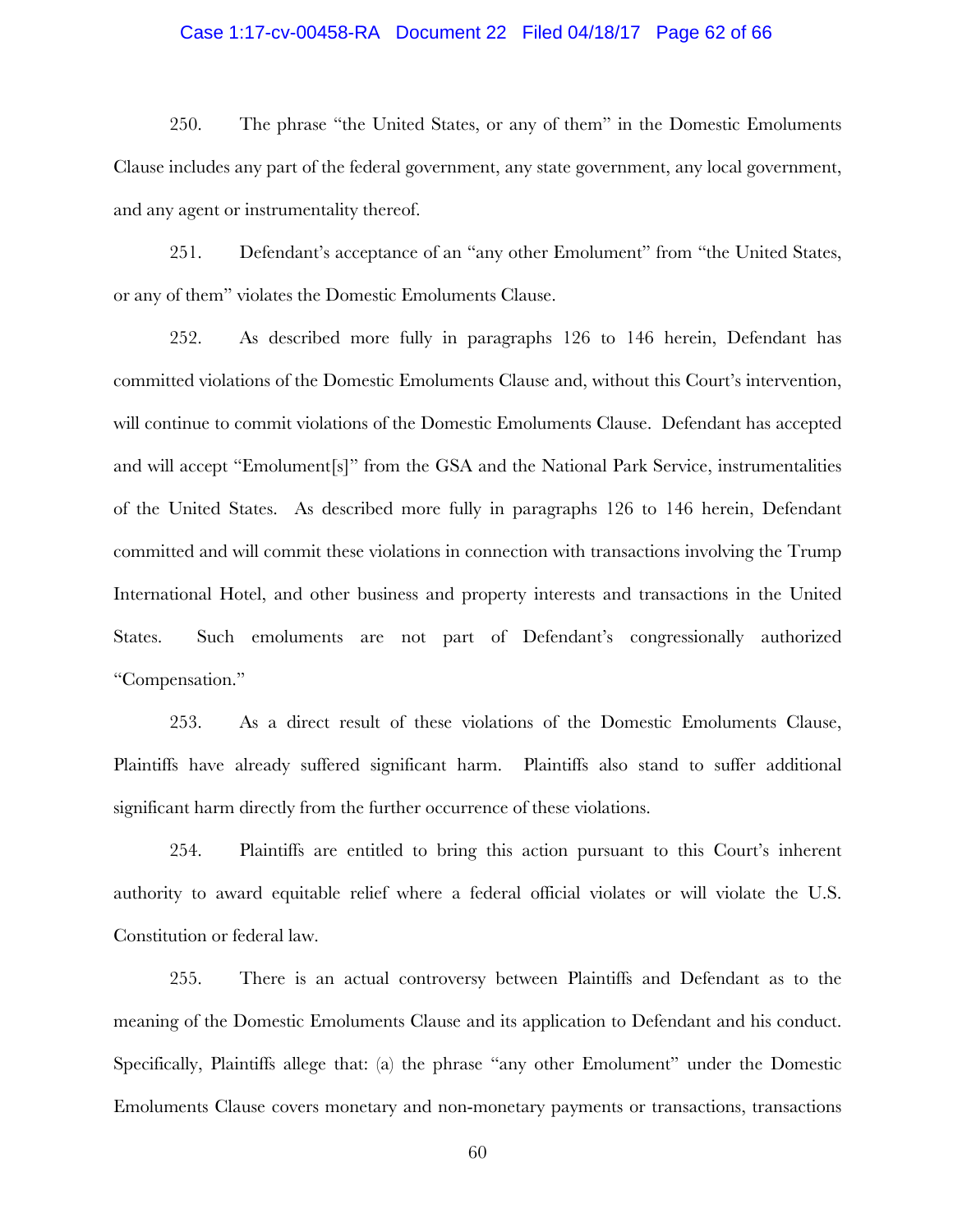250. The phrase "the United States, or any of them" in the Domestic Emoluments Clause includes any part of the federal government, any state government, any local government, and any agent or instrumentality thereof.

251. Defendant's acceptance of an "any other Emolument" from "the United States, or any of them" violates the Domestic Emoluments Clause.

252. As described more fully in paragraphs 126 to 146 herein, Defendant has committed violations of the Domestic Emoluments Clause and, without this Court's intervention, will continue to commit violations of the Domestic Emoluments Clause. Defendant has accepted and will accept "Emolument[s]" from the GSA and the National Park Service, instrumentalities of the United States. As described more fully in paragraphs 126 to 146 herein, Defendant committed and will commit these violations in connection with transactions involving the Trump International Hotel, and other business and property interests and transactions in the United States. Such emoluments are not part of Defendant's congressionally authorized "Compensation."

253. As a direct result of these violations of the Domestic Emoluments Clause, Plaintiffs have already suffered significant harm. Plaintiffs also stand to suffer additional significant harm directly from the further occurrence of these violations.

254. Plaintiffs are entitled to bring this action pursuant to this Court's inherent authority to award equitable relief where a federal official violates or will violate the U.S. Constitution or federal law.

255. There is an actual controversy between Plaintiffs and Defendant as to the meaning of the Domestic Emoluments Clause and its application to Defendant and his conduct. Specifically, Plaintiffs allege that: (a) the phrase "any other Emolument" under the Domestic Emoluments Clause covers monetary and non-monetary payments or transactions, transactions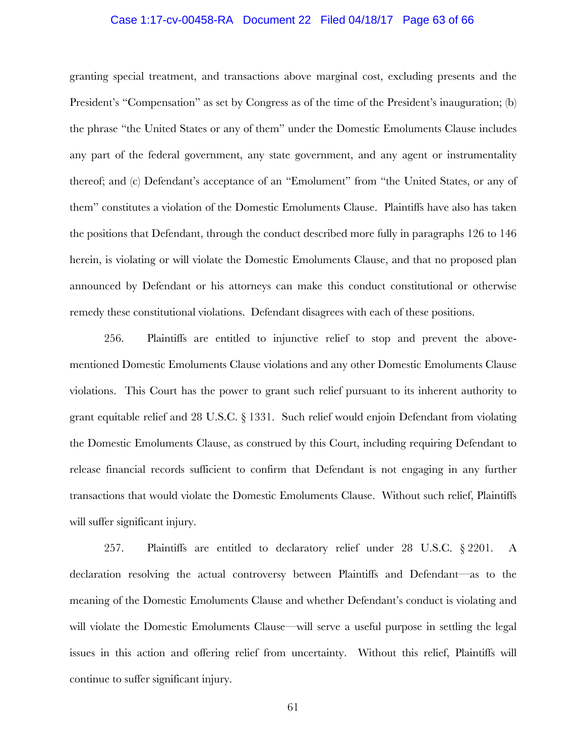granting special treatment, and transactions above marginal cost, excluding presents and the President's "Compensation" as set by Congress as of the time of the President's inauguration; (b) the phrase "the United States or any of them" under the Domestic Emoluments Clause includes any part of the federal government, any state government, and any agent or instrumentality thereof; and (c) Defendant's acceptance of an "Emolument" from "the United States, or any of them" constitutes a violation of the Domestic Emoluments Clause. Plaintiffs have also has taken the positions that Defendant, through the conduct described more fully in paragraphs 126 to 146 herein, is violating or will violate the Domestic Emoluments Clause, and that no proposed plan announced by Defendant or his attorneys can make this conduct constitutional or otherwise remedy these constitutional violations. Defendant disagrees with each of these positions.

256. Plaintiffs are entitled to injunctive relief to stop and prevent the above-mentioned Domestic Emoluments Clause violations and any other Domestic Emoluments Clause violations. This Court has the power to grant such relief pursuant to its inherent authority to grant equitable relief and 28 U.S.C. § 1331. Such relief would enjoin Defendant from violating the Domestic Emoluments Clause, as construed by this Court, including requiring Defendant to release financial records sufficient to confirm that Defendant is not engaging in any further transactions that would violate the Domestic Emoluments Clause. Without such relief, Plaintiffs will suffer significant injury.

257. Plaintiffs are entitled to declaratory relief under 28 U.S.C. § 2201. A declaration resolving the actual controversy between Plaintiffs and Defendant—as to the meaning of the Domestic Emoluments Clause and whether Defendant's conduct is violating and will violate the Domestic Emoluments Clause—will serve a useful purpose in settling the legal issues in this action and offering relief from uncertainty. Without this relief, Plaintiffs will continue to suffer significant injury.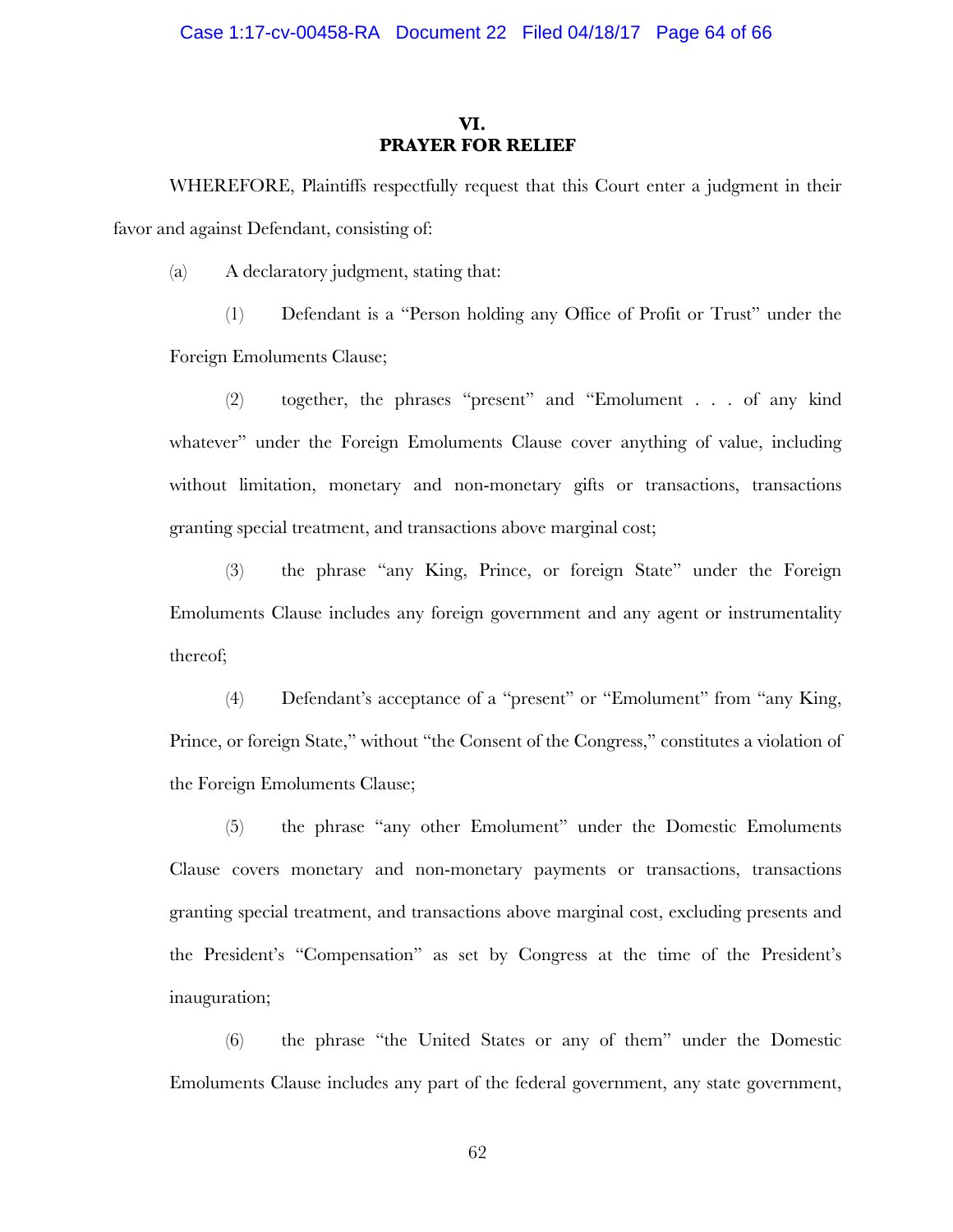## VI.
## PRAYER FOR RELIEF

WHEREFORE, Plaintiffs respectfully request that this Court enter a judgment in their favor and against Defendant, consisting of:

(a) A declaratory judgment, stating that:

(1) Defendant is a "Person holding any Office of Profit or Trust" under the Foreign Emoluments Clause;

(2) together, the phrases "present" and "Emolument . . . of any kind whatever" under the Foreign Emoluments Clause cover anything of value, including without limitation, monetary and non-monetary gifts or transactions, transactions granting special treatment, and transactions above marginal cost;

(3) the phrase "any King, Prince, or foreign State" under the Foreign Emoluments Clause includes any foreign government and any agent or instrumentality thereof;

(4) Defendant's acceptance of a "present" or "Emolument" from "any King, Prince, or foreign State," without "the Consent of the Congress," constitutes a violation of the Foreign Emoluments Clause;

(5) the phrase "any other Emolument" under the Domestic Emoluments Clause covers monetary and non-monetary payments or transactions, transactions granting special treatment, and transactions above marginal cost, excluding presents and the President's "Compensation" as set by Congress at the time of the President's inauguration;

(6) the phrase "the United States or any of them" under the Domestic Emoluments Clause includes any part of the federal government, any state government,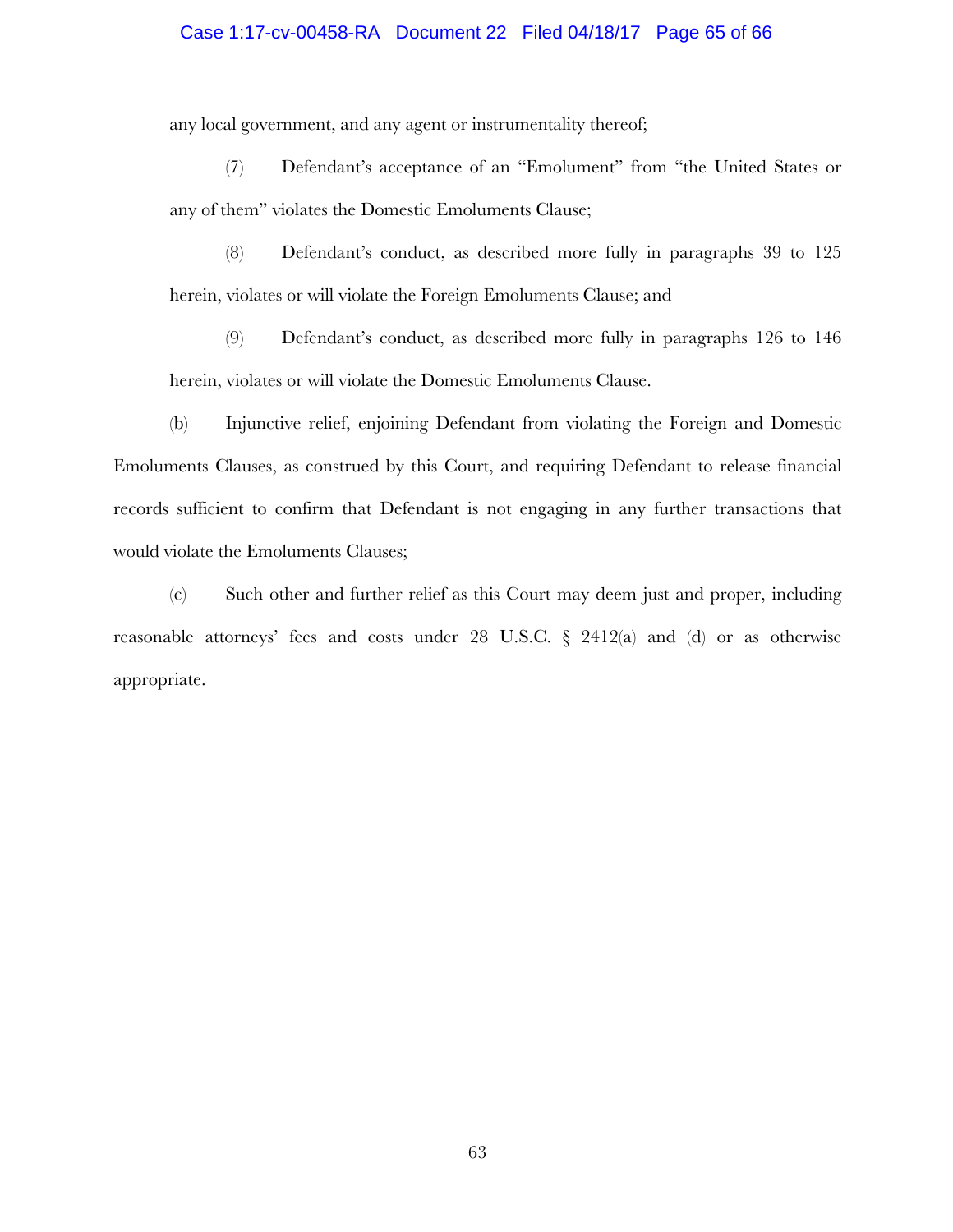any local government, and any agent or instrumentality thereof;

(7) Defendant's acceptance of an "Emolument" from "the United States or any of them" violates the Domestic Emoluments Clause;

(8) Defendant's conduct, as described more fully in paragraphs 39 to 125 herein, violates or will violate the Foreign Emoluments Clause; and

(9) Defendant's conduct, as described more fully in paragraphs 126 to 146 herein, violates or will violate the Domestic Emoluments Clause.

(b) Injunctive relief, enjoining Defendant from violating the Foreign and Domestic Emoluments Clauses, as construed by this Court, and requiring Defendant to release financial records sufficient to confirm that Defendant is not engaging in any further transactions that would violate the Emoluments Clauses;

(c) Such other and further relief as this Court may deem just and proper, including reasonable attorneys' fees and costs under 28 U.S.C. § 2412(a) and (d) or as otherwise appropriate.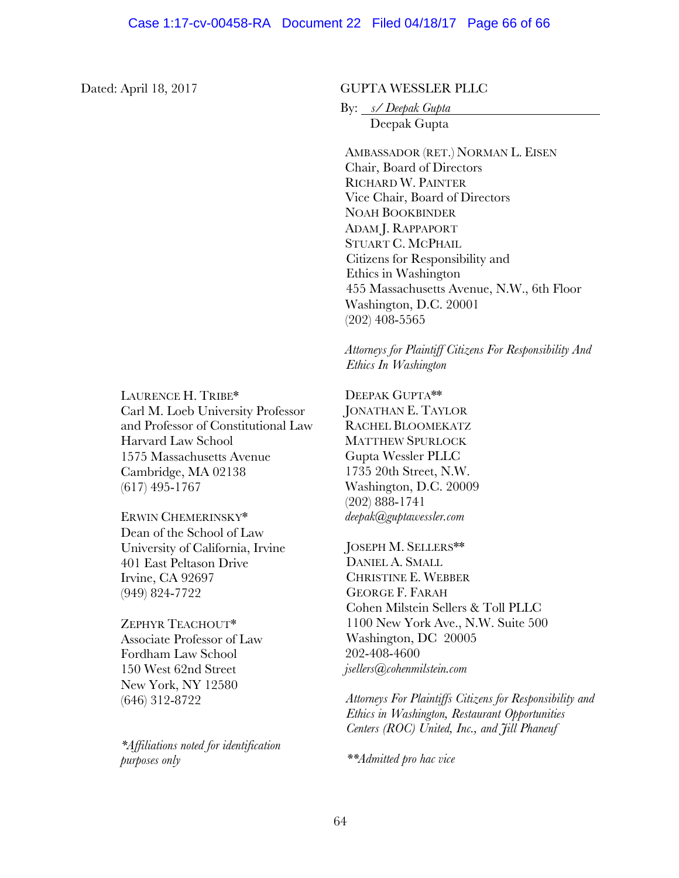Dated: April 18, 2017

GUPTA WESSLER PLLC

By: *s/ Deepak Gupta*
Deepak Gupta

AMBASSADOR (RET.) NORMAN L. EISEN
Chair, Board of Directors
RICHARD W. PAINTER
Vice Chair, Board of Directors
NOAH BOOKBINDER
ADAM J. RAPPAPORT
STUART C. MCPHAIL
Citizens for Responsibility and
Ethics in Washington
455 Massachusetts Avenue, N.W., 6th Floor
Washington, D.C. 20001
(202) 408-5565

*Attorneys for Plaintiff Citizens For Responsibility And Ethics In Washington*

LAURENCE H. TRIBE*
Carl M. Loeb University Professor
and Professor of Constitutional Law
Harvard Law School
1575 Massachusetts Avenue
Cambridge, MA 02138
(617) 495-1767

ERWIN CHEMERINSKY*
Dean of the School of Law
University of California, Irvine
401 East Peltason Drive
Irvine, CA 92697
(949) 824-7722

ZEPHYR TEACHOUT*
Associate Professor of Law
Fordham Law School
150 West 62nd Street
New York, NY 12580
(646) 312-8722

*\*Affiliations noted for identification purposes only*

DEEPAK GUPTA**
JONATHAN E. TAYLOR
RACHEL BLOOMEKATZ
MATTHEW SPURLOCK
Gupta Wessler PLLC
1735 20th Street, N.W.
Washington, D.C. 20009
(202) 888-1741
*deepak@guptawessler.com*

JOSEPH M. SELLERS**
DANIEL A. SMALL
CHRISTINE E. WEBBER
GEORGE F. FARAH
Cohen Milstein Sellers & Toll PLLC
1100 New York Ave., N.W. Suite 500
Washington, DC 20005
202-408-4600
*jsellers@cohenmilstein.com*

*Attorneys For Plaintiffs Citizens for Responsibility and Ethics in Washington, Restaurant Opportunities Centers (ROC) United, Inc., and Jill Phaneuf*

*\*\*Admitted pro hac vice*